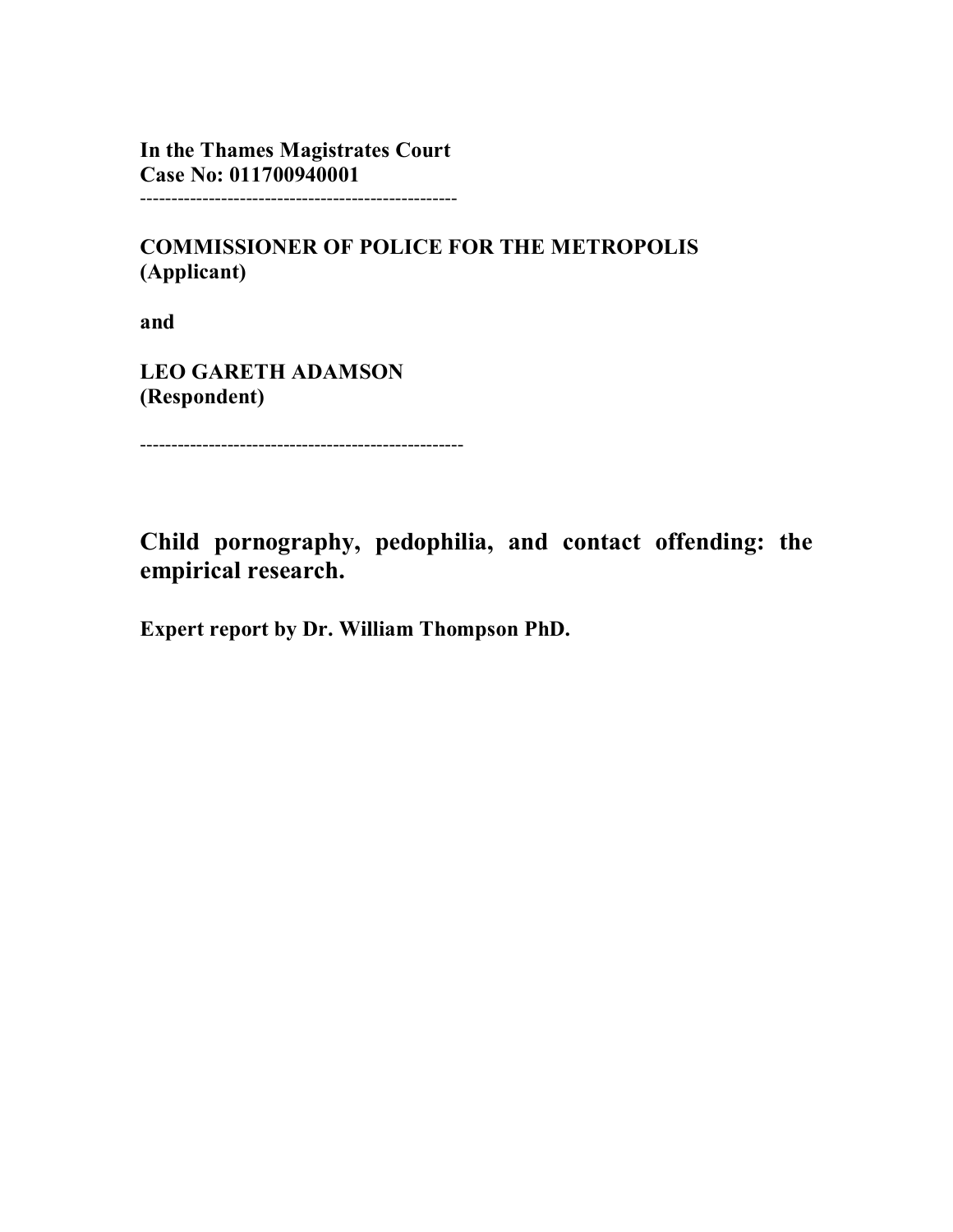**In the Thames Magistrates Court**
**Case No: 011700940001**

---

**COMMISSIONER OF POLICE FOR THE METROPOLIS**
**(Applicant)**

**and**

**LEO GARETH ADAMSON**
**(Respondent)**

---

# Child pornography, pedophilia, and contact offending: the empirical research.

**Expert report by Dr. William Thompson PhD.**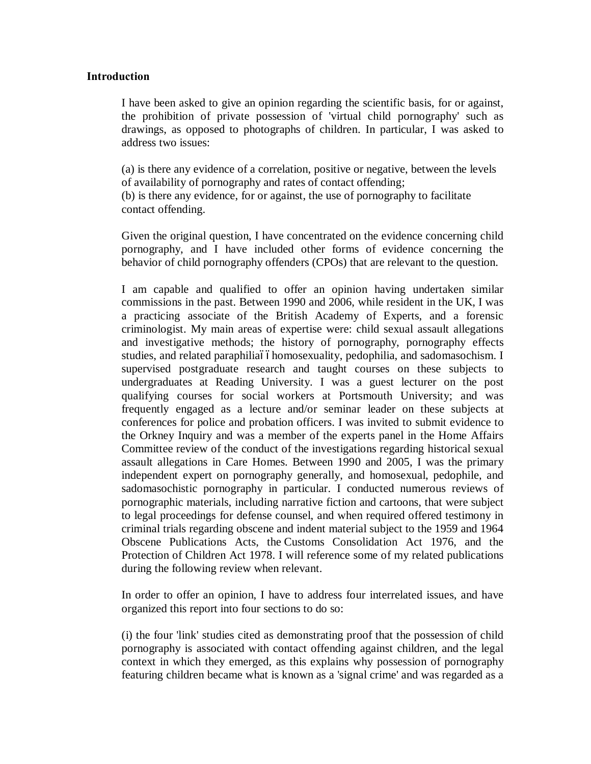## Introduction

I have been asked to give an opinion regarding the scientific basis, for or against, the prohibition of private possession of 'virtual child pornography' such as drawings, as opposed to photographs of children. In particular, I was asked to address two issues:

(a) is there any evidence of a correlation, positive or negative, between the levels of availability of pornography and rates of contact offending;
(b) is there any evidence, for or against, the use of pornography to facilitate contact offending.

Given the original question, I have concentrated on the evidence concerning child pornography, and I have included other forms of evidence concerning the behavior of child pornography offenders (CPOs) that are relevant to the question.

I am capable and qualified to offer an opinion having undertaken similar commissions in the past. Between 1990 and 2006, while resident in the UK, I was a practicing associate of the British Academy of Experts, and a forensic criminologist. My main areas of expertise were: child sexual assault allegations and investigative methods; the history of pornography, pornography effects studies, and related paraphiliaïïhomosexuality, pedophilia, and sadomasochism. I supervised postgraduate research and taught courses on these subjects to undergraduates at Reading University. I was a guest lecturer on the post qualifying courses for social workers at Portsmouth University; and was frequently engaged as a lecture and/or seminar leader on these subjects at conferences for police and probation officers. I was invited to submit evidence to the Orkney Inquiry and was a member of the experts panel in the Home Affairs Committee review of the conduct of the investigations regarding historical sexual assault allegations in Care Homes. Between 1990 and 2005, I was the primary independent expert on pornography generally, and homosexual, pedophile, and sadomasochistic pornography in particular. I conducted numerous reviews of pornographic materials, including narrative fiction and cartoons, that were subject to legal proceedings for defense counsel, and when required offered testimony in criminal trials regarding obscene and indent material subject to the 1959 and 1964 Obscene Publications Acts, the Customs Consolidation Act 1976, and the Protection of Children Act 1978. I will reference some of my related publications during the following review when relevant.

In order to offer an opinion, I have to address four interrelated issues, and have organized this report into four sections to do so:

(i) the four 'link' studies cited as demonstrating proof that the possession of child pornography is associated with contact offending against children, and the legal context in which they emerged, as this explains why possession of pornography featuring children became what is known as a 'signal crime' and was regarded as a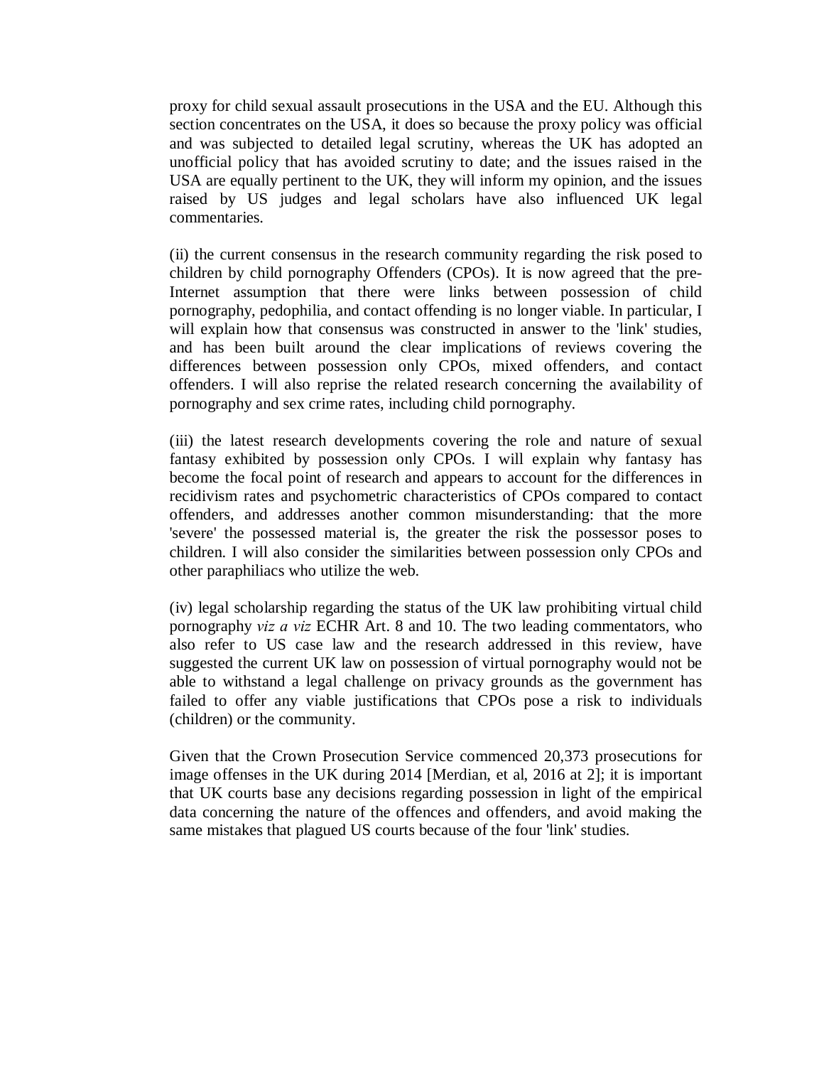proxy for child sexual assault prosecutions in the USA and the EU. Although this section concentrates on the USA, it does so because the proxy policy was official and was subjected to detailed legal scrutiny, whereas the UK has adopted an unofficial policy that has avoided scrutiny to date; and the issues raised in the USA are equally pertinent to the UK, they will inform my opinion, and the issues raised by US judges and legal scholars have also influenced UK legal commentaries.

(ii) the current consensus in the research community regarding the risk posed to children by child pornography Offenders (CPOs). It is now agreed that the pre-Internet assumption that there were links between possession of child pornography, pedophilia, and contact offending is no longer viable. In particular, I will explain how that consensus was constructed in answer to the 'link' studies, and has been built around the clear implications of reviews covering the differences between possession only CPOs, mixed offenders, and contact offenders. I will also reprise the related research concerning the availability of pornography and sex crime rates, including child pornography.

(iii) the latest research developments covering the role and nature of sexual fantasy exhibited by possession only CPOs. I will explain why fantasy has become the focal point of research and appears to account for the differences in recidivism rates and psychometric characteristics of CPOs compared to contact offenders, and addresses another common misunderstanding: that the more 'severe' the possessed material is, the greater the risk the possessor poses to children. I will also consider the similarities between possession only CPOs and other paraphiliacs who utilize the web.

(iv) legal scholarship regarding the status of the UK law prohibiting virtual child pornography *viz a viz* ECHR Art. 8 and 10. The two leading commentators, who also refer to US case law and the research addressed in this review, have suggested the current UK law on possession of virtual pornography would not be able to withstand a legal challenge on privacy grounds as the government has failed to offer any viable justifications that CPOs pose a risk to individuals (children) or the community.

Given that the Crown Prosecution Service commenced 20,373 prosecutions for image offenses in the UK during 2014 [Merdian, et al, 2016 at 2]; it is important that UK courts base any decisions regarding possession in light of the empirical data concerning the nature of the offences and offenders, and avoid making the same mistakes that plagued US courts because of the four 'link' studies.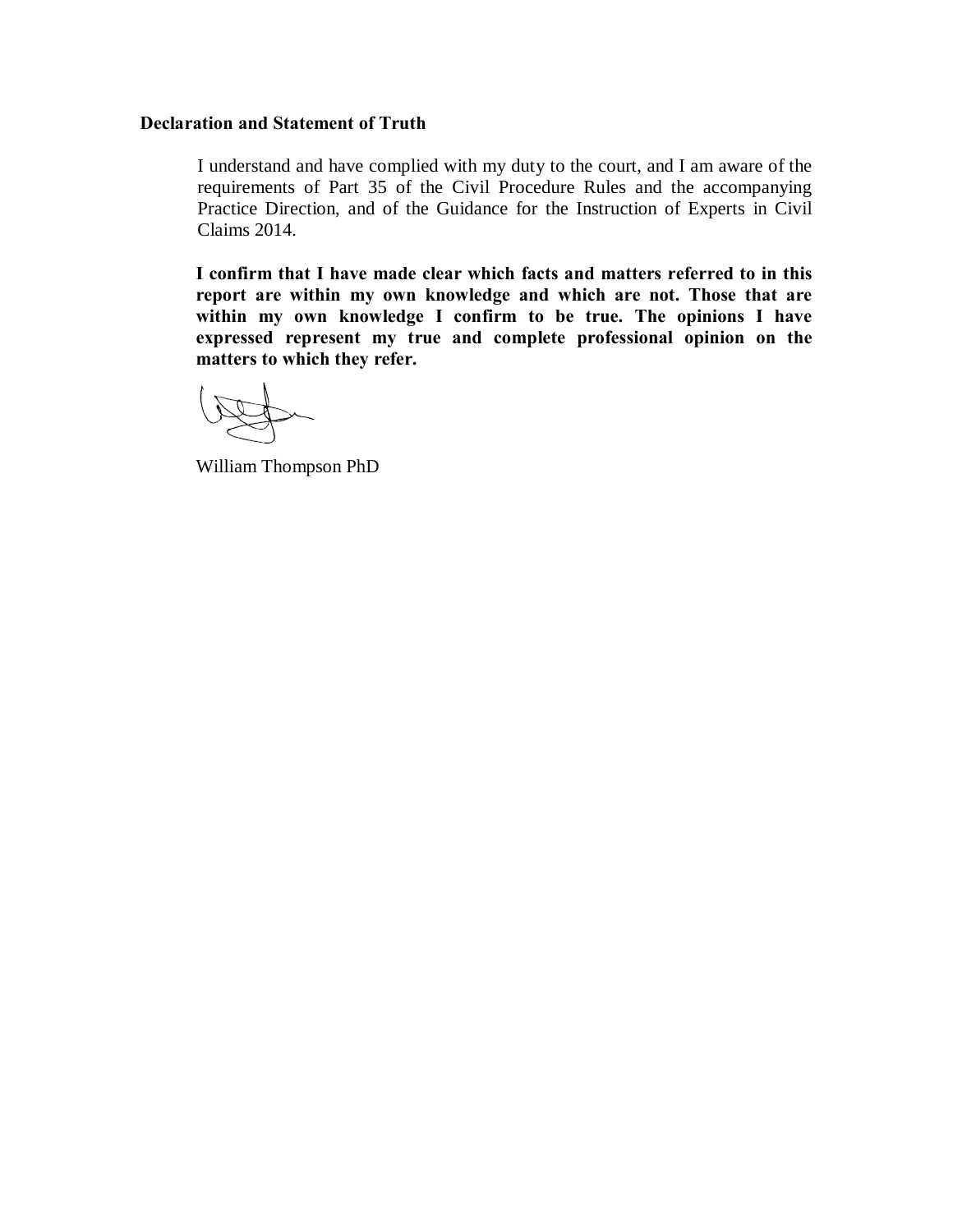**Declaration and Statement of Truth**

I understand and have complied with my duty to the court, and I am aware of the requirements of Part 35 of the Civil Procedure Rules and the accompanying Practice Direction, and of the Guidance for the Instruction of Experts in Civil Claims 2014.

**I confirm that I have made clear which facts and matters referred to in this report are within my own knowledge and which are not. Those that are within my own knowledge I confirm to be true. The opinions I have expressed represent my true and complete professional opinion on the matters to which they refer.**

William Thompson PhD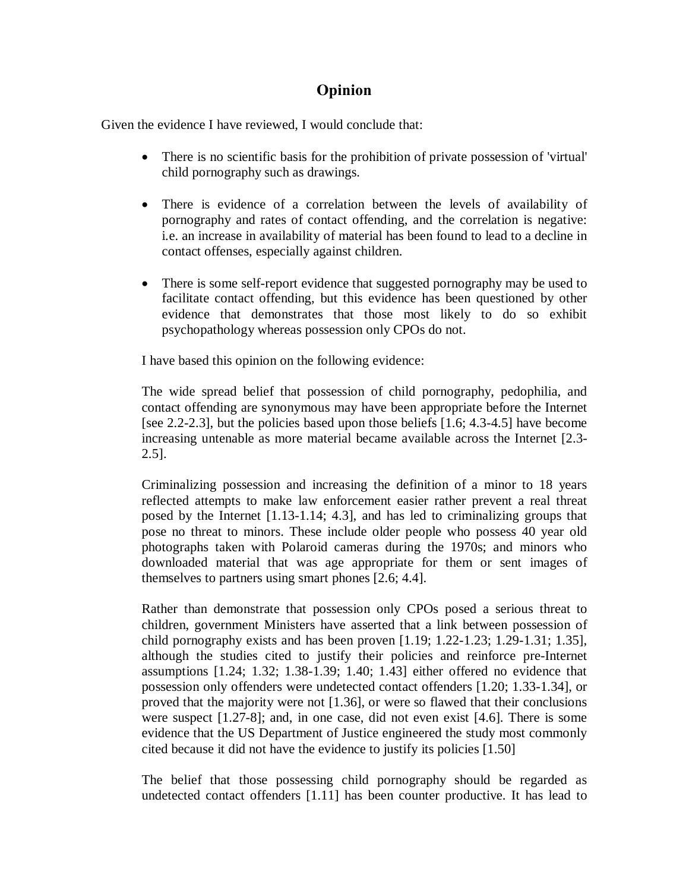## Opinion

Given the evidence I have reviewed, I would conclude that:

- There is no scientific basis for the prohibition of private possession of 'virtual' child pornography such as drawings.
- There is evidence of a correlation between the levels of availability of pornography and rates of contact offending, and the correlation is negative: i.e. an increase in availability of material has been found to lead to a decline in contact offenses, especially against children.
- There is some self-report evidence that suggested pornography may be used to facilitate contact offending, but this evidence has been questioned by other evidence that demonstrates that those most likely to do so exhibit psychopathology whereas possession only CPOs do not.

I have based this opinion on the following evidence:

The wide spread belief that possession of child pornography, pedophilia, and contact offending are synonymous may have been appropriate before the Internet [see 2.2-2.3], but the policies based upon those beliefs [1.6; 4.3-4.5] have become increasing untenable as more material became available across the Internet [2.3-2.5].

Criminalizing possession and increasing the definition of a minor to 18 years reflected attempts to make law enforcement easier rather prevent a real threat posed by the Internet [1.13-1.14; 4.3], and has led to criminalizing groups that pose no threat to minors. These include older people who possess 40 year old photographs taken with Polaroid cameras during the 1970s; and minors who downloaded material that was age appropriate for them or sent images of themselves to partners using smart phones [2.6; 4.4].

Rather than demonstrate that possession only CPOs posed a serious threat to children, government Ministers have asserted that a link between possession of child pornography exists and has been proven [1.19; 1.22-1.23; 1.29-1.31; 1.35], although the studies cited to justify their policies and reinforce pre-Internet assumptions [1.24; 1.32; 1.38-1.39; 1.40; 1.43] either offered no evidence that possession only offenders were undetected contact offenders [1.20; 1.33-1.34], or proved that the majority were not [1.36], or were so flawed that their conclusions were suspect [1.27-8]; and, in one case, did not even exist [4.6]. There is some evidence that the US Department of Justice engineered the study most commonly cited because it did not have the evidence to justify its policies [1.50]

The belief that those possessing child pornography should be regarded as undetected contact offenders [1.11] has been counter productive. It has lead to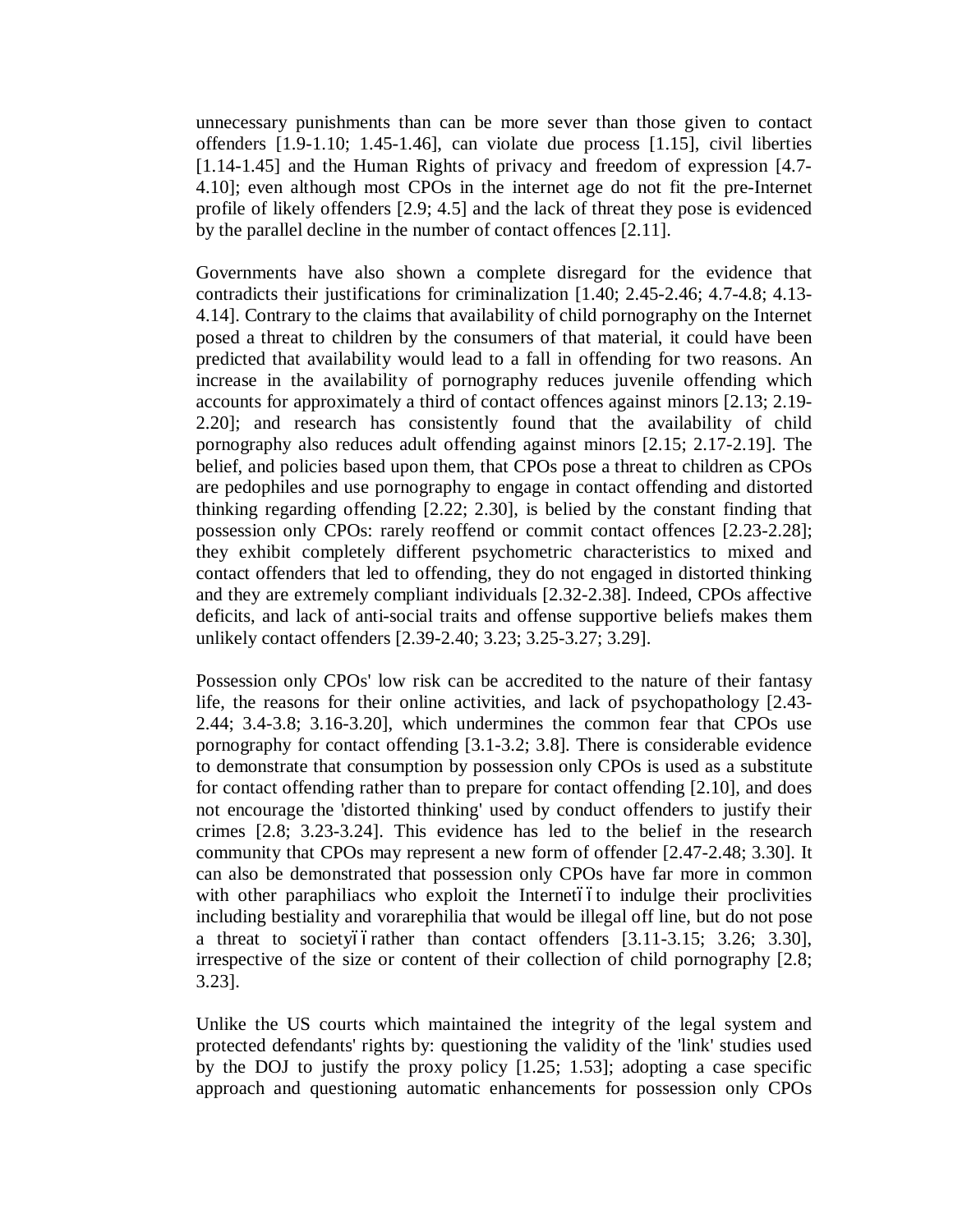unnecessary punishments than can be more sever than those given to contact offenders [1.9-1.10; 1.45-1.46], can violate due process [1.15], civil liberties [1.14-1.45] and the Human Rights of privacy and freedom of expression [4.7-4.10]; even although most CPOs in the internet age do not fit the pre-Internet profile of likely offenders [2.9; 4.5] and the lack of threat they pose is evidenced by the parallel decline in the number of contact offences [2.11].

Governments have also shown a complete disregard for the evidence that contradicts their justifications for criminalization [1.40; 2.45-2.46; 4.7-4.8; 4.13-4.14]. Contrary to the claims that availability of child pornography on the Internet posed a threat to children by the consumers of that material, it could have been predicted that availability would lead to a fall in offending for two reasons. An increase in the availability of pornography reduces juvenile offending which accounts for approximately a third of contact offences against minors [2.13; 2.19-2.20]; and research has consistently found that the availability of child pornography also reduces adult offending against minors [2.15; 2.17-2.19]. The belief, and policies based upon them, that CPOs pose a threat to children as CPOs are pedophiles and use pornography to engage in contact offending and distorted thinking regarding offending [2.22; 2.30], is belied by the constant finding that possession only CPOs: rarely reoffend or commit contact offences [2.23-2.28]; they exhibit completely different psychometric characteristics to mixed and contact offenders that led to offending, they do not engaged in distorted thinking and they are extremely compliant individuals [2.32-2.38]. Indeed, CPOs affective deficits, and lack of anti-social traits and offense supportive beliefs makes them unlikely contact offenders [2.39-2.40; 3.23; 3.25-3.27; 3.29].

Possession only CPOs' low risk can be accredited to the nature of their fantasy life, the reasons for their online activities, and lack of psychopathology [2.43-2.44; 3.4-3.8; 3.16-3.20], which undermines the common fear that CPOs use pornography for contact offending [3.1-3.2; 3.8]. There is considerable evidence to demonstrate that consumption by possession only CPOs is used as a substitute for contact offending rather than to prepare for contact offending [2.10], and does not encourage the 'distorted thinking' used by conduct offenders to justify their crimes [2.8; 3.23-3.24]. This evidence has led to the belief in the research community that CPOs may represent a new form of offender [2.47-2.48; 3.30]. It can also be demonstrated that possession only CPOs have far more in common with other paraphiliacs who exploit the Internetóóto indulge their proclivities including bestiality and vorarephilia that would be illegal off line, but do not pose a threat to societyóórather than contact offenders [3.11-3.15; 3.26; 3.30], irrespective of the size or content of their collection of child pornography [2.8; 3.23].

Unlike the US courts which maintained the integrity of the legal system and protected defendants' rights by: questioning the validity of the 'link' studies used by the DOJ to justify the proxy policy [1.25; 1.53]; adopting a case specific approach and questioning automatic enhancements for possession only CPOs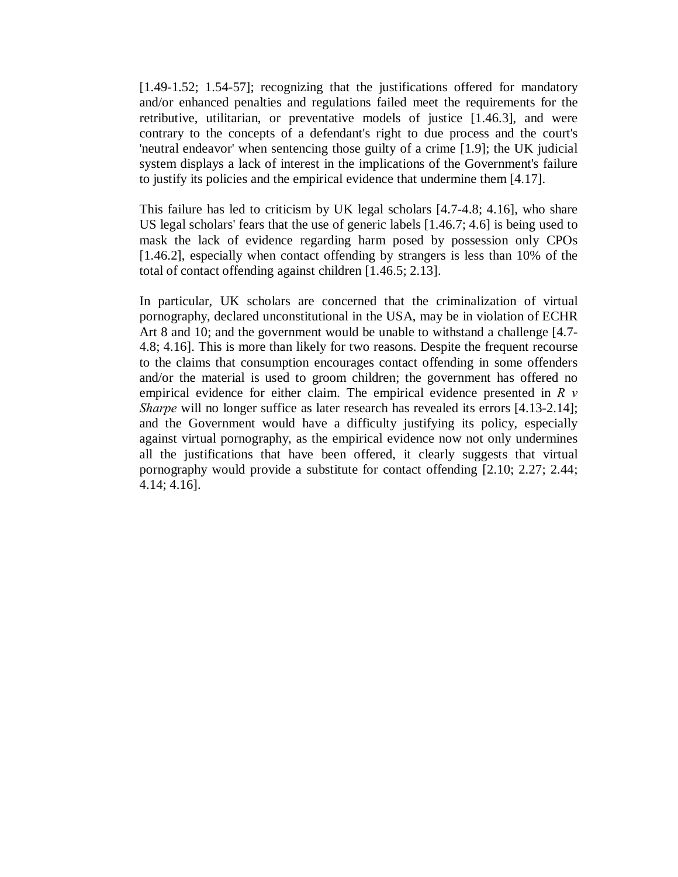[1.49-1.52; 1.54-57]; recognizing that the justifications offered for mandatory and/or enhanced penalties and regulations failed meet the requirements for the retributive, utilitarian, or preventative models of justice [1.46.3], and were contrary to the concepts of a defendant's right to due process and the court's 'neutral endeavor' when sentencing those guilty of a crime [1.9]; the UK judicial system displays a lack of interest in the implications of the Government's failure to justify its policies and the empirical evidence that undermine them [4.17].

This failure has led to criticism by UK legal scholars [4.7-4.8; 4.16], who share US legal scholars' fears that the use of generic labels [1.46.7; 4.6] is being used to mask the lack of evidence regarding harm posed by possession only CPOs [1.46.2], especially when contact offending by strangers is less than 10% of the total of contact offending against children [1.46.5; 2.13].

In particular, UK scholars are concerned that the criminalization of virtual pornography, declared unconstitutional in the USA, may be in violation of ECHR Art 8 and 10; and the government would be unable to withstand a challenge [4.7-4.8; 4.16]. This is more than likely for two reasons. Despite the frequent recourse to the claims that consumption encourages contact offending in some offenders and/or the material is used to groom children; the government has offered no empirical evidence for either claim. The empirical evidence presented in *R v Sharpe* will no longer suffice as later research has revealed its errors [4.13-2.14]; and the Government would have a difficulty justifying its policy, especially against virtual pornography, as the empirical evidence now not only undermines all the justifications that have been offered, it clearly suggests that virtual pornography would provide a substitute for contact offending [2.10; 2.27; 2.44; 4.14; 4.16].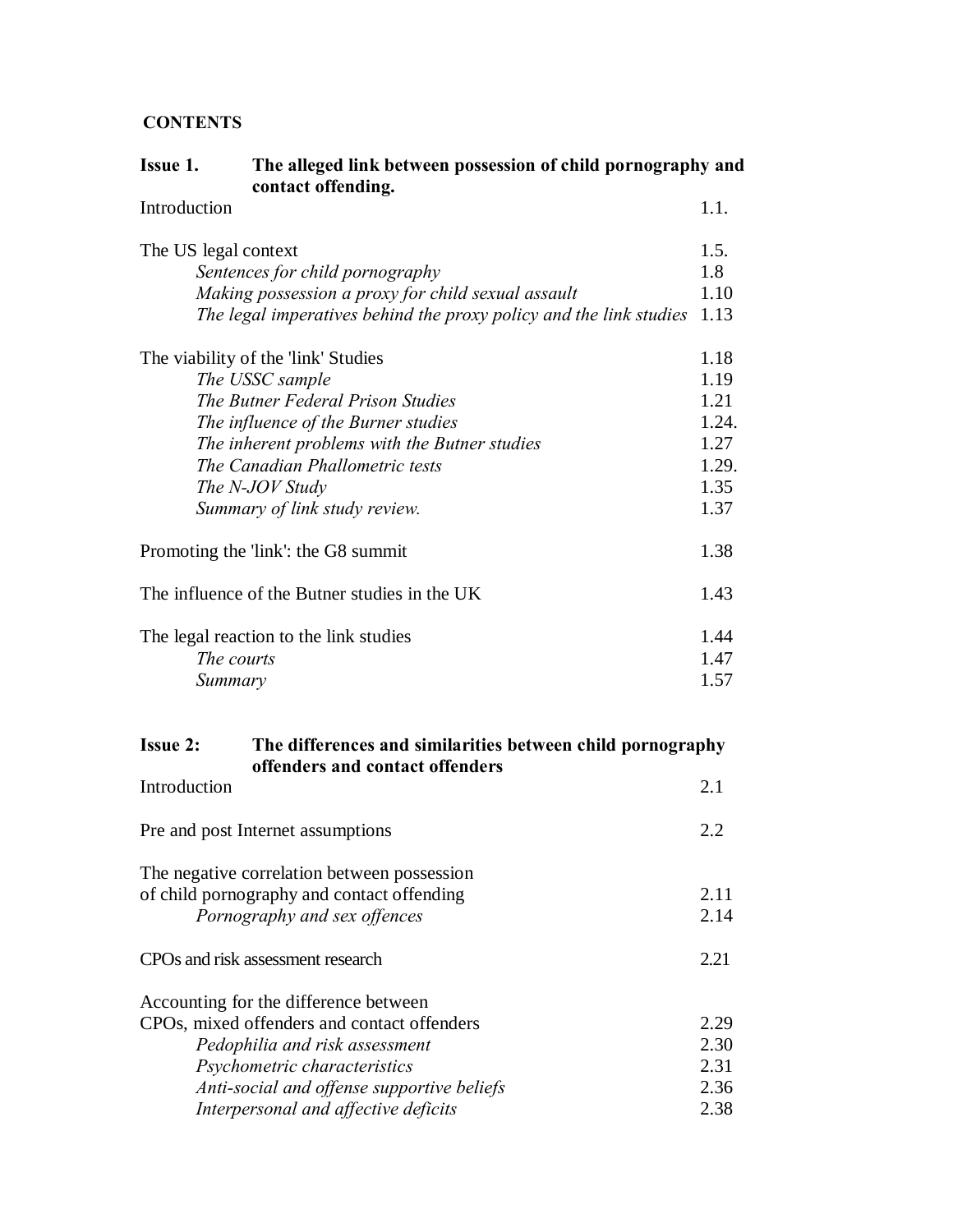**CONTENTS**

| **Issue 1.** | **The alleged link between possession of child pornography and contact offending.** |
|---|---|
| Introduction | 1.1. |
| The US legal context | 1.5. |
| *Sentences for child pornography* | 1.8 |
| *Making possession a proxy for child sexual assault* | 1.10 |
| *The legal imperatives behind the proxy policy and the link studies* | 1.13 |
| The viability of the 'link' Studies | 1.18 |
| *The USSC sample* | 1.19 |
| *The Butner Federal Prison Studies* | 1.21 |
| *The influence of the Burner studies* | 1.24. |
| *The inherent problems with the Butner studies* | 1.27 |
| *The Canadian Phallometric tests* | 1.29. |
| *The N-JOV Study* | 1.35 |
| *Summary of link study review.* | 1.37 |
| Promoting the 'link': the G8 summit | 1.38 |
| The influence of the Butner studies in the UK | 1.43 |
| The legal reaction to the link studies | 1.44 |
| *The courts* | 1.47 |
| *Summary* | 1.57 |

| **Issue 2:** | **The differences and similarities between child pornography offenders and contact offenders** |
|---|---|
| Introduction | 2.1 |
| Pre and post Internet assumptions | 2.2 |
| The negative correlation between possession of child pornography and contact offending | 2.11 |
| *Pornography and sex offences* | 2.14 |
| CPOs and risk assessment research | 2.21 |
| Accounting for the difference between CPOs, mixed offenders and contact offenders | 2.29 |
| *Pedophilia and risk assessment* | 2.30 |
| *Psychometric characteristics* | 2.31 |
| *Anti-social and offense supportive beliefs* | 2.36 |
| *Interpersonal and affective deficits* | 2.38 |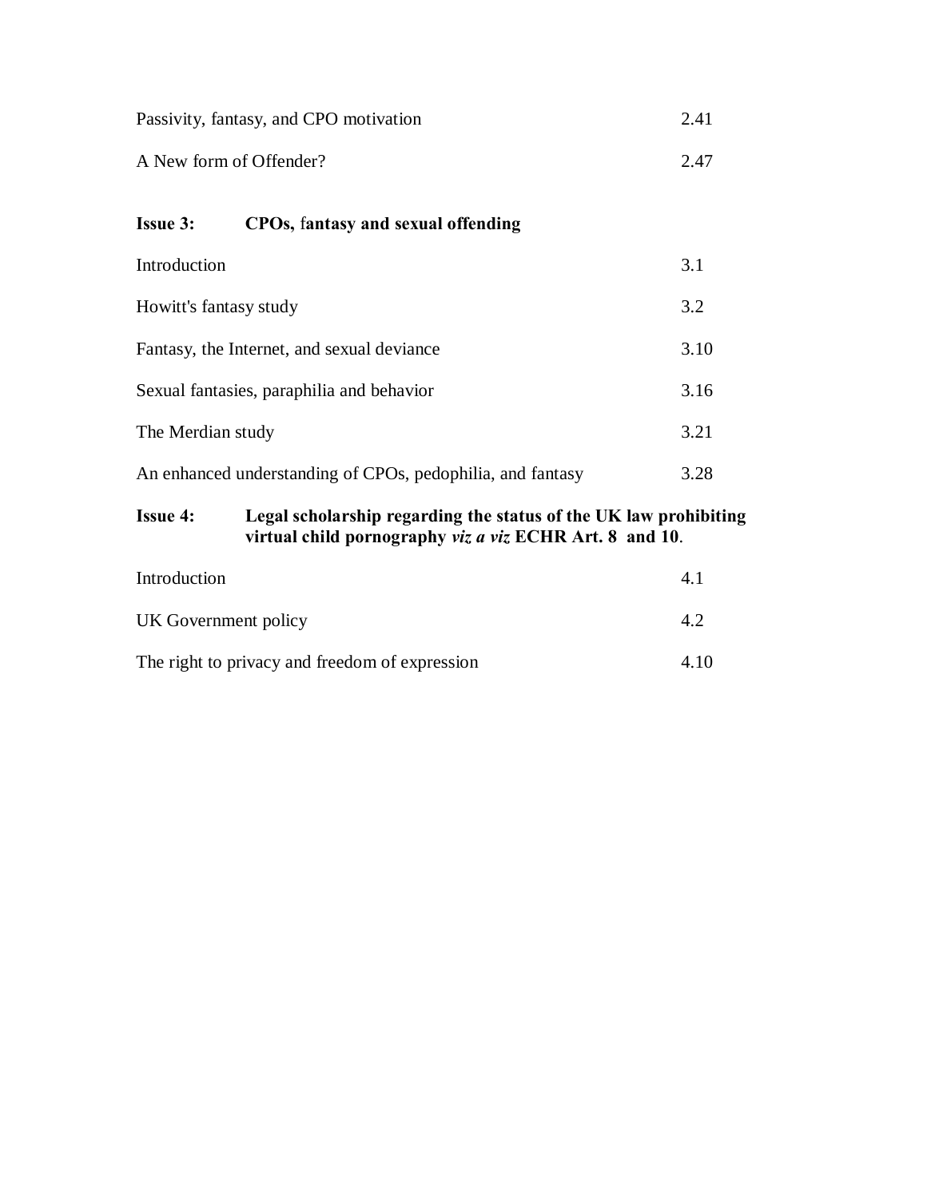Passivity, fantasy, and CPO motivation 2.41

A New form of Offender? 2.47

**Issue 3: CPOs, fantasy and sexual offending**

Introduction 3.1

Howitt's fantasy study 3.2

Fantasy, the Internet, and sexual deviance 3.10

Sexual fantasies, paraphilia and behavior 3.16

The Merdian study 3.21

An enhanced understanding of CPOs, pedophilia, and fantasy 3.28

**Issue 4: Legal scholarship regarding the status of the UK law prohibiting virtual child pornography *viz a viz* ECHR Art. 8 and 10.**

Introduction 4.1

UK Government policy 4.2

The right to privacy and freedom of expression 4.10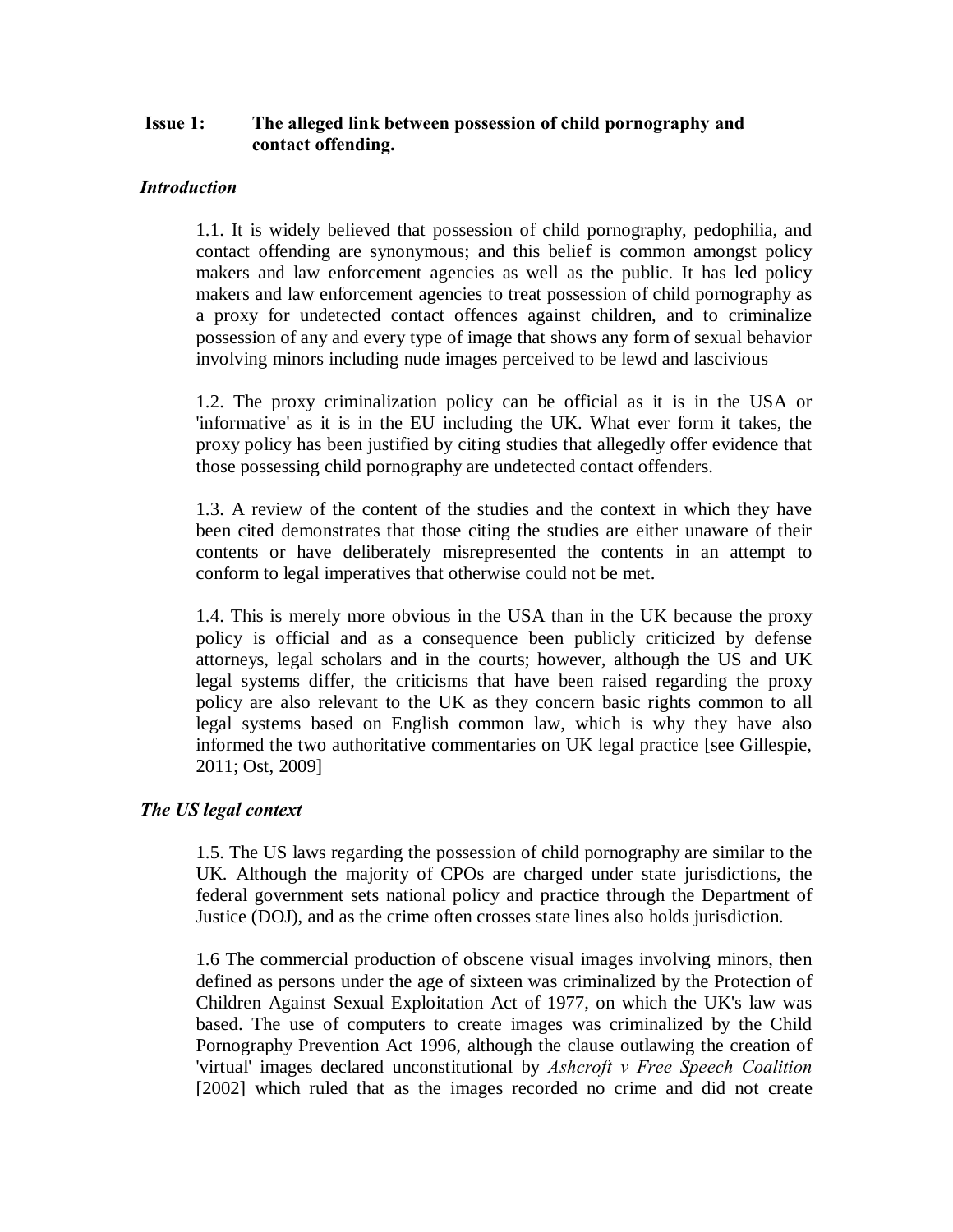**Issue 1: The alleged link between possession of child pornography and contact offending.**

***Introduction***

1.1. It is widely believed that possession of child pornography, pedophilia, and contact offending are synonymous; and this belief is common amongst policy makers and law enforcement agencies as well as the public. It has led policy makers and law enforcement agencies to treat possession of child pornography as a proxy for undetected contact offences against children, and to criminalize possession of any and every type of image that shows any form of sexual behavior involving minors including nude images perceived to be lewd and lascivious

1.2. The proxy criminalization policy can be official as it is in the USA or 'informative' as it is in the EU including the UK. What ever form it takes, the proxy policy has been justified by citing studies that allegedly offer evidence that those possessing child pornography are undetected contact offenders.

1.3. A review of the content of the studies and the context in which they have been cited demonstrates that those citing the studies are either unaware of their contents or have deliberately misrepresented the contents in an attempt to conform to legal imperatives that otherwise could not be met.

1.4. This is merely more obvious in the USA than in the UK because the proxy policy is official and as a consequence been publicly criticized by defense attorneys, legal scholars and in the courts; however, although the US and UK legal systems differ, the criticisms that have been raised regarding the proxy policy are also relevant to the UK as they concern basic rights common to all legal systems based on English common law, which is why they have also informed the two authoritative commentaries on UK legal practice [see Gillespie, 2011; Ost, 2009]

***The US legal context***

1.5. The US laws regarding the possession of child pornography are similar to the UK. Although the majority of CPOs are charged under state jurisdictions, the federal government sets national policy and practice through the Department of Justice (DOJ), and as the crime often crosses state lines also holds jurisdiction.

1.6 The commercial production of obscene visual images involving minors, then defined as persons under the age of sixteen was criminalized by the Protection of Children Against Sexual Exploitation Act of 1977, on which the UK's law was based. The use of computers to create images was criminalized by the Child Pornography Prevention Act 1996, although the clause outlawing the creation of 'virtual' images declared unconstitutional by *Ashcroft v Free Speech Coalition* [2002] which ruled that as the images recorded no crime and did not create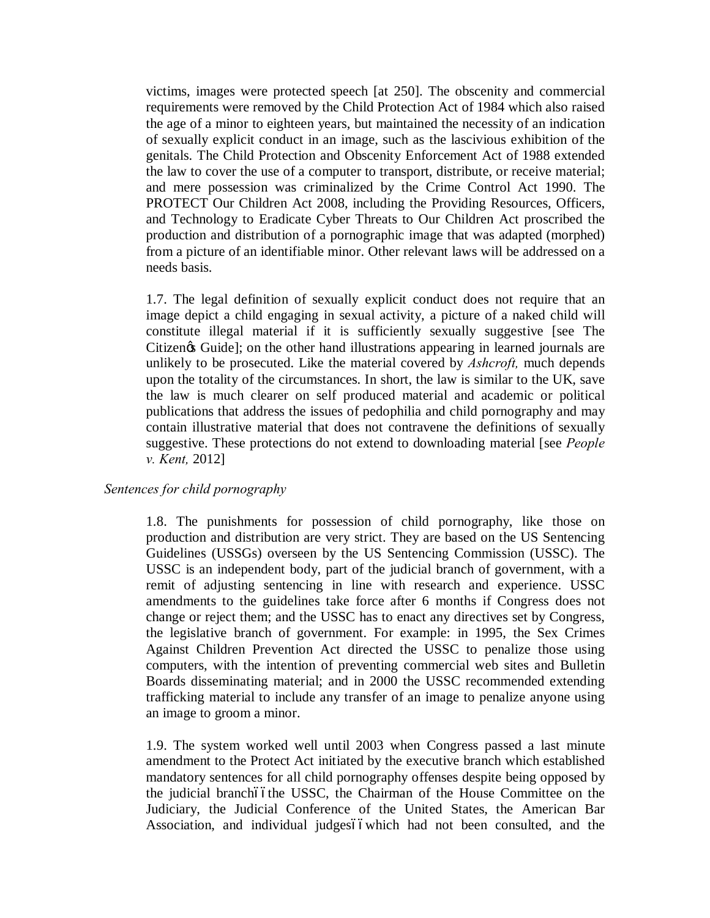victims, images were protected speech [at 250]. The obscenity and commercial requirements were removed by the Child Protection Act of 1984 which also raised the age of a minor to eighteen years, but maintained the necessity of an indication of sexually explicit conduct in an image, such as the lascivious exhibition of the genitals. The Child Protection and Obscenity Enforcement Act of 1988 extended the law to cover the use of a computer to transport, distribute, or receive material; and mere possession was criminalized by the Crime Control Act 1990. The PROTECT Our Children Act 2008, including the Providing Resources, Officers, and Technology to Eradicate Cyber Threats to Our Children Act proscribed the production and distribution of a pornographic image that was adapted (morphed) from a picture of an identifiable minor. Other relevant laws will be addressed on a needs basis.

1.7. The legal definition of sexually explicit conduct does not require that an image depict a child engaging in sexual activity, a picture of a naked child will constitute illegal material if it is sufficiently sexually suggestive [see The Citizen's Guide]; on the other hand illustrations appearing in learned journals are unlikely to be prosecuted. Like the material covered by *Ashcroft,* much depends upon the totality of the circumstances. In short, the law is similar to the UK, save the law is much clearer on self produced material and academic or political publications that address the issues of pedophilia and child pornography and may contain illustrative material that does not contravene the definitions of sexually suggestive. These protections do not extend to downloading material [see *People v. Kent,* 2012]

*Sentences for child pornography*

1.8. The punishments for possession of child pornography, like those on production and distribution are very strict. They are based on the US Sentencing Guidelines (USSGs) overseen by the US Sentencing Commission (USSC). The USSC is an independent body, part of the judicial branch of government, with a remit of adjusting sentencing in line with research and experience. USSC amendments to the guidelines take force after 6 months if Congress does not change or reject them; and the USSC has to enact any directives set by Congress, the legislative branch of government. For example: in 1995, the Sex Crimes Against Children Prevention Act directed the USSC to penalize those using computers, with the intention of preventing commercial web sites and Bulletin Boards disseminating material; and in 2000 the USSC recommended extending trafficking material to include any transfer of an image to penalize anyone using an image to groom a minor.

1.9. The system worked well until 2003 when Congress passed a last minute amendment to the Protect Act initiated by the executive branch which established mandatory sentences for all child pornography offenses despite being opposed by the judicial branch—the USSC, the Chairman of the House Committee on the Judiciary, the Judicial Conference of the United States, the American Bar Association, and individual judges—which had not been consulted, and the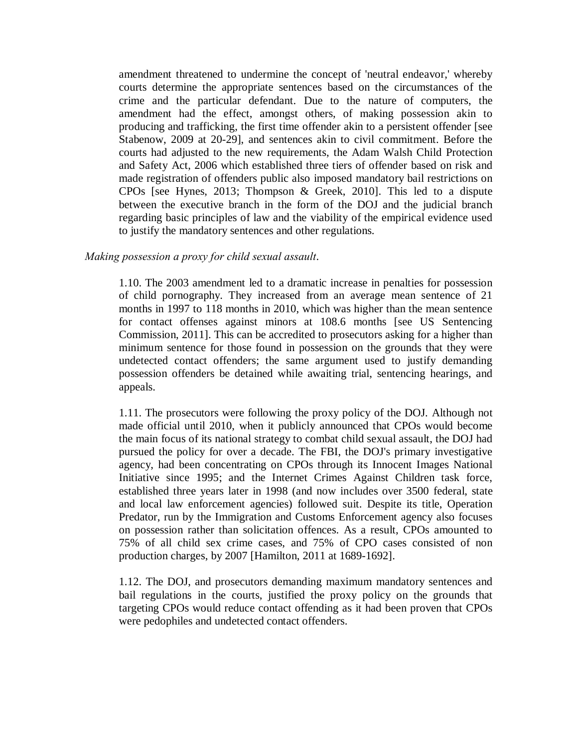amendment threatened to undermine the concept of 'neutral endeavor,' whereby courts determine the appropriate sentences based on the circumstances of the crime and the particular defendant. Due to the nature of computers, the amendment had the effect, amongst others, of making possession akin to producing and trafficking, the first time offender akin to a persistent offender [see Stabenow, 2009 at 20-29], and sentences akin to civil commitment. Before the courts had adjusted to the new requirements, the Adam Walsh Child Protection and Safety Act, 2006 which established three tiers of offender based on risk and made registration of offenders public also imposed mandatory bail restrictions on CPOs [see Hynes, 2013; Thompson & Greek, 2010]. This led to a dispute between the executive branch in the form of the DOJ and the judicial branch regarding basic principles of law and the viability of the empirical evidence used to justify the mandatory sentences and other regulations.

*Making possession a proxy for child sexual assault.*

1.10. The 2003 amendment led to a dramatic increase in penalties for possession of child pornography. They increased from an average mean sentence of 21 months in 1997 to 118 months in 2010, which was higher than the mean sentence for contact offenses against minors at 108.6 months [see US Sentencing Commission, 2011]. This can be accredited to prosecutors asking for a higher than minimum sentence for those found in possession on the grounds that they were undetected contact offenders; the same argument used to justify demanding possession offenders be detained while awaiting trial, sentencing hearings, and appeals.

1.11. The prosecutors were following the proxy policy of the DOJ. Although not made official until 2010, when it publicly announced that CPOs would become the main focus of its national strategy to combat child sexual assault, the DOJ had pursued the policy for over a decade. The FBI, the DOJ's primary investigative agency, had been concentrating on CPOs through its Innocent Images National Initiative since 1995; and the Internet Crimes Against Children task force, established three years later in 1998 (and now includes over 3500 federal, state and local law enforcement agencies) followed suit. Despite its title, Operation Predator, run by the Immigration and Customs Enforcement agency also focuses on possession rather than solicitation offences. As a result, CPOs amounted to 75% of all child sex crime cases, and 75% of CPO cases consisted of non production charges, by 2007 [Hamilton, 2011 at 1689-1692].

1.12. The DOJ, and prosecutors demanding maximum mandatory sentences and bail regulations in the courts, justified the proxy policy on the grounds that targeting CPOs would reduce contact offending as it had been proven that CPOs were pedophiles and undetected contact offenders.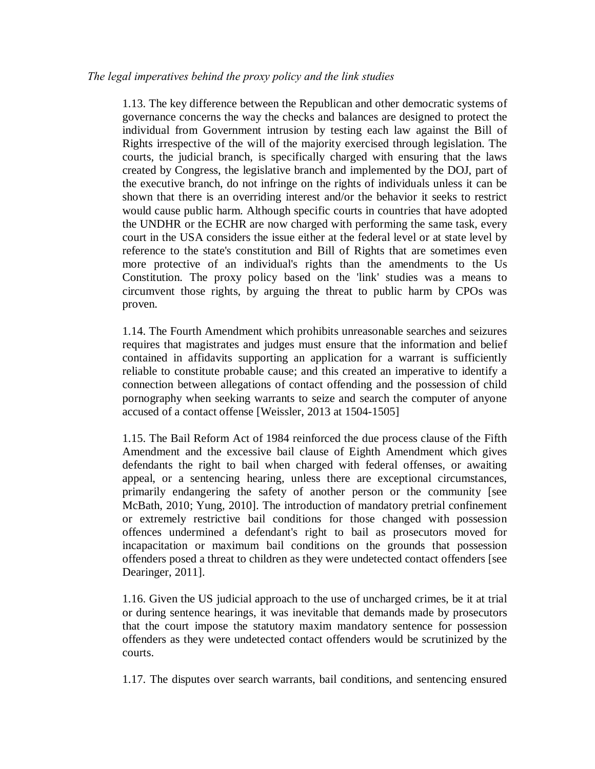*The legal imperatives behind the proxy policy and the link studies*

1.13. The key difference between the Republican and other democratic systems of governance concerns the way the checks and balances are designed to protect the individual from Government intrusion by testing each law against the Bill of Rights irrespective of the will of the majority exercised through legislation. The courts, the judicial branch, is specifically charged with ensuring that the laws created by Congress, the legislative branch and implemented by the DOJ, part of the executive branch, do not infringe on the rights of individuals unless it can be shown that there is an overriding interest and/or the behavior it seeks to restrict would cause public harm. Although specific courts in countries that have adopted the UNDHR or the ECHR are now charged with performing the same task, every court in the USA considers the issue either at the federal level or at state level by reference to the state's constitution and Bill of Rights that are sometimes even more protective of an individual's rights than the amendments to the Us Constitution. The proxy policy based on the 'link' studies was a means to circumvent those rights, by arguing the threat to public harm by CPOs was proven.

1.14. The Fourth Amendment which prohibits unreasonable searches and seizures requires that magistrates and judges must ensure that the information and belief contained in affidavits supporting an application for a warrant is sufficiently reliable to constitute probable cause; and this created an imperative to identify a connection between allegations of contact offending and the possession of child pornography when seeking warrants to seize and search the computer of anyone accused of a contact offense [Weissler, 2013 at 1504-1505]

1.15. The Bail Reform Act of 1984 reinforced the due process clause of the Fifth Amendment and the excessive bail clause of Eighth Amendment which gives defendants the right to bail when charged with federal offenses, or awaiting appeal, or a sentencing hearing, unless there are exceptional circumstances, primarily endangering the safety of another person or the community [see McBath, 2010; Yung, 2010]. The introduction of mandatory pretrial confinement or extremely restrictive bail conditions for those changed with possession offences undermined a defendant's right to bail as prosecutors moved for incapacitation or maximum bail conditions on the grounds that possession offenders posed a threat to children as they were undetected contact offenders [see Dearinger, 2011].

1.16. Given the US judicial approach to the use of uncharged crimes, be it at trial or during sentence hearings, it was inevitable that demands made by prosecutors that the court impose the statutory maxim mandatory sentence for possession offenders as they were undetected contact offenders would be scrutinized by the courts.

1.17. The disputes over search warrants, bail conditions, and sentencing ensured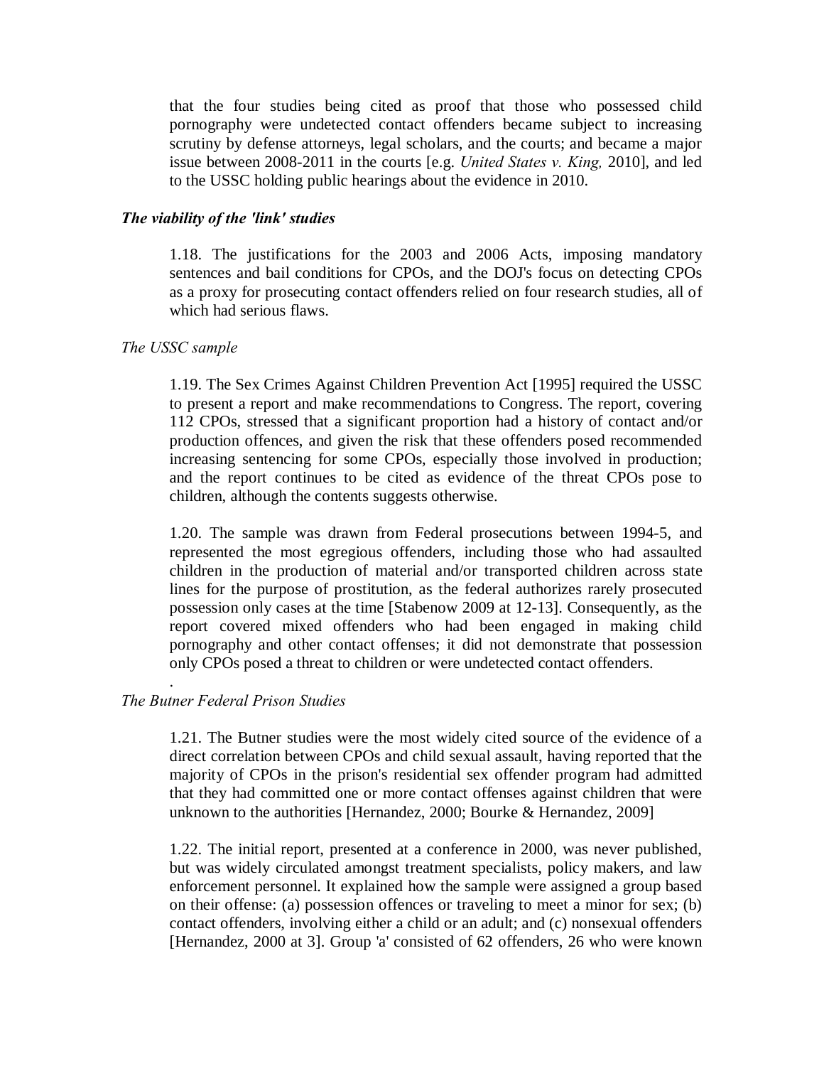that the four studies being cited as proof that those who possessed child pornography were undetected contact offenders became subject to increasing scrutiny by defense attorneys, legal scholars, and the courts; and became a major issue between 2008-2011 in the courts [e.g. *United States v. King,* 2010], and led to the USSC holding public hearings about the evidence in 2010.

***The viability of the 'link' studies***

1.18. The justifications for the 2003 and 2006 Acts, imposing mandatory sentences and bail conditions for CPOs, and the DOJ's focus on detecting CPOs as a proxy for prosecuting contact offenders relied on four research studies, all of which had serious flaws.

*The USSC sample*

1.19. The Sex Crimes Against Children Prevention Act [1995] required the USSC to present a report and make recommendations to Congress. The report, covering 112 CPOs, stressed that a significant proportion had a history of contact and/or production offences, and given the risk that these offenders posed recommended increasing sentencing for some CPOs, especially those involved in production; and the report continues to be cited as evidence of the threat CPOs pose to children, although the contents suggests otherwise.

1.20. The sample was drawn from Federal prosecutions between 1994-5, and represented the most egregious offenders, including those who had assaulted children in the production of material and/or transported children across state lines for the purpose of prostitution, as the federal authorizes rarely prosecuted possession only cases at the time [Stabenow 2009 at 12-13]. Consequently, as the report covered mixed offenders who had been engaged in making child pornography and other contact offenses; it did not demonstrate that possession only CPOs posed a threat to children or were undetected contact offenders.

.

*The Butner Federal Prison Studies*

1.21. The Butner studies were the most widely cited source of the evidence of a direct correlation between CPOs and child sexual assault, having reported that the majority of CPOs in the prison's residential sex offender program had admitted that they had committed one or more contact offenses against children that were unknown to the authorities [Hernandez, 2000; Bourke & Hernandez, 2009]

1.22. The initial report, presented at a conference in 2000, was never published, but was widely circulated amongst treatment specialists, policy makers, and law enforcement personnel. It explained how the sample were assigned a group based on their offense: (a) possession offences or traveling to meet a minor for sex; (b) contact offenders, involving either a child or an adult; and (c) nonsexual offenders [Hernandez, 2000 at 3]. Group 'a' consisted of 62 offenders, 26 who were known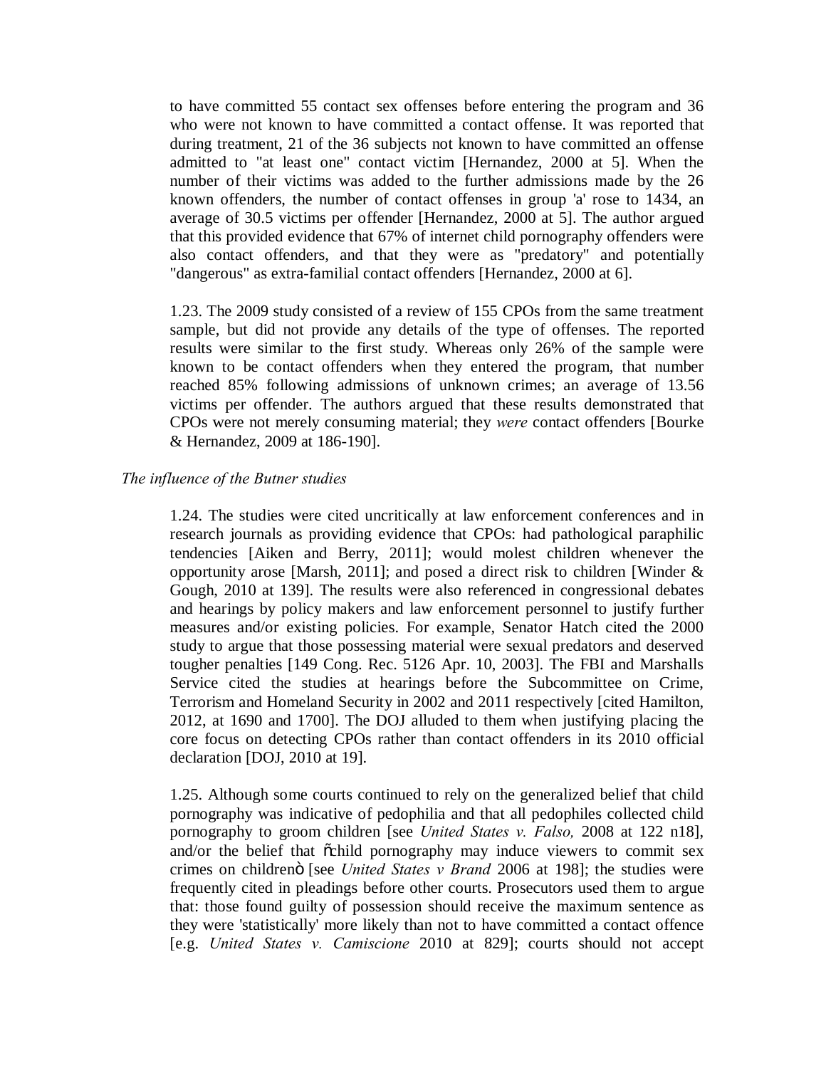to have committed 55 contact sex offenses before entering the program and 36 who were not known to have committed a contact offense. It was reported that during treatment, 21 of the 36 subjects not known to have committed an offense admitted to "at least one" contact victim [Hernandez, 2000 at 5]. When the number of their victims was added to the further admissions made by the 26 known offenders, the number of contact offenses in group 'a' rose to 1434, an average of 30.5 victims per offender [Hernandez, 2000 at 5]. The author argued that this provided evidence that 67% of internet child pornography offenders were also contact offenders, and that they were as "predatory" and potentially "dangerous" as extra-familial contact offenders [Hernandez, 2000 at 6].

1.23. The 2009 study consisted of a review of 155 CPOs from the same treatment sample, but did not provide any details of the type of offenses. The reported results were similar to the first study. Whereas only 26% of the sample were known to be contact offenders when they entered the program, that number reached 85% following admissions of unknown crimes; an average of 13.56 victims per offender. The authors argued that these results demonstrated that CPOs were not merely consuming material; they *were* contact offenders [Bourke & Hernandez, 2009 at 186-190].

*The influence of the Butner studies*

1.24. The studies were cited uncritically at law enforcement conferences and in research journals as providing evidence that CPOs: had pathological paraphilic tendencies [Aiken and Berry, 2011]; would molest children whenever the opportunity arose [Marsh, 2011]; and posed a direct risk to children [Winder & Gough, 2010 at 139]. The results were also referenced in congressional debates and hearings by policy makers and law enforcement personnel to justify further measures and/or existing policies. For example, Senator Hatch cited the 2000 study to argue that those possessing material were sexual predators and deserved tougher penalties [149 Cong. Rec. 5126 Apr. 10, 2003]. The FBI and Marshalls Service cited the studies at hearings before the Subcommittee on Crime, Terrorism and Homeland Security in 2002 and 2011 respectively [cited Hamilton, 2012, at 1690 and 1700]. The DOJ alluded to them when justifying placing the core focus on detecting CPOs rather than contact offenders in its 2010 official declaration [DOJ, 2010 at 19].

1.25. Although some courts continued to rely on the generalized belief that child pornography was indicative of pedophilia and that all pedophiles collected child pornography to groom children [see *United States v. Falso,* 2008 at 122 n18], and/or the belief that "child pornography may induce viewers to commit sex crimes on children" [see *United States v Brand* 2006 at 198]; the studies were frequently cited in pleadings before other courts. Prosecutors used them to argue that: those found guilty of possession should receive the maximum sentence as they were 'statistically' more likely than not to have committed a contact offence [e.g. *United States v. Camiscione* 2010 at 829]; courts should not accept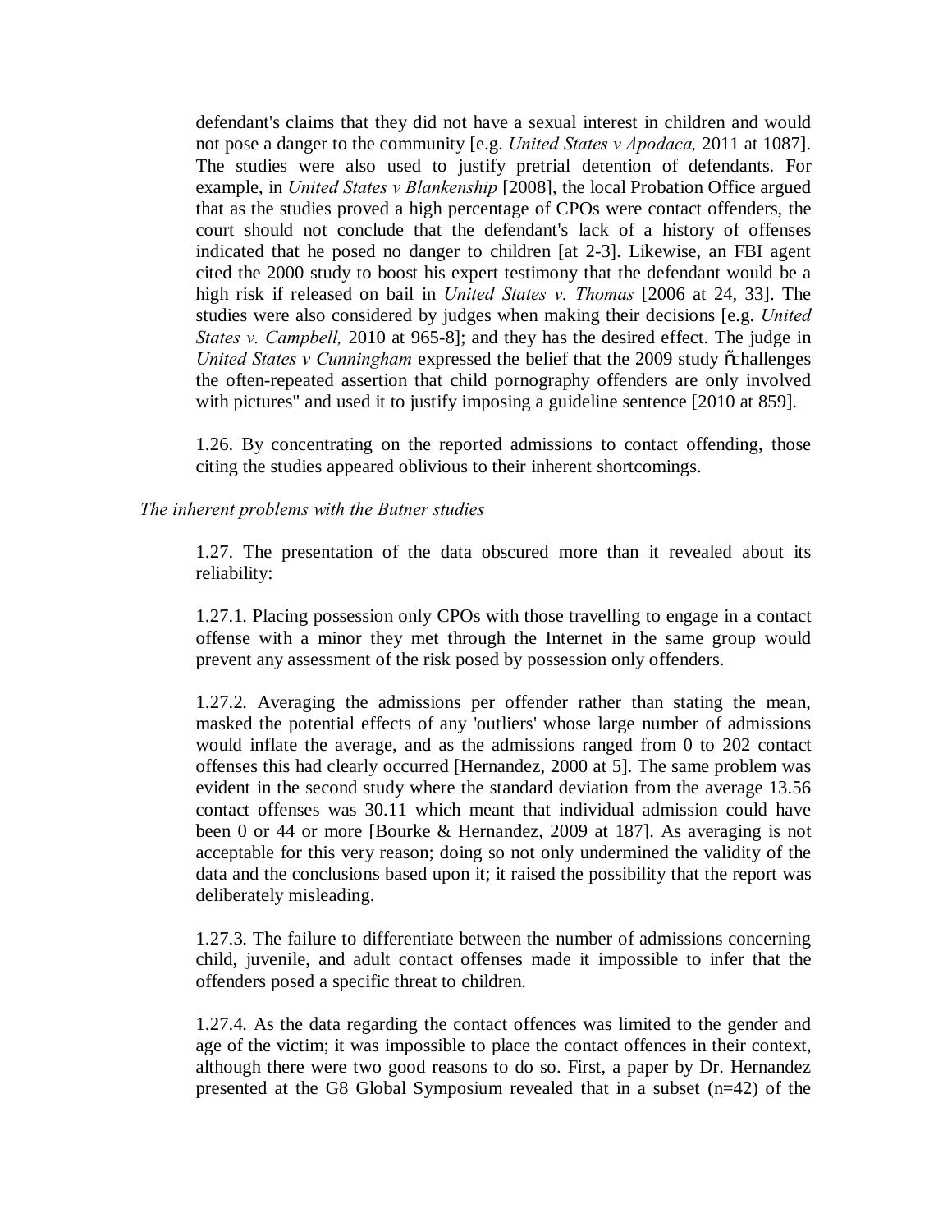defendant's claims that they did not have a sexual interest in children and would not pose a danger to the community [e.g. *United States v Apodaca,* 2011 at 1087]. The studies were also used to justify pretrial detention of defendants. For example, in *United States v Blankenship* [2008], the local Probation Office argued that as the studies proved a high percentage of CPOs were contact offenders, the court should not conclude that the defendant's lack of a history of offenses indicated that he posed no danger to children [at 2-3]. Likewise, an FBI agent cited the 2000 study to boost his expert testimony that the defendant would be a high risk if released on bail in *United States v. Thomas* [2006 at 24, 33]. The studies were also considered by judges when making their decisions [e.g. *United States v. Campbell,* 2010 at 965-8]; and they has the desired effect. The judge in *United States v Cunningham* expressed the belief that the 2009 study õchallenges the often-repeated assertion that child pornography offenders are only involved with pictures" and used it to justify imposing a guideline sentence [2010 at 859].

1.26. By concentrating on the reported admissions to contact offending, those citing the studies appeared oblivious to their inherent shortcomings.

*The inherent problems with the Butner studies*

1.27. The presentation of the data obscured more than it revealed about its reliability:

1.27.1. Placing possession only CPOs with those travelling to engage in a contact offense with a minor they met through the Internet in the same group would prevent any assessment of the risk posed by possession only offenders.

1.27.2. Averaging the admissions per offender rather than stating the mean, masked the potential effects of any 'outliers' whose large number of admissions would inflate the average, and as the admissions ranged from 0 to 202 contact offenses this had clearly occurred [Hernandez, 2000 at 5]. The same problem was evident in the second study where the standard deviation from the average 13.56 contact offenses was 30.11 which meant that individual admission could have been 0 or 44 or more [Bourke & Hernandez, 2009 at 187]. As averaging is not acceptable for this very reason; doing so not only undermined the validity of the data and the conclusions based upon it; it raised the possibility that the report was deliberately misleading.

1.27.3. The failure to differentiate between the number of admissions concerning child, juvenile, and adult contact offenses made it impossible to infer that the offenders posed a specific threat to children.

1.27.4. As the data regarding the contact offences was limited to the gender and age of the victim; it was impossible to place the contact offences in their context, although there were two good reasons to do so. First, a paper by Dr. Hernandez presented at the G8 Global Symposium revealed that in a subset (n=42) of the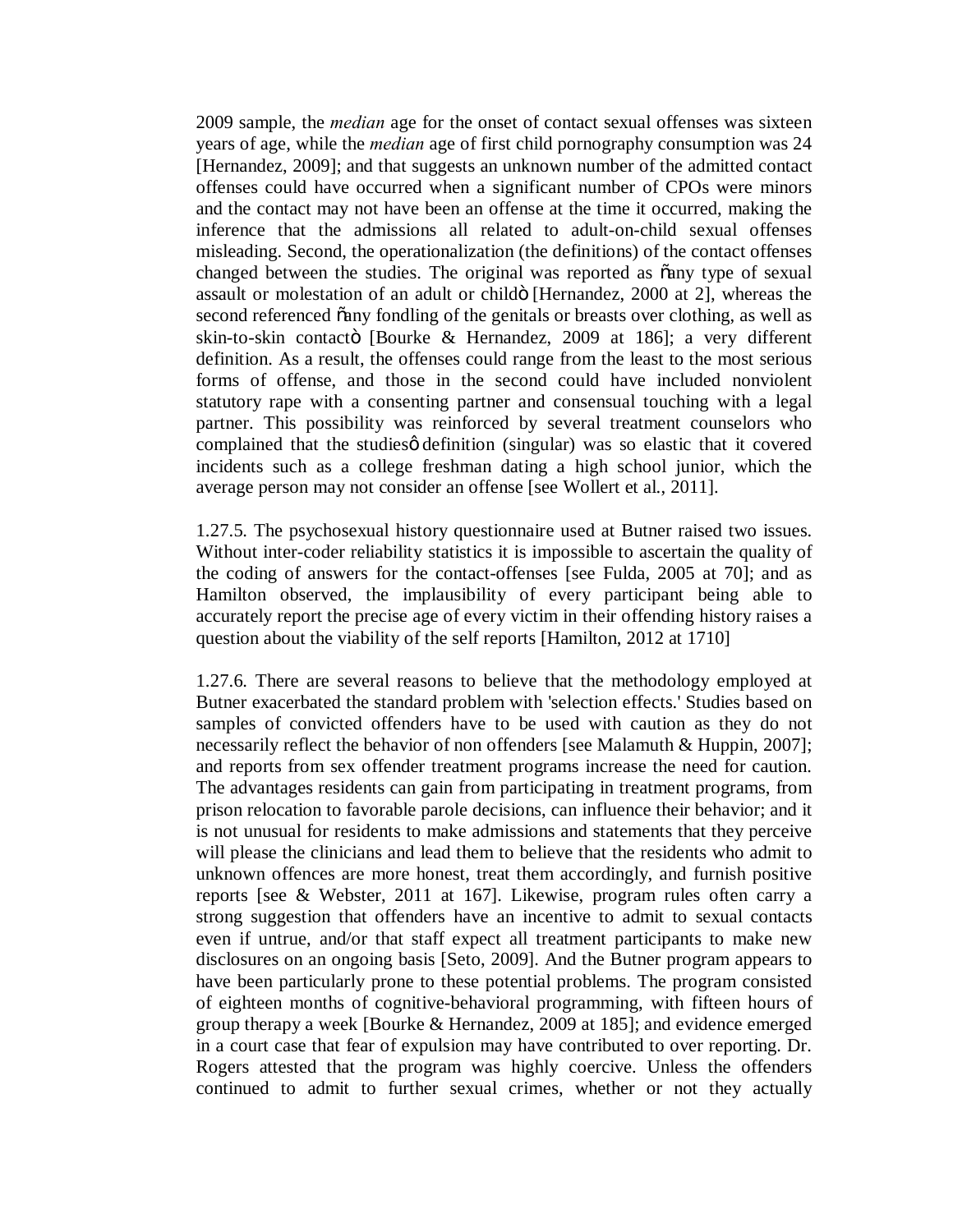2009 sample, the *median* age for the onset of contact sexual offenses was sixteen years of age, while the *median* age of first child pornography consumption was 24 [Hernandez, 2009]; and that suggests an unknown number of the admitted contact offenses could have occurred when a significant number of CPOs were minors and the contact may not have been an offense at the time it occurred, making the inference that the admissions all related to adult-on-child sexual offenses misleading. Second, the operationalization (the definitions) of the contact offenses changed between the studies. The original was reported as "any type of sexual assault or molestation of an adult or child" [Hernandez, 2000 at 2], whereas the second referenced "any fondling of the genitals or breasts over clothing, as well as skin-to-skin contact" [Bourke & Hernandez, 2009 at 186]; a very different definition. As a result, the offenses could range from the least to the most serious forms of offense, and those in the second could have included nonviolent statutory rape with a consenting partner and consensual touching with a legal partner. This possibility was reinforced by several treatment counselors who complained that the studies' definition (singular) was so elastic that it covered incidents such as a college freshman dating a high school junior, which the average person may not consider an offense [see Wollert et al., 2011].

1.27.5. The psychosexual history questionnaire used at Butner raised two issues. Without inter-coder reliability statistics it is impossible to ascertain the quality of the coding of answers for the contact-offenses [see Fulda, 2005 at 70]; and as Hamilton observed, the implausibility of every participant being able to accurately report the precise age of every victim in their offending history raises a question about the viability of the self reports [Hamilton, 2012 at 1710]

1.27.6. There are several reasons to believe that the methodology employed at Butner exacerbated the standard problem with 'selection effects.' Studies based on samples of convicted offenders have to be used with caution as they do not necessarily reflect the behavior of non offenders [see Malamuth & Huppin, 2007]; and reports from sex offender treatment programs increase the need for caution. The advantages residents can gain from participating in treatment programs, from prison relocation to favorable parole decisions, can influence their behavior; and it is not unusual for residents to make admissions and statements that they perceive will please the clinicians and lead them to believe that the residents who admit to unknown offences are more honest, treat them accordingly, and furnish positive reports [see & Webster, 2011 at 167]. Likewise, program rules often carry a strong suggestion that offenders have an incentive to admit to sexual contacts even if untrue, and/or that staff expect all treatment participants to make new disclosures on an ongoing basis [Seto, 2009]. And the Butner program appears to have been particularly prone to these potential problems. The program consisted of eighteen months of cognitive-behavioral programming, with fifteen hours of group therapy a week [Bourke & Hernandez, 2009 at 185]; and evidence emerged in a court case that fear of expulsion may have contributed to over reporting. Dr. Rogers attested that the program was highly coercive. Unless the offenders continued to admit to further sexual crimes, whether or not they actually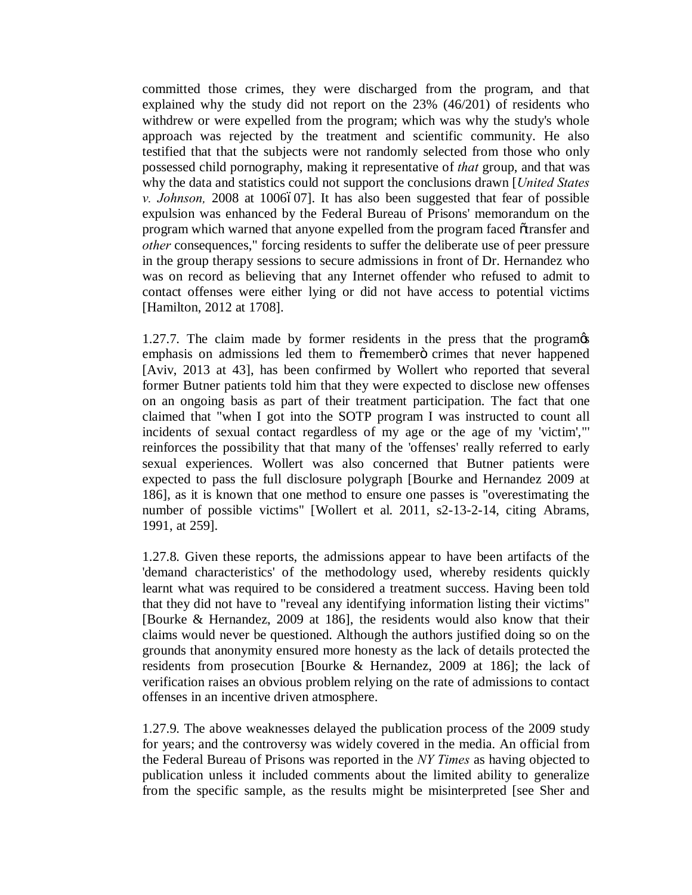committed those crimes, they were discharged from the program, and that explained why the study did not report on the 23% (46/201) of residents who withdrew or were expelled from the program; which was why the study's whole approach was rejected by the treatment and scientific community. He also testified that that the subjects were not randomly selected from those who only possessed child pornography, making it representative of *that* group, and that was why the data and statistics could not support the conclusions drawn [*United States v. Johnson,* 2008 at 1006–07]. It has also been suggested that fear of possible expulsion was enhanced by the Federal Bureau of Prisons' memorandum on the program which warned that anyone expelled from the program faced "transfer and *other* consequences," forcing residents to suffer the deliberate use of peer pressure in the group therapy sessions to secure admissions in front of Dr. Hernandez who was on record as believing that any Internet offender who refused to admit to contact offenses were either lying or did not have access to potential victims [Hamilton, 2012 at 1708].

1.27.7. The claim made by former residents in the press that the program's emphasis on admissions led them to "remember" crimes that never happened [Aviv, 2013 at 43], has been confirmed by Wollert who reported that several former Butner patients told him that they were expected to disclose new offenses on an ongoing basis as part of their treatment participation. The fact that one claimed that "when I got into the SOTP program I was instructed to count all incidents of sexual contact regardless of my age or the age of my 'victim','" reinforces the possibility that that many of the 'offenses' really referred to early sexual experiences. Wollert was also concerned that Butner patients were expected to pass the full disclosure polygraph [Bourke and Hernandez 2009 at 186], as it is known that one method to ensure one passes is "overestimating the number of possible victims" [Wollert et al. 2011, s2-13-2-14, citing Abrams, 1991, at 259].

1.27.8. Given these reports, the admissions appear to have been artifacts of the 'demand characteristics' of the methodology used, whereby residents quickly learnt what was required to be considered a treatment success. Having been told that they did not have to "reveal any identifying information listing their victims" [Bourke & Hernandez, 2009 at 186], the residents would also know that their claims would never be questioned. Although the authors justified doing so on the grounds that anonymity ensured more honesty as the lack of details protected the residents from prosecution [Bourke & Hernandez, 2009 at 186]; the lack of verification raises an obvious problem relying on the rate of admissions to contact offenses in an incentive driven atmosphere.

1.27.9. The above weaknesses delayed the publication process of the 2009 study for years; and the controversy was widely covered in the media. An official from the Federal Bureau of Prisons was reported in the *NY Times* as having objected to publication unless it included comments about the limited ability to generalize from the specific sample, as the results might be misinterpreted [see Sher and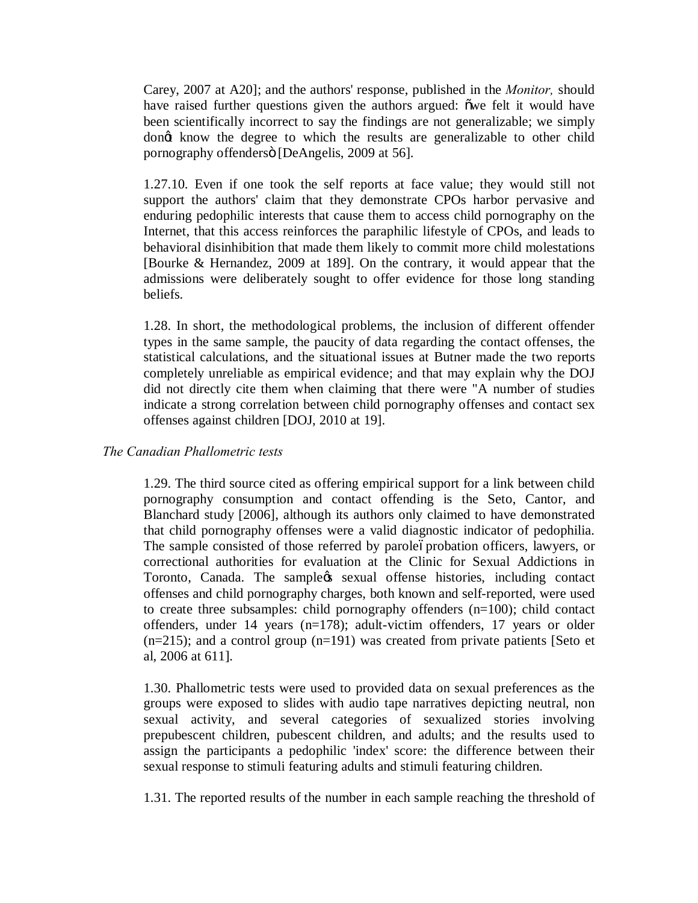Carey, 2007 at A20]; and the authors' response, published in the *Monitor,* should have raised further questions given the authors argued: "we felt it would have been scientifically incorrect to say the findings are not generalizable; we simply don't know the degree to which the results are generalizable to other child pornography offenders" [DeAngelis, 2009 at 56].

1.27.10. Even if one took the self reports at face value; they would still not support the authors' claim that they demonstrate CPOs harbor pervasive and enduring pedophilic interests that cause them to access child pornography on the Internet, that this access reinforces the paraphilic lifestyle of CPOs, and leads to behavioral disinhibition that made them likely to commit more child molestations [Bourke & Hernandez, 2009 at 189]. On the contrary, it would appear that the admissions were deliberately sought to offer evidence for those long standing beliefs.

1.28. In short, the methodological problems, the inclusion of different offender types in the same sample, the paucity of data regarding the contact offenses, the statistical calculations, and the situational issues at Butner made the two reports completely unreliable as empirical evidence; and that may explain why the DOJ did not directly cite them when claiming that there were "A number of studies indicate a strong correlation between child pornography offenses and contact sex offenses against children [DOJ, 2010 at 19].

*The Canadian Phallometric tests*

1.29. The third source cited as offering empirical support for a link between child pornography consumption and contact offending is the Seto, Cantor, and Blanchard study [2006], although its authors only claimed to have demonstrated that child pornography offenses were a valid diagnostic indicator of pedophilia. The sample consisted of those referred by parole–probation officers, lawyers, or correctional authorities for evaluation at the Clinic for Sexual Addictions in Toronto, Canada. The sample's sexual offense histories, including contact offenses and child pornography charges, both known and self-reported, were used to create three subsamples: child pornography offenders (n=100); child contact offenders, under 14 years (n=178); adult-victim offenders, 17 years or older (n=215); and a control group (n=191) was created from private patients [Seto et al, 2006 at 611].

1.30. Phallometric tests were used to provided data on sexual preferences as the groups were exposed to slides with audio tape narratives depicting neutral, non sexual activity, and several categories of sexualized stories involving prepubescent children, pubescent children, and adults; and the results used to assign the participants a pedophilic 'index' score: the difference between their sexual response to stimuli featuring adults and stimuli featuring children.

1.31. The reported results of the number in each sample reaching the threshold of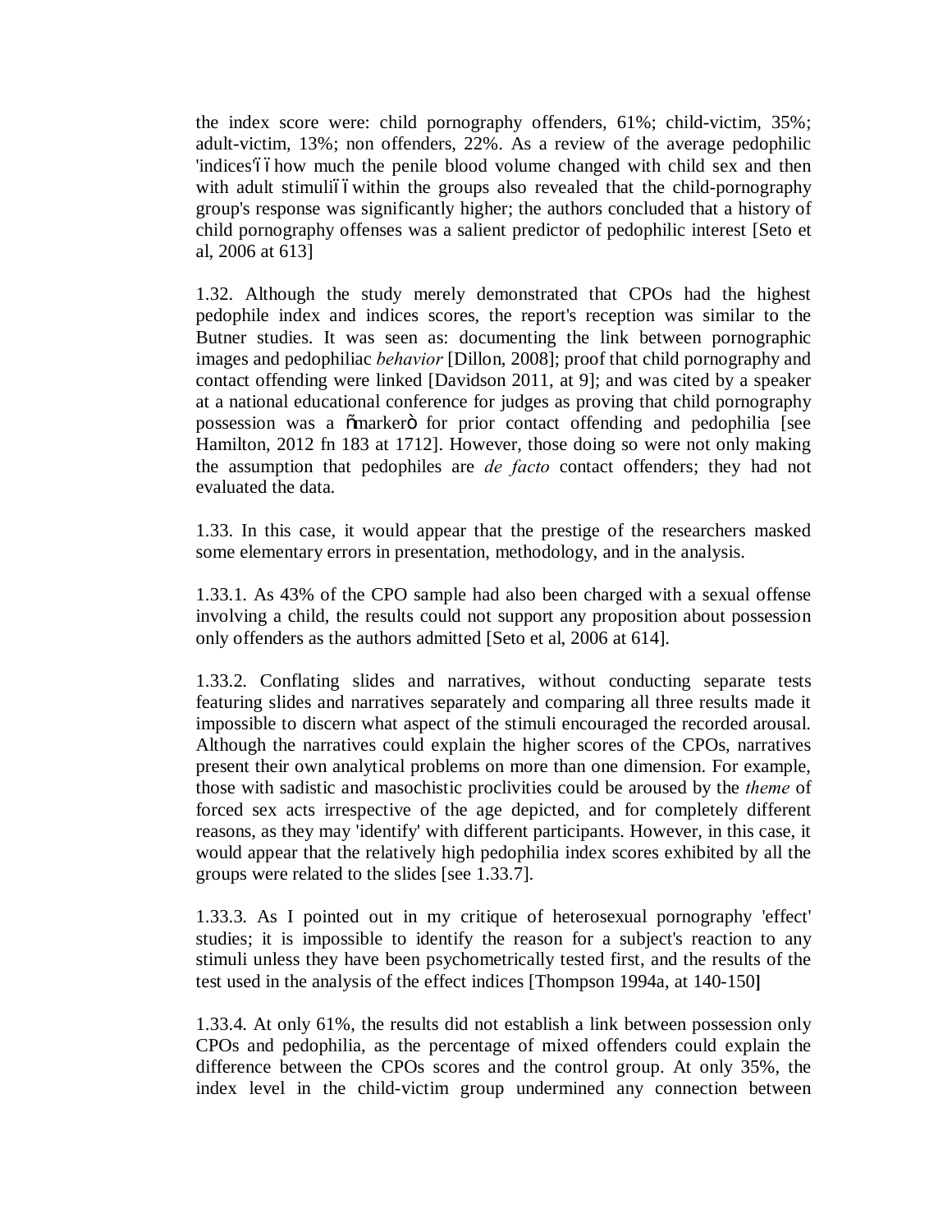the index score were: child pornography offenders, 61%; child-victim, 35%; adult-victim, 13%; non offenders, 22%. As a review of the average pedophilic 'indices'—how much the penile blood volume changed with child sex and then with adult stimuli—within the groups also revealed that the child-pornography group's response was significantly higher; the authors concluded that a history of child pornography offenses was a salient predictor of pedophilic interest [Seto et al, 2006 at 613]

1.32. Although the study merely demonstrated that CPOs had the highest pedophile index and indices scores, the report's reception was similar to the Butner studies. It was seen as: documenting the link between pornographic images and pedophiliac *behavior* [Dillon, 2008]; proof that child pornography and contact offending were linked [Davidson 2011, at 9]; and was cited by a speaker at a national educational conference for judges as proving that child pornography possession was a "marker" for prior contact offending and pedophilia [see Hamilton, 2012 fn 183 at 1712]. However, those doing so were not only making the assumption that pedophiles are *de facto* contact offenders; they had not evaluated the data.

1.33. In this case, it would appear that the prestige of the researchers masked some elementary errors in presentation, methodology, and in the analysis.

1.33.1. As 43% of the CPO sample had also been charged with a sexual offense involving a child, the results could not support any proposition about possession only offenders as the authors admitted [Seto et al, 2006 at 614].

1.33.2. Conflating slides and narratives, without conducting separate tests featuring slides and narratives separately and comparing all three results made it impossible to discern what aspect of the stimuli encouraged the recorded arousal. Although the narratives could explain the higher scores of the CPOs, narratives present their own analytical problems on more than one dimension. For example, those with sadistic and masochistic proclivities could be aroused by the *theme* of forced sex acts irrespective of the age depicted, and for completely different reasons, as they may 'identify' with different participants. However, in this case, it would appear that the relatively high pedophilia index scores exhibited by all the groups were related to the slides [see 1.33.7].

1.33.3. As I pointed out in my critique of heterosexual pornography 'effect' studies; it is impossible to identify the reason for a subject's reaction to any stimuli unless they have been psychometrically tested first, and the results of the test used in the analysis of the effect indices [Thompson 1994a, at 140-150]

1.33.4. At only 61%, the results did not establish a link between possession only CPOs and pedophilia, as the percentage of mixed offenders could explain the difference between the CPOs scores and the control group. At only 35%, the index level in the child-victim group undermined any connection between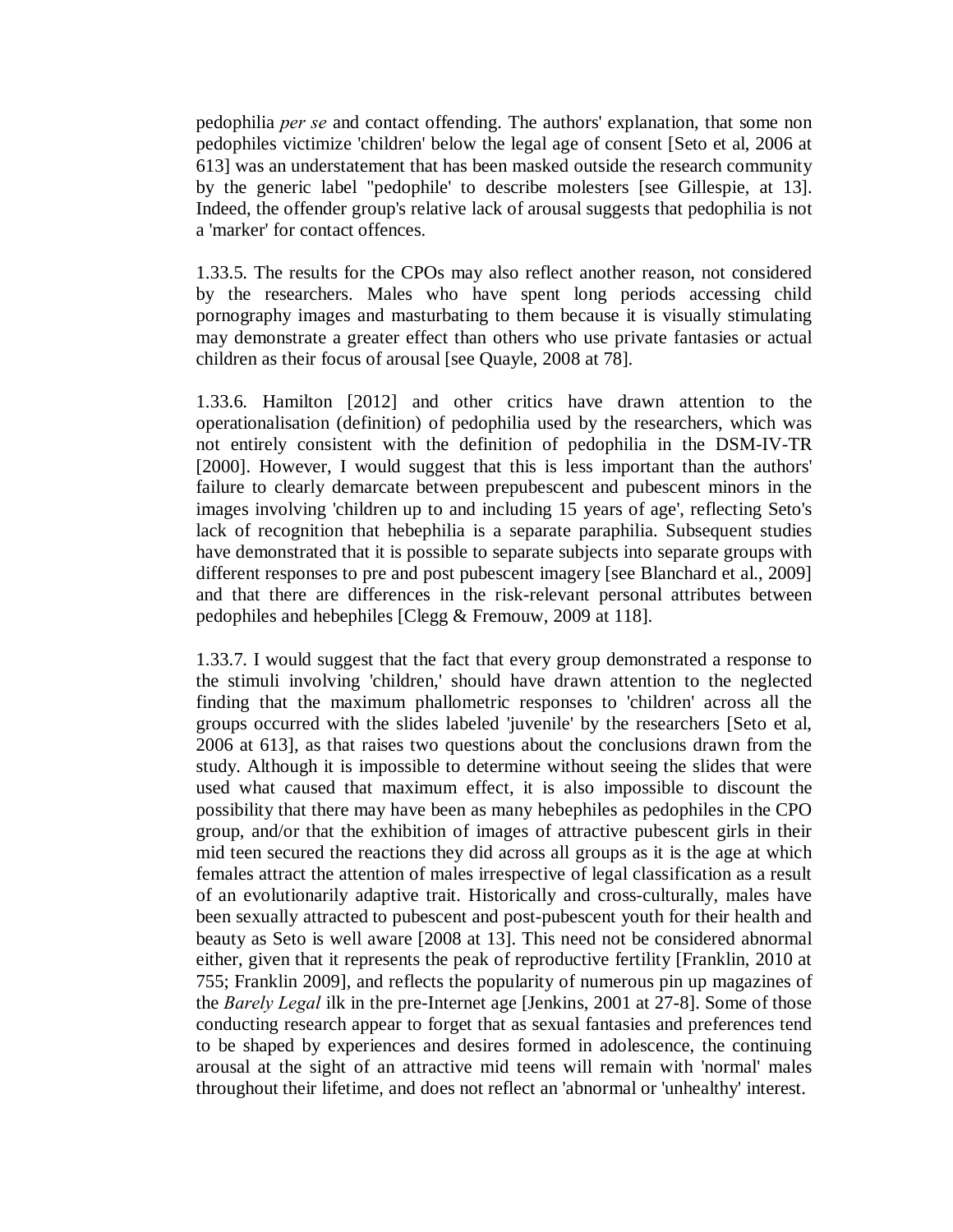pedophilia *per se* and contact offending. The authors' explanation, that some non pedophiles victimize 'children' below the legal age of consent [Seto et al, 2006 at 613] was an understatement that has been masked outside the research community by the generic label "pedophile" to describe molesters [see Gillespie, at 13]. Indeed, the offender group's relative lack of arousal suggests that pedophilia is not a 'marker' for contact offences.

1.33.5. The results for the CPOs may also reflect another reason, not considered by the researchers. Males who have spent long periods accessing child pornography images and masturbating to them because it is visually stimulating may demonstrate a greater effect than others who use private fantasies or actual children as their focus of arousal [see Quayle, 2008 at 78].

1.33.6. Hamilton [2012] and other critics have drawn attention to the operationalisation (definition) of pedophilia used by the researchers, which was not entirely consistent with the definition of pedophilia in the DSM-IV-TR [2000]. However, I would suggest that this is less important than the authors' failure to clearly demarcate between prepubescent and pubescent minors in the images involving 'children up to and including 15 years of age', reflecting Seto's lack of recognition that hebephilia is a separate paraphilia. Subsequent studies have demonstrated that it is possible to separate subjects into separate groups with different responses to pre and post pubescent imagery [see Blanchard et al., 2009] and that there are differences in the risk-relevant personal attributes between pedophiles and hebephiles [Clegg & Fremouw, 2009 at 118].

1.33.7. I would suggest that the fact that every group demonstrated a response to the stimuli involving 'children,' should have drawn attention to the neglected finding that the maximum phallometric responses to 'children' across all the groups occurred with the slides labeled 'juvenile' by the researchers [Seto et al, 2006 at 613], as that raises two questions about the conclusions drawn from the study. Although it is impossible to determine without seeing the slides that were used what caused that maximum effect, it is also impossible to discount the possibility that there may have been as many hebephiles as pedophiles in the CPO group, and/or that the exhibition of images of attractive pubescent girls in their mid teen secured the reactions they did across all groups as it is the age at which females attract the attention of males irrespective of legal classification as a result of an evolutionarily adaptive trait. Historically and cross-culturally, males have been sexually attracted to pubescent and post-pubescent youth for their health and beauty as Seto is well aware [2008 at 13]. This need not be considered abnormal either, given that it represents the peak of reproductive fertility [Franklin, 2010 at 755; Franklin 2009], and reflects the popularity of numerous pin up magazines of the *Barely Legal* ilk in the pre-Internet age [Jenkins, 2001 at 27-8]. Some of those conducting research appear to forget that as sexual fantasies and preferences tend to be shaped by experiences and desires formed in adolescence, the continuing arousal at the sight of an attractive mid teens will remain with 'normal' males throughout their lifetime, and does not reflect an 'abnormal or 'unhealthy' interest.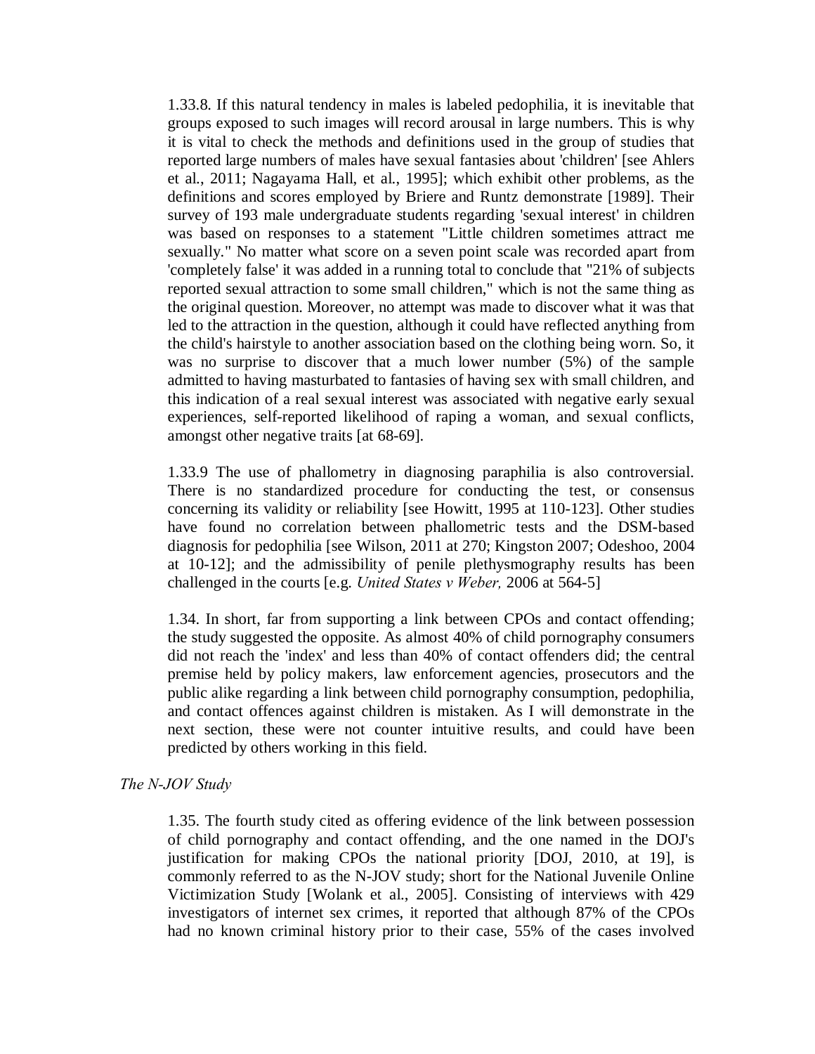1.33.8. If this natural tendency in males is labeled pedophilia, it is inevitable that groups exposed to such images will record arousal in large numbers. This is why it is vital to check the methods and definitions used in the group of studies that reported large numbers of males have sexual fantasies about 'children' [see Ahlers et al., 2011; Nagayama Hall, et al., 1995]; which exhibit other problems, as the definitions and scores employed by Briere and Runtz demonstrate [1989]. Their survey of 193 male undergraduate students regarding 'sexual interest' in children was based on responses to a statement "Little children sometimes attract me sexually." No matter what score on a seven point scale was recorded apart from 'completely false' it was added in a running total to conclude that "21% of subjects reported sexual attraction to some small children," which is not the same thing as the original question. Moreover, no attempt was made to discover what it was that led to the attraction in the question, although it could have reflected anything from the child's hairstyle to another association based on the clothing being worn. So, it was no surprise to discover that a much lower number (5%) of the sample admitted to having masturbated to fantasies of having sex with small children, and this indication of a real sexual interest was associated with negative early sexual experiences, self-reported likelihood of raping a woman, and sexual conflicts, amongst other negative traits [at 68-69].

1.33.9 The use of phallometry in diagnosing paraphilia is also controversial. There is no standardized procedure for conducting the test, or consensus concerning its validity or reliability [see Howitt, 1995 at 110-123]. Other studies have found no correlation between phallometric tests and the DSM-based diagnosis for pedophilia [see Wilson, 2011 at 270; Kingston 2007; Odeshoo, 2004 at 10-12]; and the admissibility of penile plethysmography results has been challenged in the courts [e.g. *United States v Weber,* 2006 at 564-5]

1.34. In short, far from supporting a link between CPOs and contact offending; the study suggested the opposite. As almost 40% of child pornography consumers did not reach the 'index' and less than 40% of contact offenders did; the central premise held by policy makers, law enforcement agencies, prosecutors and the public alike regarding a link between child pornography consumption, pedophilia, and contact offences against children is mistaken. As I will demonstrate in the next section, these were not counter intuitive results, and could have been predicted by others working in this field.

*The N-JOV Study*

1.35. The fourth study cited as offering evidence of the link between possession of child pornography and contact offending, and the one named in the DOJ's justification for making CPOs the national priority [DOJ, 2010, at 19], is commonly referred to as the N-JOV study; short for the National Juvenile Online Victimization Study [Wolank et al., 2005]. Consisting of interviews with 429 investigators of internet sex crimes, it reported that although 87% of the CPOs had no known criminal history prior to their case, 55% of the cases involved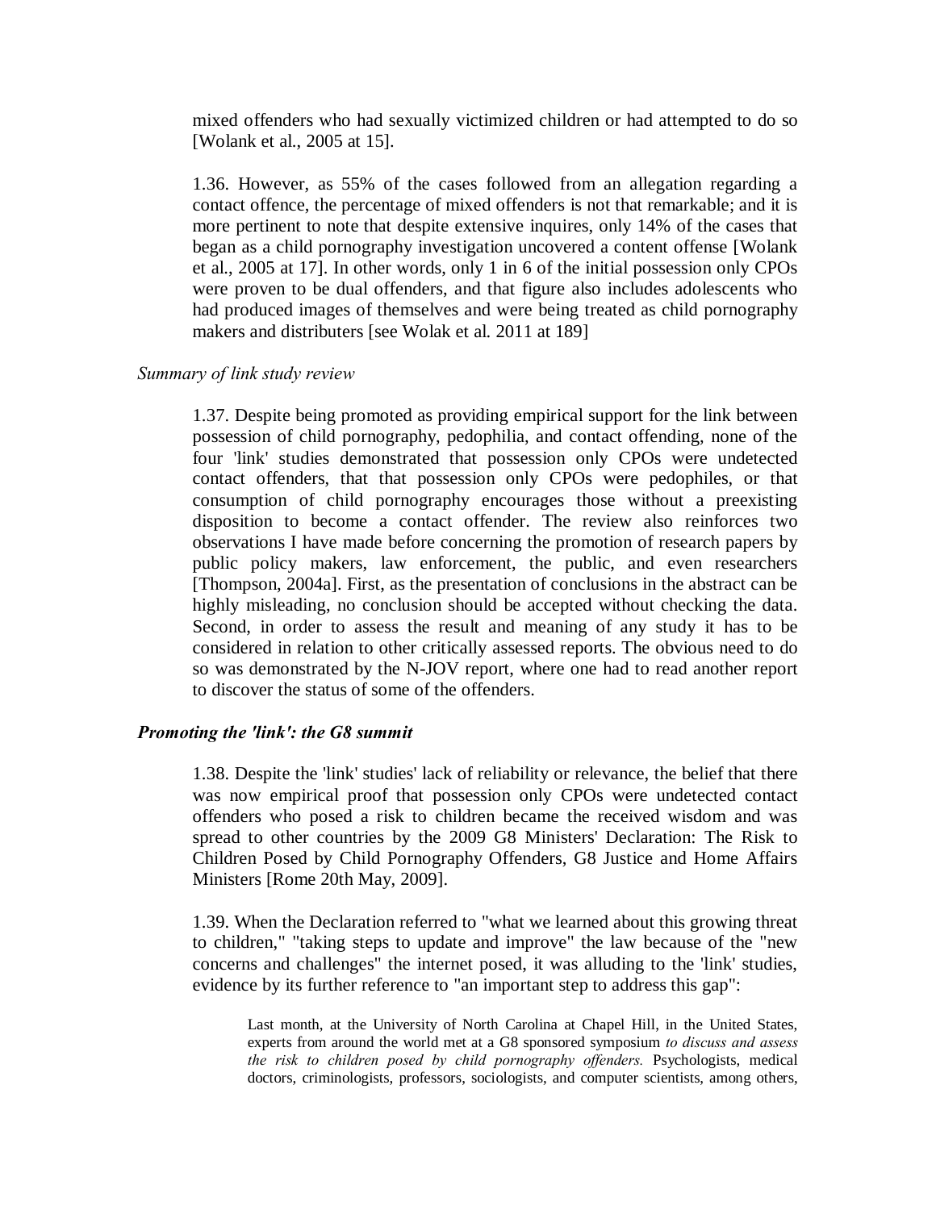mixed offenders who had sexually victimized children or had attempted to do so [Wolank et al., 2005 at 15].

1.36. However, as 55% of the cases followed from an allegation regarding a contact offence, the percentage of mixed offenders is not that remarkable; and it is more pertinent to note that despite extensive inquires, only 14% of the cases that began as a child pornography investigation uncovered a content offense [Wolank et al., 2005 at 17]. In other words, only 1 in 6 of the initial possession only CPOs were proven to be dual offenders, and that figure also includes adolescents who had produced images of themselves and were being treated as child pornography makers and distributers [see Wolak et al. 2011 at 189]

*Summary of link study review*

1.37. Despite being promoted as providing empirical support for the link between possession of child pornography, pedophilia, and contact offending, none of the four 'link' studies demonstrated that possession only CPOs were undetected contact offenders, that that possession only CPOs were pedophiles, or that consumption of child pornography encourages those without a preexisting disposition to become a contact offender. The review also reinforces two observations I have made before concerning the promotion of research papers by public policy makers, law enforcement, the public, and even researchers [Thompson, 2004a]. First, as the presentation of conclusions in the abstract can be highly misleading, no conclusion should be accepted without checking the data. Second, in order to assess the result and meaning of any study it has to be considered in relation to other critically assessed reports. The obvious need to do so was demonstrated by the N-JOV report, where one had to read another report to discover the status of some of the offenders.

***Promoting the 'link': the G8 summit***

1.38. Despite the 'link' studies' lack of reliability or relevance, the belief that there was now empirical proof that possession only CPOs were undetected contact offenders who posed a risk to children became the received wisdom and was spread to other countries by the 2009 G8 Ministers' Declaration: The Risk to Children Posed by Child Pornography Offenders, G8 Justice and Home Affairs Ministers [Rome 20th May, 2009].

1.39. When the Declaration referred to "what we learned about this growing threat to children," "taking steps to update and improve" the law because of the "new concerns and challenges" the internet posed, it was alluding to the 'link' studies, evidence by its further reference to "an important step to address this gap":

> Last month, at the University of North Carolina at Chapel Hill, in the United States, experts from around the world met at a G8 sponsored symposium *to discuss and assess the risk to children posed by child pornography offenders.* Psychologists, medical doctors, criminologists, professors, sociologists, and computer scientists, among others,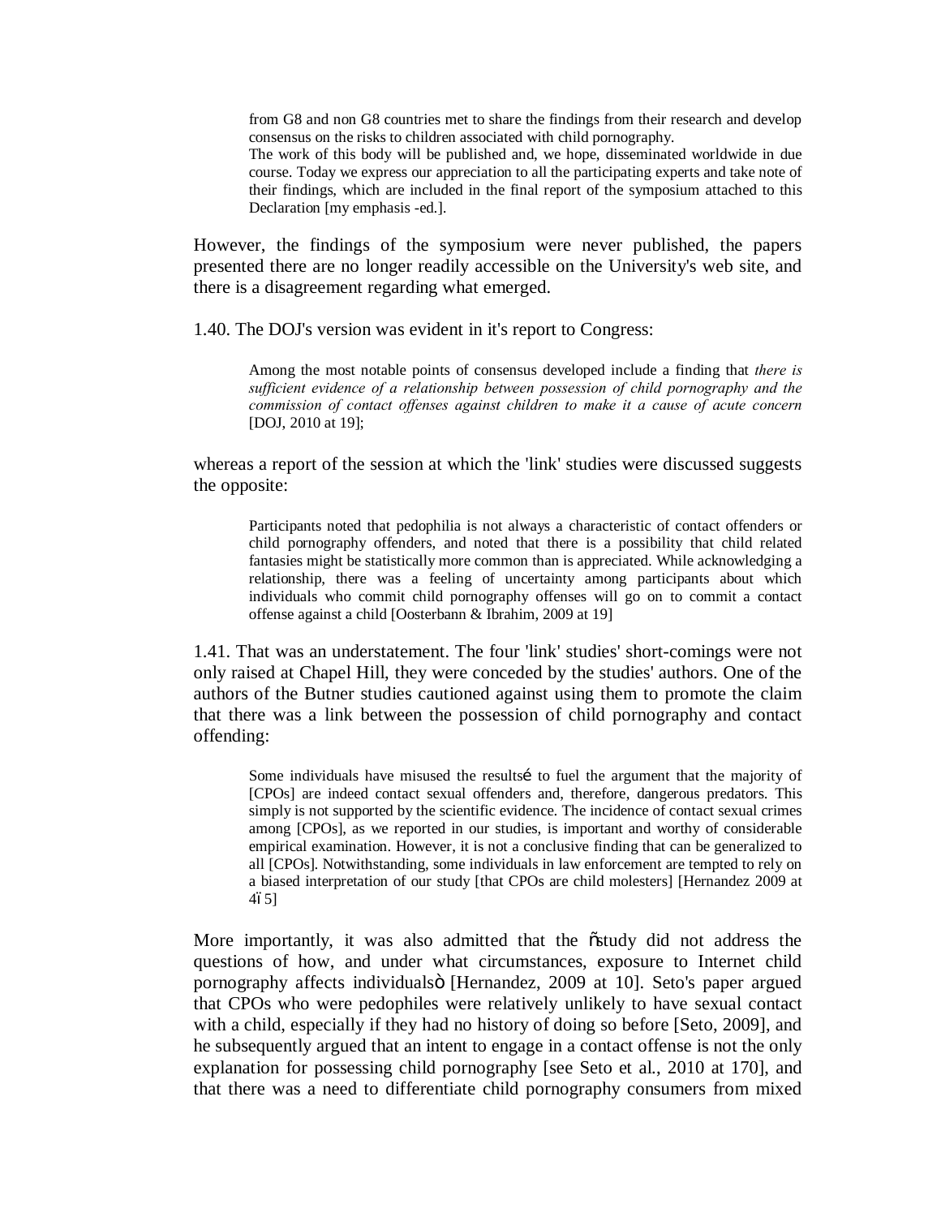> from G8 and non G8 countries met to share the findings from their research and develop consensus on the risks to children associated with child pornography.
> The work of this body will be published and, we hope, disseminated worldwide in due course. Today we express our appreciation to all the participating experts and take note of their findings, which are included in the final report of the symposium attached to this Declaration [my emphasis -ed.].

However, the findings of the symposium were never published, the papers presented there are no longer readily accessible on the University's web site, and there is a disagreement regarding what emerged.

1.40. The DOJ's version was evident in it's report to Congress:

> Among the most notable points of consensus developed include a finding that *there is sufficient evidence of a relationship between possession of child pornography and the commission of contact offenses against children to make it a cause of acute concern* [DOJ, 2010 at 19];

whereas a report of the session at which the 'link' studies were discussed suggests the opposite:

> Participants noted that pedophilia is not always a characteristic of contact offenders or child pornography offenders, and noted that there is a possibility that child related fantasies might be statistically more common than is appreciated. While acknowledging a relationship, there was a feeling of uncertainty among participants about which individuals who commit child pornography offenses will go on to commit a contact offense against a child [Oosterbann & Ibrahim, 2009 at 19]

1.41. That was an understatement. The four 'link' studies' short-comings were not only raised at Chapel Hill, they were conceded by the studies' authors. One of the authors of the Butner studies cautioned against using them to promote the claim that there was a link between the possession of child pornography and contact offending:

> Some individuals have misused the results… to fuel the argument that the majority of [CPOs] are indeed contact sexual offenders and, therefore, dangerous predators. This simply is not supported by the scientific evidence. The incidence of contact sexual crimes among [CPOs], as we reported in our studies, is important and worthy of considerable empirical examination. However, it is not a conclusive finding that can be generalized to all [CPOs]. Notwithstanding, some individuals in law enforcement are tempted to rely on a biased interpretation of our study [that CPOs are child molesters] [Hernandez 2009 at 4–5]

More importantly, it was also admitted that the "study did not address the questions of how, and under what circumstances, exposure to Internet child pornography affects individuals" [Hernandez, 2009 at 10]. Seto's paper argued that CPOs who were pedophiles were relatively unlikely to have sexual contact with a child, especially if they had no history of doing so before [Seto, 2009], and he subsequently argued that an intent to engage in a contact offense is not the only explanation for possessing child pornography [see Seto et al., 2010 at 170], and that there was a need to differentiate child pornography consumers from mixed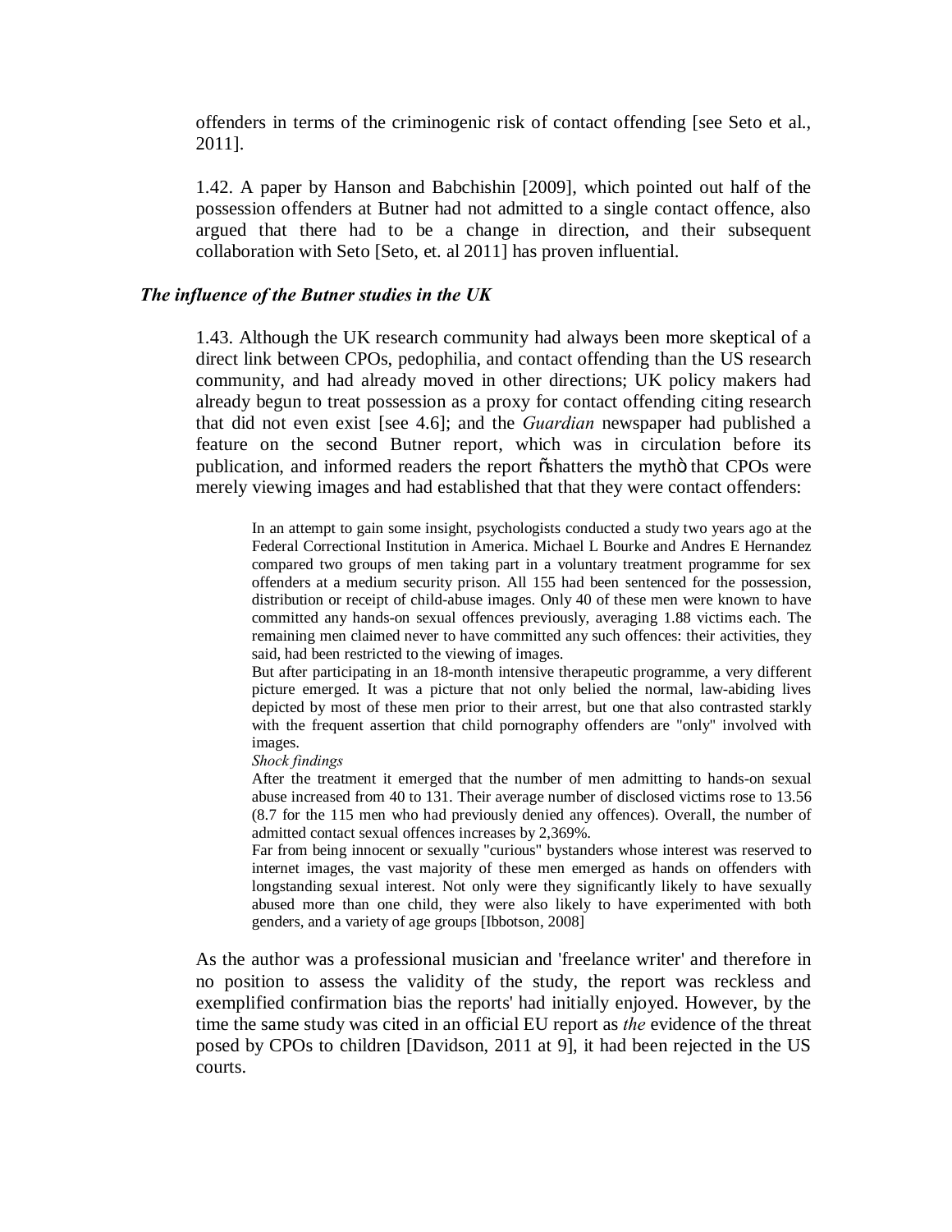offenders in terms of the criminogenic risk of contact offending [see Seto et al., 2011].

1.42. A paper by Hanson and Babchishin [2009], which pointed out half of the possession offenders at Butner had not admitted to a single contact offence, also argued that there had to be a change in direction, and their subsequent collaboration with Seto [Seto, et. al 2011] has proven influential.

***The influence of the Butner studies in the UK***

1.43. Although the UK research community had always been more skeptical of a direct link between CPOs, pedophilia, and contact offending than the US research community, and had already moved in other directions; UK policy makers had already begun to treat possession as a proxy for contact offending citing research that did not even exist [see 4.6]; and the *Guardian* newspaper had published a feature on the second Butner report, which was in circulation before its publication, and informed readers the report "shatters the myth" that CPOs were merely viewing images and had established that that they were contact offenders:

> In an attempt to gain some insight, psychologists conducted a study two years ago at the Federal Correctional Institution in America. Michael L Bourke and Andres E Hernandez compared two groups of men taking part in a voluntary treatment programme for sex offenders at a medium security prison. All 155 had been sentenced for the possession, distribution or receipt of child-abuse images. Only 40 of these men were known to have committed any hands-on sexual offences previously, averaging 1.88 victims each. The remaining men claimed never to have committed any such offences: their activities, they said, had been restricted to the viewing of images.
>
> But after participating in an 18-month intensive therapeutic programme, a very different picture emerged. It was a picture that not only belied the normal, law-abiding lives depicted by most of these men prior to their arrest, but one that also contrasted starkly with the frequent assertion that child pornography offenders are "only" involved with images.
>
> *Shock findings*
>
> After the treatment it emerged that the number of men admitting to hands-on sexual abuse increased from 40 to 131. Their average number of disclosed victims rose to 13.56 (8.7 for the 115 men who had previously denied any offences). Overall, the number of admitted contact sexual offences increases by 2,369%.
>
> Far from being innocent or sexually "curious" bystanders whose interest was reserved to internet images, the vast majority of these men emerged as hands on offenders with longstanding sexual interest. Not only were they significantly likely to have sexually abused more than one child, they were also likely to have experimented with both genders, and a variety of age groups [Ibbotson, 2008]

As the author was a professional musician and 'freelance writer' and therefore in no position to assess the validity of the study, the report was reckless and exemplified confirmation bias the reports' had initially enjoyed. However, by the time the same study was cited in an official EU report as *the* evidence of the threat posed by CPOs to children [Davidson, 2011 at 9], it had been rejected in the US courts.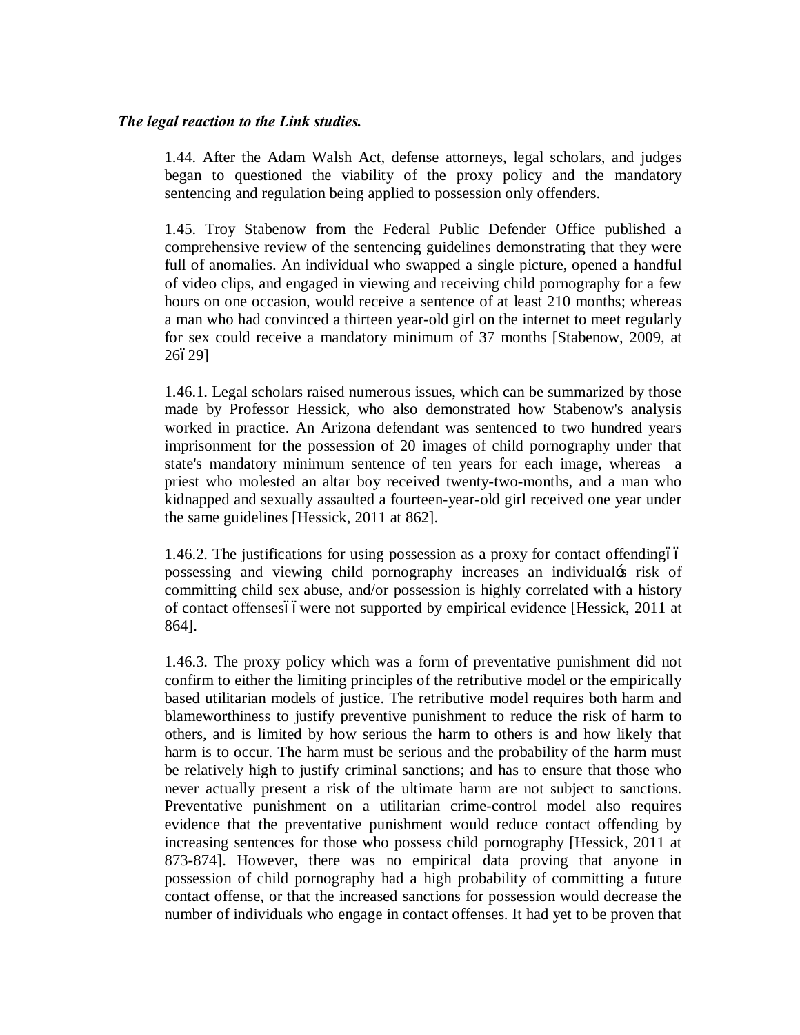***The legal reaction to the Link studies.***

1.44. After the Adam Walsh Act, defense attorneys, legal scholars, and judges began to questioned the viability of the proxy policy and the mandatory sentencing and regulation being applied to possession only offenders.

1.45. Troy Stabenow from the Federal Public Defender Office published a comprehensive review of the sentencing guidelines demonstrating that they were full of anomalies. An individual who swapped a single picture, opened a handful of video clips, and engaged in viewing and receiving child pornography for a few hours on one occasion, would receive a sentence of at least 210 months; whereas a man who had convinced a thirteen year-old girl on the internet to meet regularly for sex could receive a mandatory minimum of 37 months [Stabenow, 2009, at 26–29]

1.46.1. Legal scholars raised numerous issues, which can be summarized by those made by Professor Hessick, who also demonstrated how Stabenow's analysis worked in practice. An Arizona defendant was sentenced to two hundred years imprisonment for the possession of 20 images of child pornography under that state's mandatory minimum sentence of ten years for each image, whereas a priest who molested an altar boy received twenty-two-months, and a man who kidnapped and sexually assaulted a fourteen-year-old girl received one year under the same guidelines [Hessick, 2011 at 862].

1.46.2. The justifications for using possession as a proxy for contact offending—possessing and viewing child pornography increases an individual's risk of committing child sex abuse, and/or possession is highly correlated with a history of contact offenses—were not supported by empirical evidence [Hessick, 2011 at 864].

1.46.3. The proxy policy which was a form of preventative punishment did not confirm to either the limiting principles of the retributive model or the empirically based utilitarian models of justice. The retributive model requires both harm and blameworthiness to justify preventive punishment to reduce the risk of harm to others, and is limited by how serious the harm to others is and how likely that harm is to occur. The harm must be serious and the probability of the harm must be relatively high to justify criminal sanctions; and has to ensure that those who never actually present a risk of the ultimate harm are not subject to sanctions. Preventative punishment on a utilitarian crime-control model also requires evidence that the preventative punishment would reduce contact offending by increasing sentences for those who possess child pornography [Hessick, 2011 at 873-874]. However, there was no empirical data proving that anyone in possession of child pornography had a high probability of committing a future contact offense, or that the increased sanctions for possession would decrease the number of individuals who engage in contact offenses. It had yet to be proven that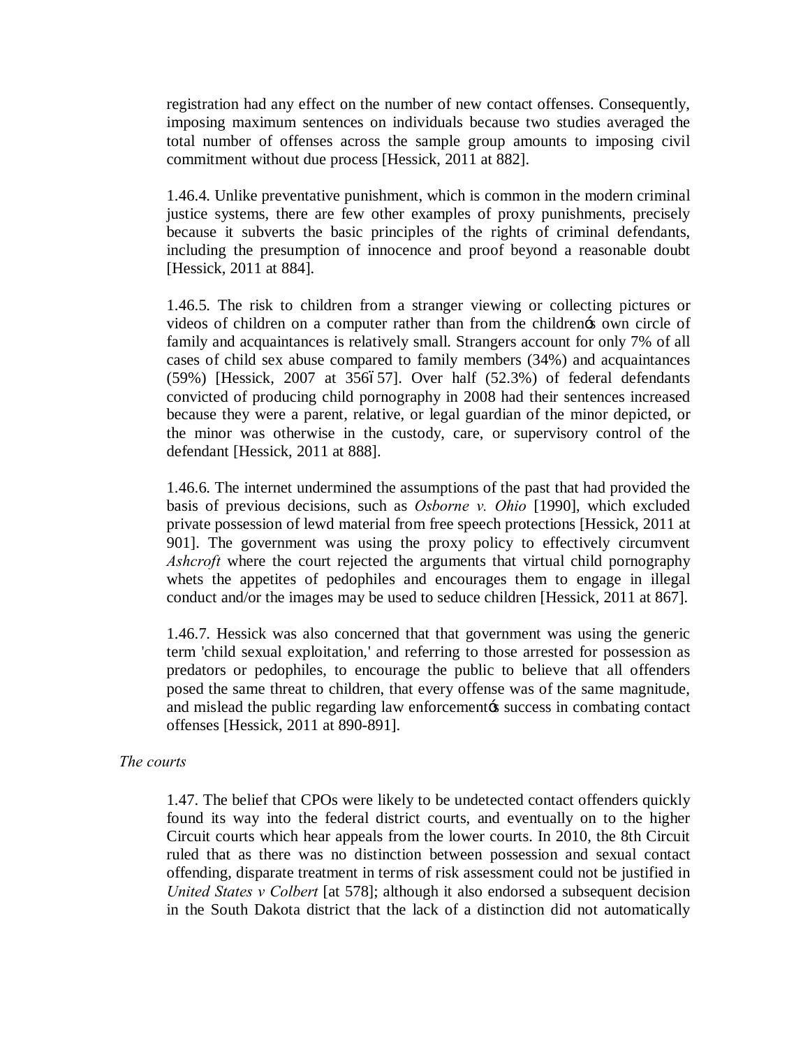registration had any effect on the number of new contact offenses. Consequently, imposing maximum sentences on individuals because two studies averaged the total number of offenses across the sample group amounts to imposing civil commitment without due process [Hessick, 2011 at 882].

1.46.4. Unlike preventative punishment, which is common in the modern criminal justice systems, there are few other examples of proxy punishments, precisely because it subverts the basic principles of the rights of criminal defendants, including the presumption of innocence and proof beyond a reasonable doubt [Hessick, 2011 at 884].

1.46.5. The risk to children from a stranger viewing or collecting pictures or videos of children on a computer rather than from the children's own circle of family and acquaintances is relatively small. Strangers account for only 7% of all cases of child sex abuse compared to family members (34%) and acquaintances (59%) [Hessick, 2007 at 356–57]. Over half (52.3%) of federal defendants convicted of producing child pornography in 2008 had their sentences increased because they were a parent, relative, or legal guardian of the minor depicted, or the minor was otherwise in the custody, care, or supervisory control of the defendant [Hessick, 2011 at 888].

1.46.6. The internet undermined the assumptions of the past that had provided the basis of previous decisions, such as *Osborne v. Ohio* [1990], which excluded private possession of lewd material from free speech protections [Hessick, 2011 at 901]. The government was using the proxy policy to effectively circumvent *Ashcroft* where the court rejected the arguments that virtual child pornography whets the appetites of pedophiles and encourages them to engage in illegal conduct and/or the images may be used to seduce children [Hessick, 2011 at 867].

1.46.7. Hessick was also concerned that that government was using the generic term 'child sexual exploitation,' and referring to those arrested for possession as predators or pedophiles, to encourage the public to believe that all offenders posed the same threat to children, that every offense was of the same magnitude, and mislead the public regarding law enforcement's success in combating contact offenses [Hessick, 2011 at 890-891].

*The courts*

1.47. The belief that CPOs were likely to be undetected contact offenders quickly found its way into the federal district courts, and eventually on to the higher Circuit courts which hear appeals from the lower courts. In 2010, the 8th Circuit ruled that as there was no distinction between possession and sexual contact offending, disparate treatment in terms of risk assessment could not be justified in *United States v Colbert* [at 578]; although it also endorsed a subsequent decision in the South Dakota district that the lack of a distinction did not automatically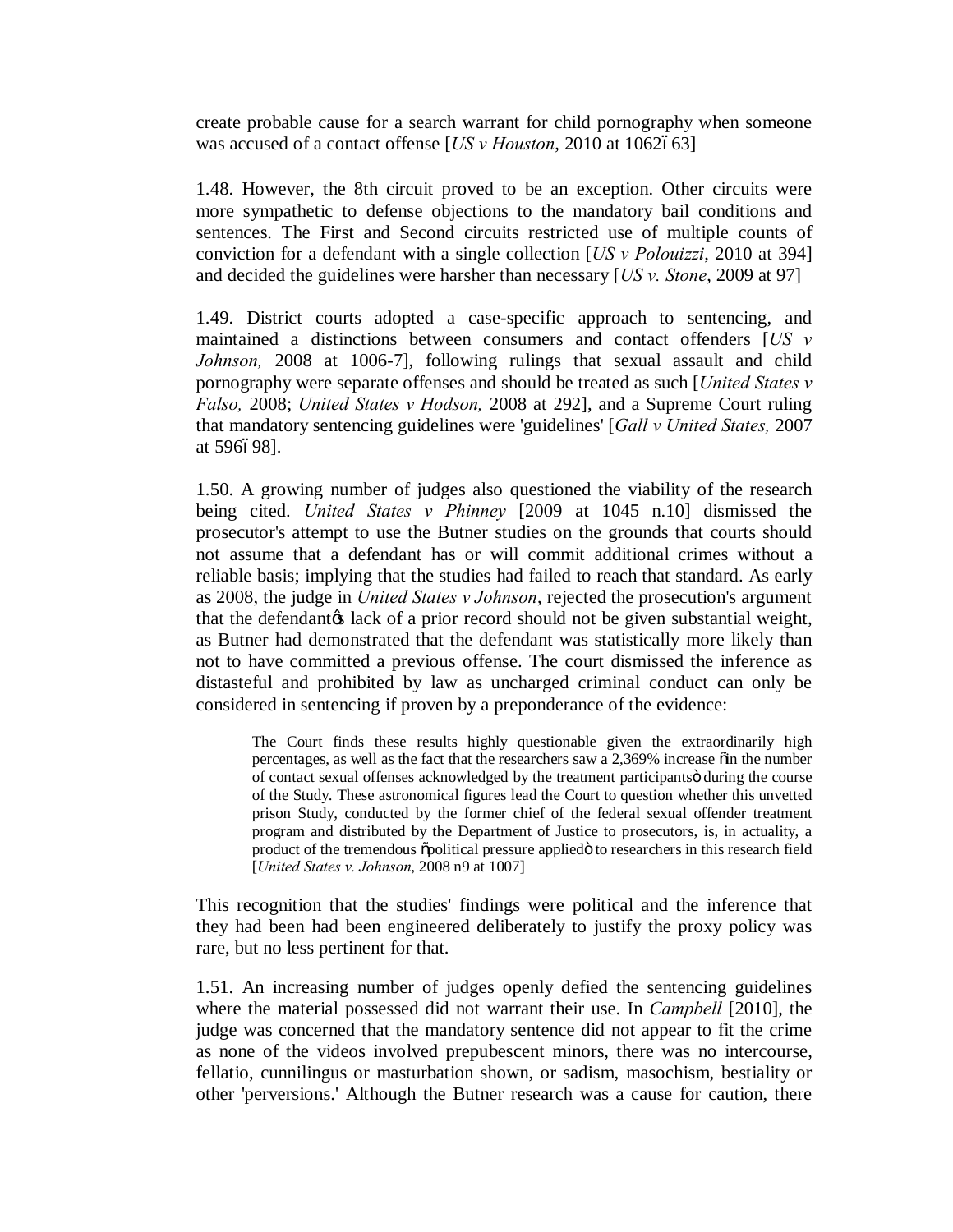create probable cause for a search warrant for child pornography when someone was accused of a contact offense [*US v Houston*, 2010 at 1062–63]

1.48. However, the 8th circuit proved to be an exception. Other circuits were more sympathetic to defense objections to the mandatory bail conditions and sentences. The First and Second circuits restricted use of multiple counts of conviction for a defendant with a single collection [*US v Polouizzi*, 2010 at 394] and decided the guidelines were harsher than necessary [*US v. Stone*, 2009 at 97]

1.49. District courts adopted a case-specific approach to sentencing, and maintained a distinctions between consumers and contact offenders [*US v Johnson,* 2008 at 1006-7], following rulings that sexual assault and child pornography were separate offenses and should be treated as such [*United States v Falso,* 2008; *United States v Hodson,* 2008 at 292], and a Supreme Court ruling that mandatory sentencing guidelines were 'guidelines' [*Gall v United States,* 2007 at 596–98].

1.50. A growing number of judges also questioned the viability of the research being cited. *United States v Phinney* [2009 at 1045 n.10] dismissed the prosecutor's attempt to use the Butner studies on the grounds that courts should not assume that a defendant has or will commit additional crimes without a reliable basis; implying that the studies had failed to reach that standard. As early as 2008, the judge in *United States v Johnson*, rejected the prosecution's argument that the defendant's lack of a prior record should not be given substantial weight, as Butner had demonstrated that the defendant was statistically more likely than not to have committed a previous offense. The court dismissed the inference as distasteful and prohibited by law as uncharged criminal conduct can only be considered in sentencing if proven by a preponderance of the evidence:

> The Court finds these results highly questionable given the extraordinarily high percentages, as well as the fact that the researchers saw a 2,369% increase "in the number of contact sexual offenses acknowledged by the treatment participants" during the course of the Study. These astronomical figures lead the Court to question whether this unvetted prison Study, conducted by the former chief of the federal sexual offender treatment program and distributed by the Department of Justice to prosecutors, is, in actuality, a product of the tremendous "political pressure applied" to researchers in this research field [*United States v. Johnson*, 2008 n9 at 1007]

This recognition that the studies' findings were political and the inference that they had been had been engineered deliberately to justify the proxy policy was rare, but no less pertinent for that.

1.51. An increasing number of judges openly defied the sentencing guidelines where the material possessed did not warrant their use. In *Campbell* [2010], the judge was concerned that the mandatory sentence did not appear to fit the crime as none of the videos involved prepubescent minors, there was no intercourse, fellatio, cunnilingus or masturbation shown, or sadism, masochism, bestiality or other 'perversions.' Although the Butner research was a cause for caution, there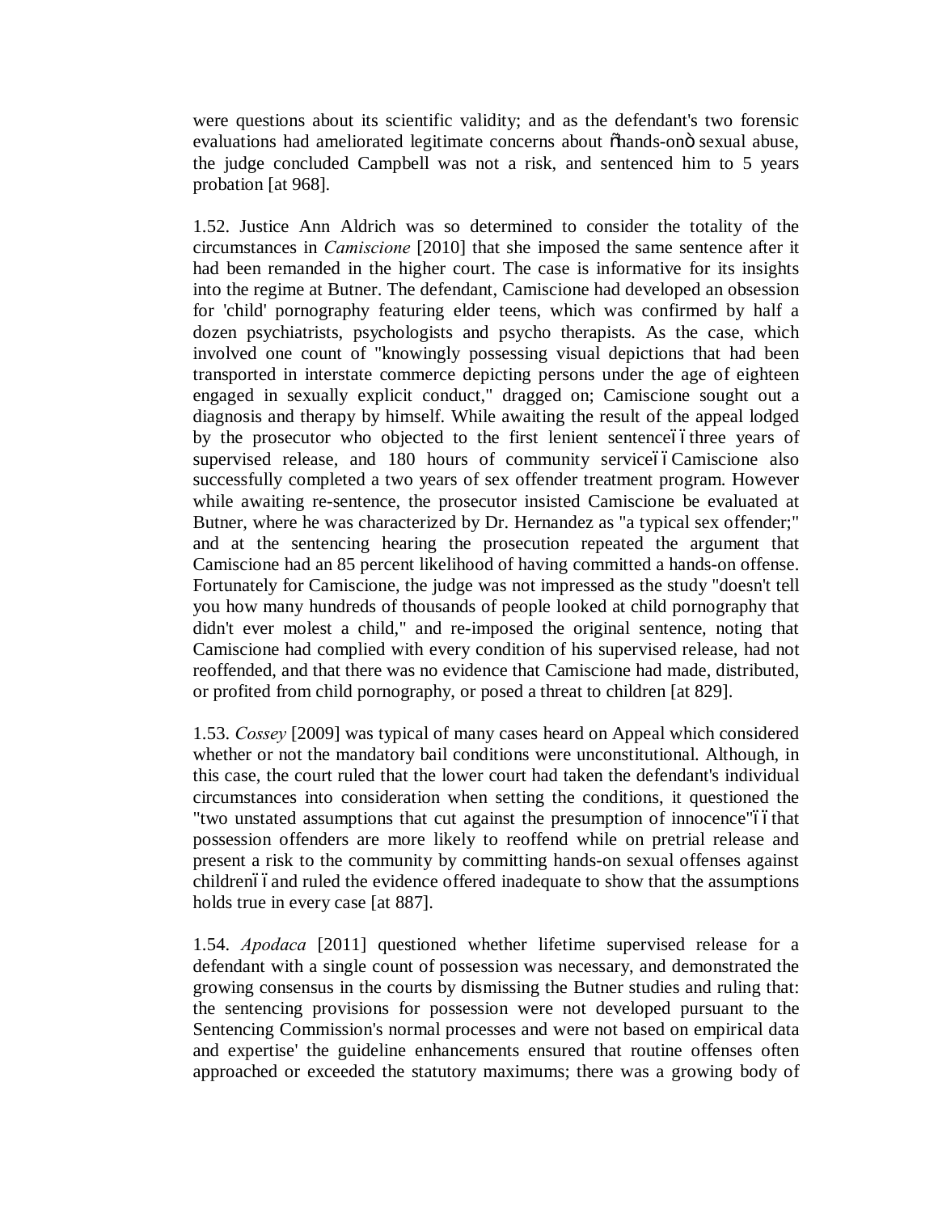were questions about its scientific validity; and as the defendant's two forensic evaluations had ameliorated legitimate concerns about "hands-on" sexual abuse, the judge concluded Campbell was not a risk, and sentenced him to 5 years probation [at 968].

1.52. Justice Ann Aldrich was so determined to consider the totality of the circumstances in *Camiscione* [2010] that she imposed the same sentence after it had been remanded in the higher court. The case is informative for its insights into the regime at Butner. The defendant, Camiscione had developed an obsession for 'child' pornography featuring elder teens, which was confirmed by half a dozen psychiatrists, psychologists and psycho therapists. As the case, which involved one count of "knowingly possessing visual depictions that had been transported in interstate commerce depicting persons under the age of eighteen engaged in sexually explicit conduct," dragged on; Camiscione sought out a diagnosis and therapy by himself. While awaiting the result of the appeal lodged by the prosecutor who objected to the first lenient sentence——three years of supervised release, and 180 hours of community service——Camiscione also successfully completed a two years of sex offender treatment program. However while awaiting re-sentence, the prosecutor insisted Camiscione be evaluated at Butner, where he was characterized by Dr. Hernandez as "a typical sex offender;" and at the sentencing hearing the prosecution repeated the argument that Camiscione had an 85 percent likelihood of having committed a hands-on offense. Fortunately for Camiscione, the judge was not impressed as the study "doesn't tell you how many hundreds of thousands of people looked at child pornography that didn't ever molest a child," and re-imposed the original sentence, noting that Camiscione had complied with every condition of his supervised release, had not reoffended, and that there was no evidence that Camiscione had made, distributed, or profited from child pornography, or posed a threat to children [at 829].

1.53. *Cossey* [2009] was typical of many cases heard on Appeal which considered whether or not the mandatory bail conditions were unconstitutional. Although, in this case, the court ruled that the lower court had taken the defendant's individual circumstances into consideration when setting the conditions, it questioned the "two unstated assumptions that cut against the presumption of innocence"——that possession offenders are more likely to reoffend while on pretrial release and present a risk to the community by committing hands-on sexual offenses against children——and ruled the evidence offered inadequate to show that the assumptions holds true in every case [at 887].

1.54. *Apodaca* [2011] questioned whether lifetime supervised release for a defendant with a single count of possession was necessary, and demonstrated the growing consensus in the courts by dismissing the Butner studies and ruling that: the sentencing provisions for possession were not developed pursuant to the Sentencing Commission's normal processes and were not based on empirical data and expertise' the guideline enhancements ensured that routine offenses often approached or exceeded the statutory maximums; there was a growing body of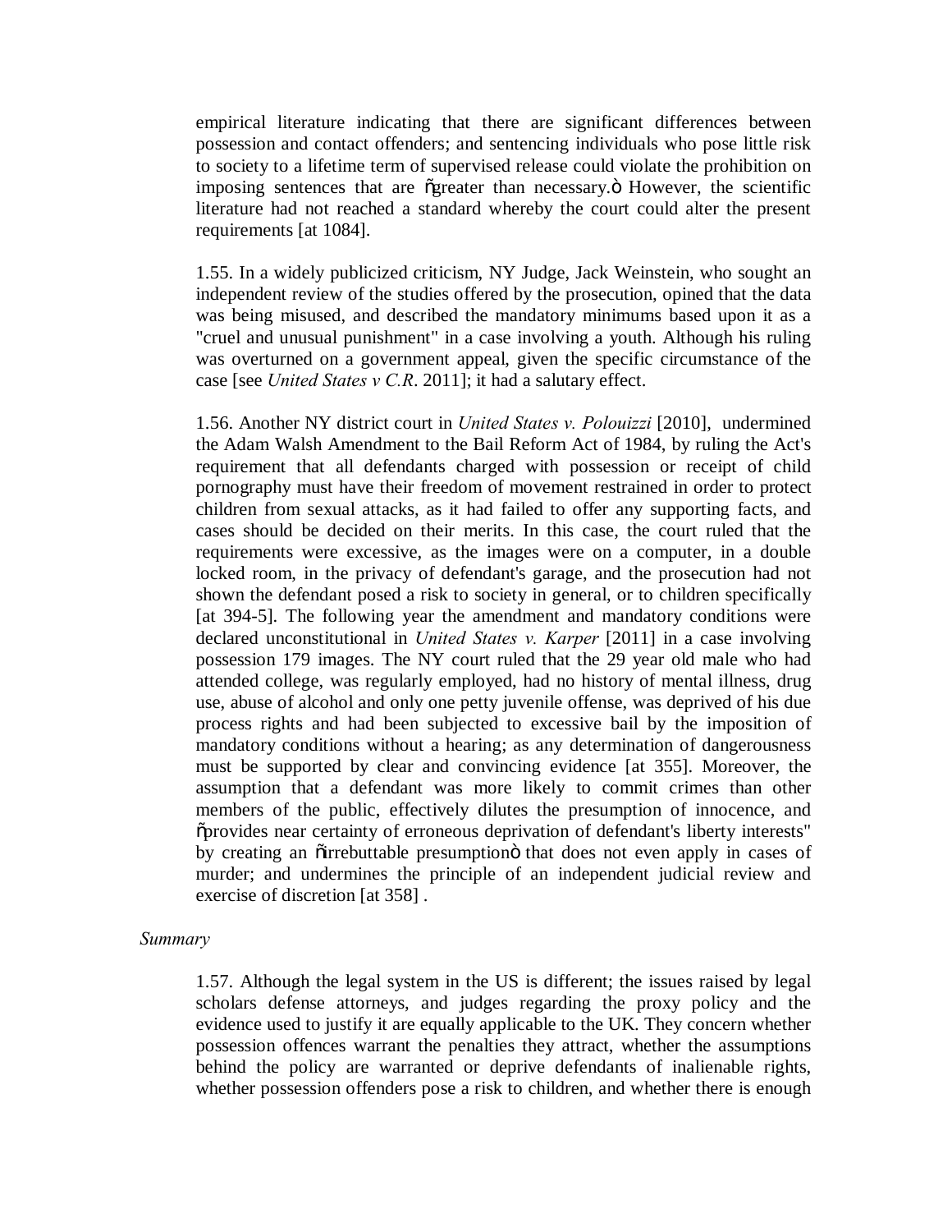empirical literature indicating that there are significant differences between possession and contact offenders; and sentencing individuals who pose little risk to society to a lifetime term of supervised release could violate the prohibition on imposing sentences that are "greater than necessary." However, the scientific literature had not reached a standard whereby the court could alter the present requirements [at 1084].

1.55. In a widely publicized criticism, NY Judge, Jack Weinstein, who sought an independent review of the studies offered by the prosecution, opined that the data was being misused, and described the mandatory minimums based upon it as a "cruel and unusual punishment" in a case involving a youth. Although his ruling was overturned on a government appeal, given the specific circumstance of the case [see *United States v C.R*. 2011]; it had a salutary effect.

1.56. Another NY district court in *United States v. Polouizzi* [2010], undermined the Adam Walsh Amendment to the Bail Reform Act of 1984, by ruling the Act's requirement that all defendants charged with possession or receipt of child pornography must have their freedom of movement restrained in order to protect children from sexual attacks, as it had failed to offer any supporting facts, and cases should be decided on their merits. In this case, the court ruled that the requirements were excessive, as the images were on a computer, in a double locked room, in the privacy of defendant's garage, and the prosecution had not shown the defendant posed a risk to society in general, or to children specifically [at 394-5]. The following year the amendment and mandatory conditions were declared unconstitutional in *United States v. Karper* [2011] in a case involving possession 179 images. The NY court ruled that the 29 year old male who had attended college, was regularly employed, had no history of mental illness, drug use, abuse of alcohol and only one petty juvenile offense, was deprived of his due process rights and had been subjected to excessive bail by the imposition of mandatory conditions without a hearing; as any determination of dangerousness must be supported by clear and convincing evidence [at 355]. Moreover, the assumption that a defendant was more likely to commit crimes than other members of the public, effectively dilutes the presumption of innocence, and "provides near certainty of erroneous deprivation of defendant's liberty interests" by creating an "irrebuttable presumption" that does not even apply in cases of murder; and undermines the principle of an independent judicial review and exercise of discretion [at 358] .

*Summary*

1.57. Although the legal system in the US is different; the issues raised by legal scholars defense attorneys, and judges regarding the proxy policy and the evidence used to justify it are equally applicable to the UK. They concern whether possession offences warrant the penalties they attract, whether the assumptions behind the policy are warranted or deprive defendants of inalienable rights, whether possession offenders pose a risk to children, and whether there is enough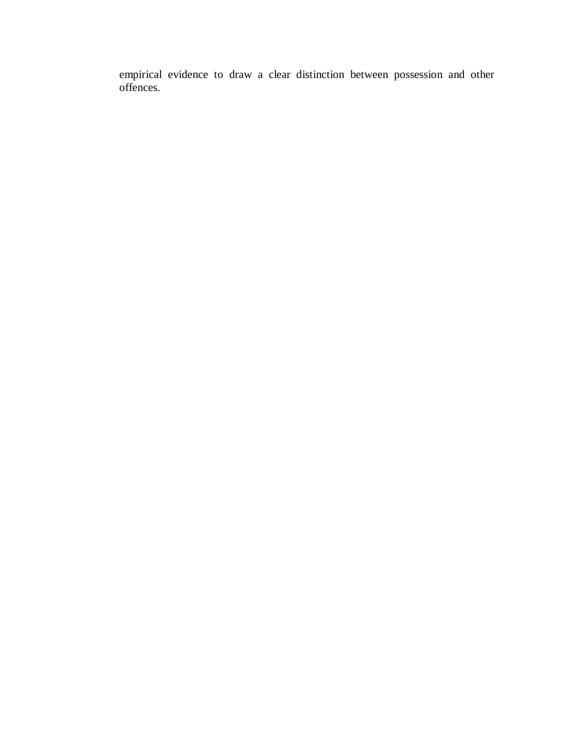empirical evidence to draw a clear distinction between possession and other offences.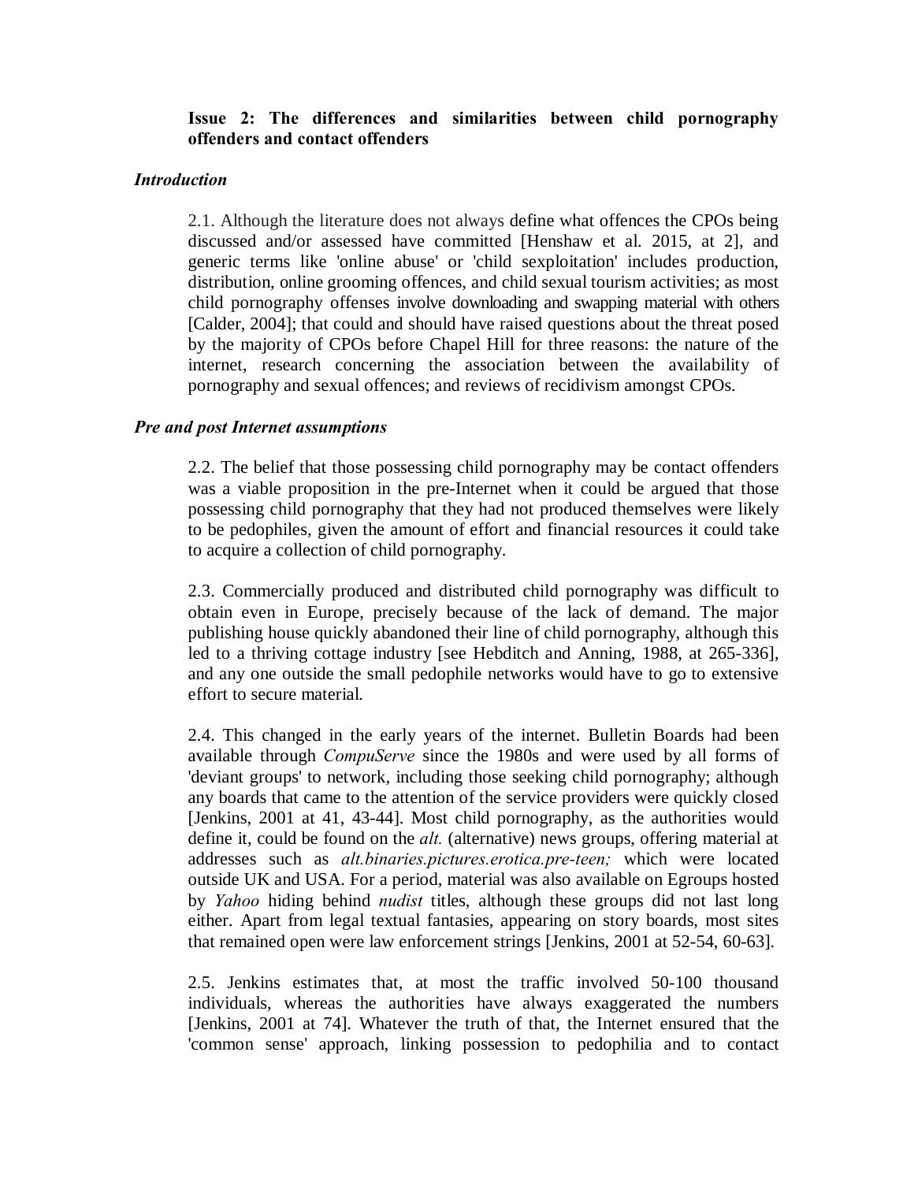**Issue 2: The differences and similarities between child pornography offenders and contact offenders**

*Introduction*

2.1. Although the literature does not always define what offences the CPOs being discussed and/or assessed have committed [Henshaw et al. 2015, at 2], and generic terms like 'online abuse' or 'child sexploitation' includes production, distribution, online grooming offences, and child sexual tourism activities; as most child pornography offenses involve downloading and swapping material with others [Calder, 2004]; that could and should have raised questions about the threat posed by the majority of CPOs before Chapel Hill for three reasons: the nature of the internet, research concerning the association between the availability of pornography and sexual offences; and reviews of recidivism amongst CPOs.

*Pre and post Internet assumptions*

2.2. The belief that those possessing child pornography may be contact offenders was a viable proposition in the pre-Internet when it could be argued that those possessing child pornography that they had not produced themselves were likely to be pedophiles, given the amount of effort and financial resources it could take to acquire a collection of child pornography.

2.3. Commercially produced and distributed child pornography was difficult to obtain even in Europe, precisely because of the lack of demand. The major publishing house quickly abandoned their line of child pornography, although this led to a thriving cottage industry [see Hebditch and Anning, 1988, at 265-336], and any one outside the small pedophile networks would have to go to extensive effort to secure material.

2.4. This changed in the early years of the internet. Bulletin Boards had been available through *CompuServe* since the 1980s and were used by all forms of 'deviant groups' to network, including those seeking child pornography; although any boards that came to the attention of the service providers were quickly closed [Jenkins, 2001 at 41, 43-44]. Most child pornography, as the authorities would define it, could be found on the *alt.* (alternative) news groups, offering material at addresses such as *alt.binaries.pictures.erotica.pre-teen;* which were located outside UK and USA. For a period, material was also available on Egroups hosted by *Yahoo* hiding behind *nudist* titles, although these groups did not last long either. Apart from legal textual fantasies, appearing on story boards, most sites that remained open were law enforcement strings [Jenkins, 2001 at 52-54, 60-63].

2.5. Jenkins estimates that, at most the traffic involved 50-100 thousand individuals, whereas the authorities have always exaggerated the numbers [Jenkins, 2001 at 74]. Whatever the truth of that, the Internet ensured that the 'common sense' approach, linking possession to pedophilia and to contact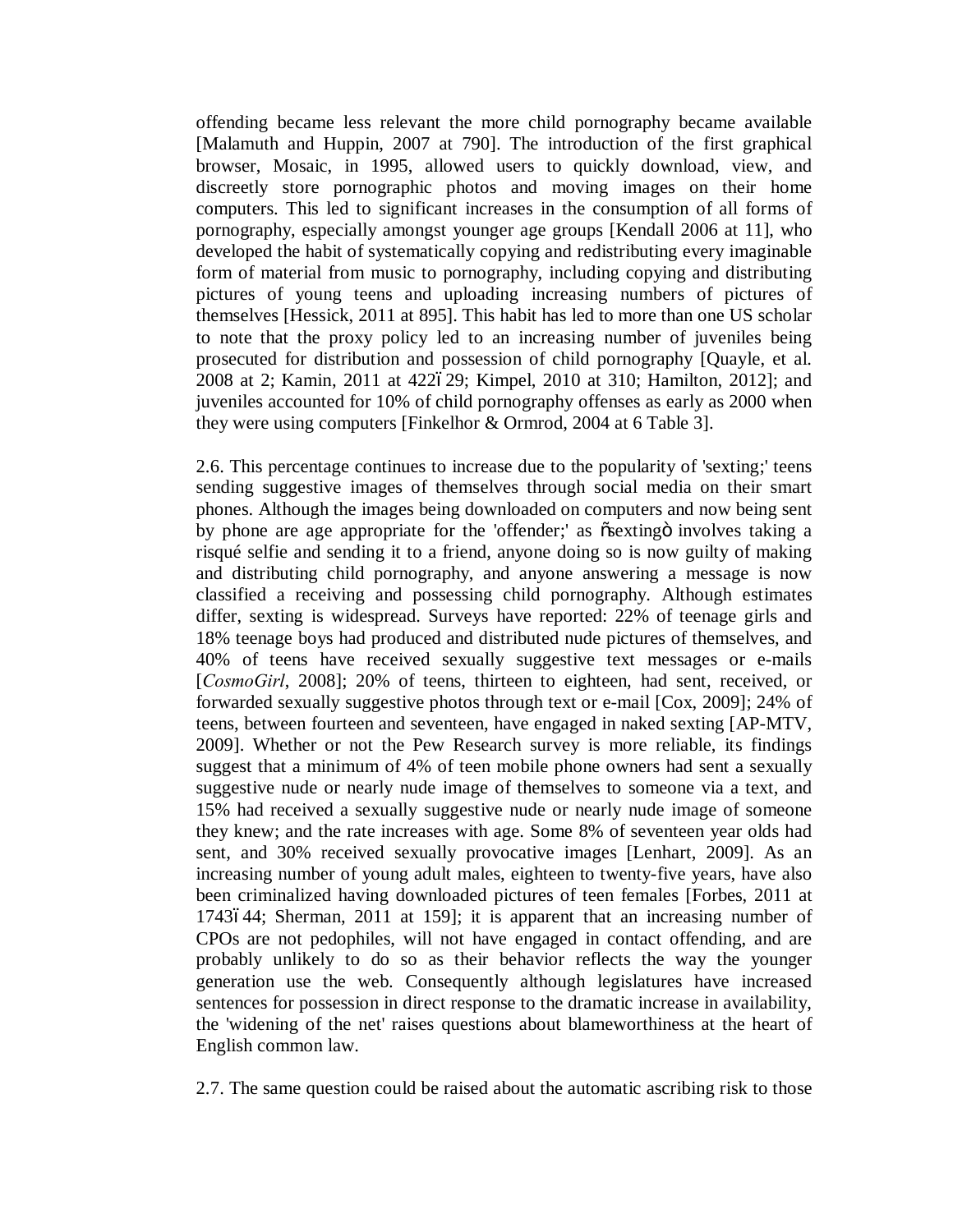offending became less relevant the more child pornography became available [Malamuth and Huppin, 2007 at 790]. The introduction of the first graphical browser, Mosaic, in 1995, allowed users to quickly download, view, and discreetly store pornographic photos and moving images on their home computers. This led to significant increases in the consumption of all forms of pornography, especially amongst younger age groups [Kendall 2006 at 11], who developed the habit of systematically copying and redistributing every imaginable form of material from music to pornography, including copying and distributing pictures of young teens and uploading increasing numbers of pictures of themselves [Hessick, 2011 at 895]. This habit has led to more than one US scholar to note that the proxy policy led to an increasing number of juveniles being prosecuted for distribution and possession of child pornography [Quayle, et al. 2008 at 2; Kamin, 2011 at 422ï29; Kimpel, 2010 at 310; Hamilton, 2012]; and juveniles accounted for 10% of child pornography offenses as early as 2000 when they were using computers [Finkelhor & Ormrod, 2004 at 6 Table 3].

2.6. This percentage continues to increase due to the popularity of 'sexting;' teens sending suggestive images of themselves through social media on their smart phones. Although the images being downloaded on computers and now being sent by phone are age appropriate for the 'offender;' as õsextingö involves taking a risqué selfie and sending it to a friend, anyone doing so is now guilty of making and distributing child pornography, and anyone answering a message is now classified a receiving and possessing child pornography. Although estimates differ, sexting is widespread. Surveys have reported: 22% of teenage girls and 18% teenage boys had produced and distributed nude pictures of themselves, and 40% of teens have received sexually suggestive text messages or e-mails [*CosmoGirl*, 2008]; 20% of teens, thirteen to eighteen, had sent, received, or forwarded sexually suggestive photos through text or e-mail [Cox, 2009]; 24% of teens, between fourteen and seventeen, have engaged in naked sexting [AP-MTV, 2009]. Whether or not the Pew Research survey is more reliable, its findings suggest that a minimum of 4% of teen mobile phone owners had sent a sexually suggestive nude or nearly nude image of themselves to someone via a text, and 15% had received a sexually suggestive nude or nearly nude image of someone they knew; and the rate increases with age. Some 8% of seventeen year olds had sent, and 30% received sexually provocative images [Lenhart, 2009]. As an increasing number of young adult males, eighteen to twenty-five years, have also been criminalized having downloaded pictures of teen females [Forbes, 2011 at 1743ï44; Sherman, 2011 at 159]; it is apparent that an increasing number of CPOs are not pedophiles, will not have engaged in contact offending, and are probably unlikely to do so as their behavior reflects the way the younger generation use the web. Consequently although legislatures have increased sentences for possession in direct response to the dramatic increase in availability, the 'widening of the net' raises questions about blameworthiness at the heart of English common law.

2.7. The same question could be raised about the automatic ascribing risk to those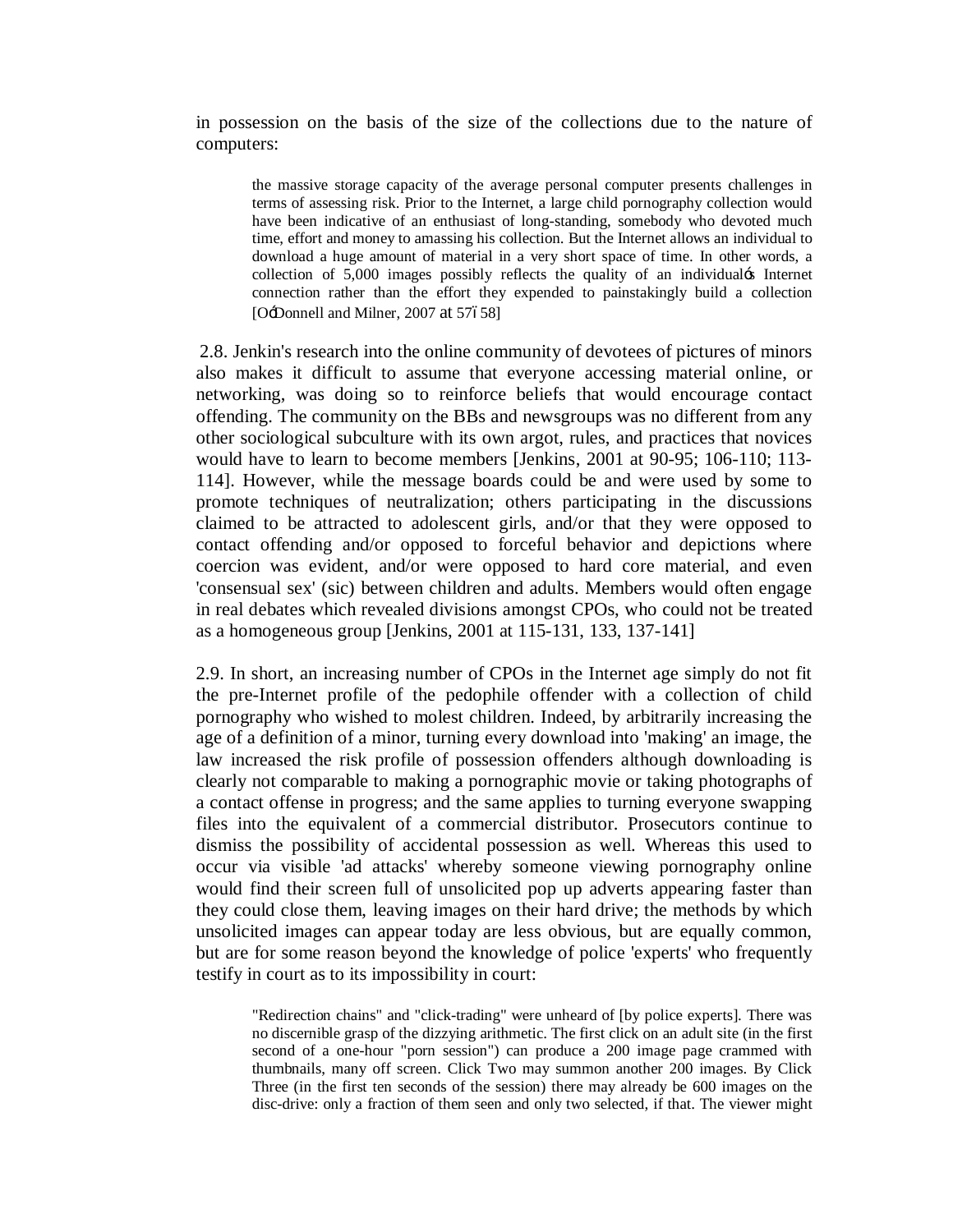in possession on the basis of the size of the collections due to the nature of computers:

> the massive storage capacity of the average personal computer presents challenges in terms of assessing risk. Prior to the Internet, a large child pornography collection would have been indicative of an enthusiast of long-standing, somebody who devoted much time, effort and money to amassing his collection. But the Internet allows an individual to download a huge amount of material in a very short space of time. In other words, a collection of 5,000 images possibly reflects the quality of an individual's Internet connection rather than the effort they expended to painstakingly build a collection [O'Donnell and Milner, 2007 at 57–58]

2.8. Jenkin's research into the online community of devotees of pictures of minors also makes it difficult to assume that everyone accessing material online, or networking, was doing so to reinforce beliefs that would encourage contact offending. The community on the BBs and newsgroups was no different from any other sociological subculture with its own argot, rules, and practices that novices would have to learn to become members [Jenkins, 2001 at 90-95; 106-110; 113-114]. However, while the message boards could be and were used by some to promote techniques of neutralization; others participating in the discussions claimed to be attracted to adolescent girls, and/or that they were opposed to contact offending and/or opposed to forceful behavior and depictions where coercion was evident, and/or were opposed to hard core material, and even 'consensual sex' (sic) between children and adults. Members would often engage in real debates which revealed divisions amongst CPOs, who could not be treated as a homogeneous group [Jenkins, 2001 at 115-131, 133, 137-141]

2.9. In short, an increasing number of CPOs in the Internet age simply do not fit the pre-Internet profile of the pedophile offender with a collection of child pornography who wished to molest children. Indeed, by arbitrarily increasing the age of a definition of a minor, turning every download into 'making' an image, the law increased the risk profile of possession offenders although downloading is clearly not comparable to making a pornographic movie or taking photographs of a contact offense in progress; and the same applies to turning everyone swapping files into the equivalent of a commercial distributor. Prosecutors continue to dismiss the possibility of accidental possession as well. Whereas this used to occur via visible 'ad attacks' whereby someone viewing pornography online would find their screen full of unsolicited pop up adverts appearing faster than they could close them, leaving images on their hard drive; the methods by which unsolicited images can appear today are less obvious, but are equally common, but are for some reason beyond the knowledge of police 'experts' who frequently testify in court as to its impossibility in court:

> "Redirection chains" and "click-trading" were unheard of [by police experts]. There was no discernible grasp of the dizzying arithmetic. The first click on an adult site (in the first second of a one-hour "porn session") can produce a 200 image page crammed with thumbnails, many off screen. Click Two may summon another 200 images. By Click Three (in the first ten seconds of the session) there may already be 600 images on the disc-drive: only a fraction of them seen and only two selected, if that. The viewer might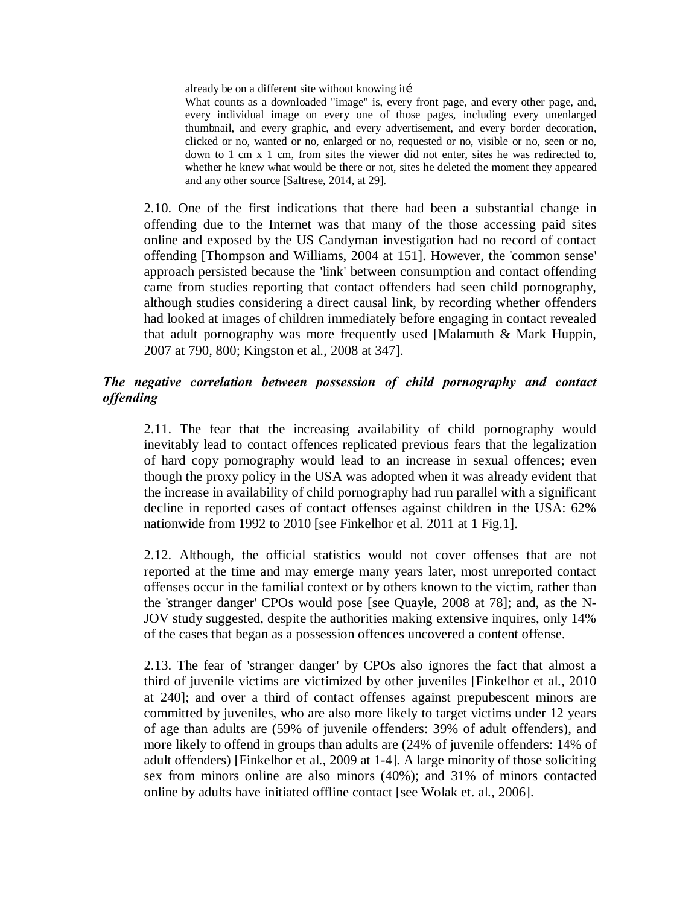> already be on a different site without knowing ité
>
> What counts as a downloaded "image" is, every front page, and every other page, and, every individual image on every one of those pages, including every unenlarged thumbnail, and every graphic, and every advertisement, and every border decoration, clicked or no, wanted or no, enlarged or no, requested or no, visible or no, seen or no, down to 1 cm x 1 cm, from sites the viewer did not enter, sites he was redirected to, whether he knew what would be there or not, sites he deleted the moment they appeared and any other source [Saltrese, 2014, at 29].

2.10. One of the first indications that there had been a substantial change in offending due to the Internet was that many of the those accessing paid sites online and exposed by the US Candyman investigation had no record of contact offending [Thompson and Williams, 2004 at 151]. However, the 'common sense' approach persisted because the 'link' between consumption and contact offending came from studies reporting that contact offenders had seen child pornography, although studies considering a direct causal link, by recording whether offenders had looked at images of children immediately before engaging in contact revealed that adult pornography was more frequently used [Malamuth & Mark Huppin, 2007 at 790, 800; Kingston et al., 2008 at 347].

### *The negative correlation between possession of child pornography and contact offending*

2.11. The fear that the increasing availability of child pornography would inevitably lead to contact offences replicated previous fears that the legalization of hard copy pornography would lead to an increase in sexual offences; even though the proxy policy in the USA was adopted when it was already evident that the increase in availability of child pornography had run parallel with a significant decline in reported cases of contact offenses against children in the USA: 62% nationwide from 1992 to 2010 [see Finkelhor et al. 2011 at 1 Fig.1].

2.12. Although, the official statistics would not cover offenses that are not reported at the time and may emerge many years later, most unreported contact offenses occur in the familial context or by others known to the victim, rather than the 'stranger danger' CPOs would pose [see Quayle, 2008 at 78]; and, as the N-JOV study suggested, despite the authorities making extensive inquires, only 14% of the cases that began as a possession offences uncovered a content offense.

2.13. The fear of 'stranger danger' by CPOs also ignores the fact that almost a third of juvenile victims are victimized by other juveniles [Finkelhor et al., 2010 at 240]; and over a third of contact offenses against prepubescent minors are committed by juveniles, who are also more likely to target victims under 12 years of age than adults are (59% of juvenile offenders: 39% of adult offenders), and more likely to offend in groups than adults are (24% of juvenile offenders: 14% of adult offenders) [Finkelhor et al., 2009 at 1-4]. A large minority of those soliciting sex from minors online are also minors (40%); and 31% of minors contacted online by adults have initiated offline contact [see Wolak et. al., 2006].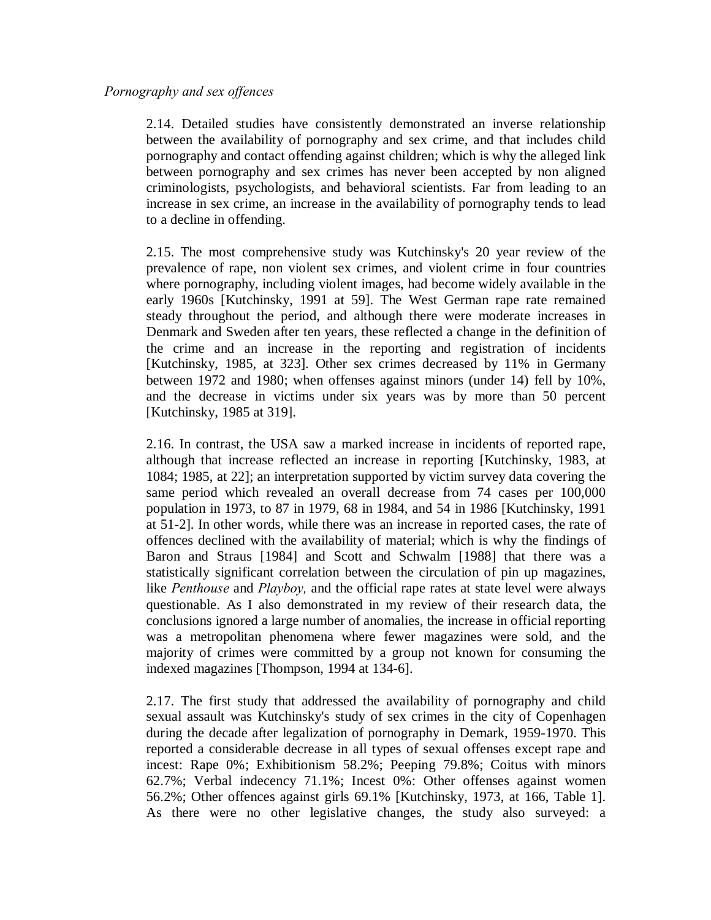*Pornography and sex offences*

2.14. Detailed studies have consistently demonstrated an inverse relationship between the availability of pornography and sex crime, and that includes child pornography and contact offending against children; which is why the alleged link between pornography and sex crimes has never been accepted by non aligned criminologists, psychologists, and behavioral scientists. Far from leading to an increase in sex crime, an increase in the availability of pornography tends to lead to a decline in offending.

2.15. The most comprehensive study was Kutchinsky's 20 year review of the prevalence of rape, non violent sex crimes, and violent crime in four countries where pornography, including violent images, had become widely available in the early 1960s [Kutchinsky, 1991 at 59]. The West German rape rate remained steady throughout the period, and although there were moderate increases in Denmark and Sweden after ten years, these reflected a change in the definition of the crime and an increase in the reporting and registration of incidents [Kutchinsky, 1985, at 323]. Other sex crimes decreased by 11% in Germany between 1972 and 1980; when offenses against minors (under 14) fell by 10%, and the decrease in victims under six years was by more than 50 percent [Kutchinsky, 1985 at 319].

2.16. In contrast, the USA saw a marked increase in incidents of reported rape, although that increase reflected an increase in reporting [Kutchinsky, 1983, at 1084; 1985, at 22]; an interpretation supported by victim survey data covering the same period which revealed an overall decrease from 74 cases per 100,000 population in 1973, to 87 in 1979, 68 in 1984, and 54 in 1986 [Kutchinsky, 1991 at 51-2]. In other words, while there was an increase in reported cases, the rate of offences declined with the availability of material; which is why the findings of Baron and Straus [1984] and Scott and Schwalm [1988] that there was a statistically significant correlation between the circulation of pin up magazines, like *Penthouse* and *Playboy,* and the official rape rates at state level were always questionable. As I also demonstrated in my review of their research data, the conclusions ignored a large number of anomalies, the increase in official reporting was a metropolitan phenomena where fewer magazines were sold, and the majority of crimes were committed by a group not known for consuming the indexed magazines [Thompson, 1994 at 134-6].

2.17. The first study that addressed the availability of pornography and child sexual assault was Kutchinsky's study of sex crimes in the city of Copenhagen during the decade after legalization of pornography in Demark, 1959-1970. This reported a considerable decrease in all types of sexual offenses except rape and incest: Rape 0%; Exhibitionism 58.2%; Peeping 79.8%; Coitus with minors 62.7%; Verbal indecency 71.1%; Incest 0%: Other offenses against women 56.2%; Other offences against girls 69.1% [Kutchinsky, 1973, at 166, Table 1]. As there were no other legislative changes, the study also surveyed: a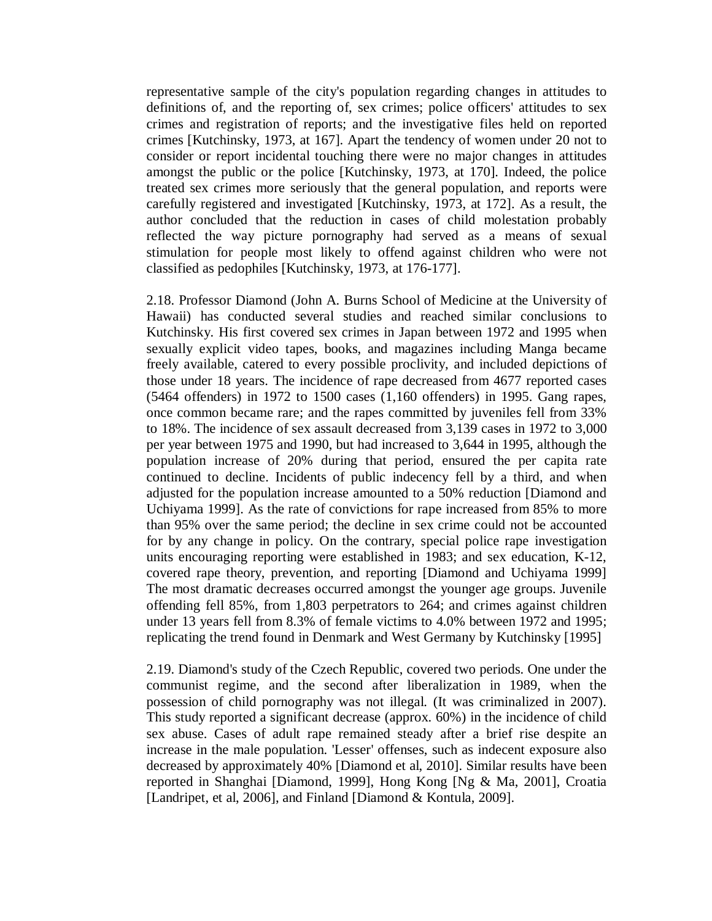representative sample of the city's population regarding changes in attitudes to definitions of, and the reporting of, sex crimes; police officers' attitudes to sex crimes and registration of reports; and the investigative files held on reported crimes [Kutchinsky, 1973, at 167]. Apart the tendency of women under 20 not to consider or report incidental touching there were no major changes in attitudes amongst the public or the police [Kutchinsky, 1973, at 170]. Indeed, the police treated sex crimes more seriously that the general population, and reports were carefully registered and investigated [Kutchinsky, 1973, at 172]. As a result, the author concluded that the reduction in cases of child molestation probably reflected the way picture pornography had served as a means of sexual stimulation for people most likely to offend against children who were not classified as pedophiles [Kutchinsky, 1973, at 176-177].

2.18. Professor Diamond (John A. Burns School of Medicine at the University of Hawaii) has conducted several studies and reached similar conclusions to Kutchinsky. His first covered sex crimes in Japan between 1972 and 1995 when sexually explicit video tapes, books, and magazines including Manga became freely available, catered to every possible proclivity, and included depictions of those under 18 years. The incidence of rape decreased from 4677 reported cases (5464 offenders) in 1972 to 1500 cases (1,160 offenders) in 1995. Gang rapes, once common became rare; and the rapes committed by juveniles fell from 33% to 18%. The incidence of sex assault decreased from 3,139 cases in 1972 to 3,000 per year between 1975 and 1990, but had increased to 3,644 in 1995, although the population increase of 20% during that period, ensured the per capita rate continued to decline. Incidents of public indecency fell by a third, and when adjusted for the population increase amounted to a 50% reduction [Diamond and Uchiyama 1999]. As the rate of convictions for rape increased from 85% to more than 95% over the same period; the decline in sex crime could not be accounted for by any change in policy. On the contrary, special police rape investigation units encouraging reporting were established in 1983; and sex education, K-12, covered rape theory, prevention, and reporting [Diamond and Uchiyama 1999] The most dramatic decreases occurred amongst the younger age groups. Juvenile offending fell 85%, from 1,803 perpetrators to 264; and crimes against children under 13 years fell from 8.3% of female victims to 4.0% between 1972 and 1995; replicating the trend found in Denmark and West Germany by Kutchinsky [1995]

2.19. Diamond's study of the Czech Republic, covered two periods. One under the communist regime, and the second after liberalization in 1989, when the possession of child pornography was not illegal. (It was criminalized in 2007). This study reported a significant decrease (approx. 60%) in the incidence of child sex abuse. Cases of adult rape remained steady after a brief rise despite an increase in the male population. 'Lesser' offenses, such as indecent exposure also decreased by approximately 40% [Diamond et al, 2010]. Similar results have been reported in Shanghai [Diamond, 1999], Hong Kong [Ng & Ma, 2001], Croatia [Landripet, et al, 2006], and Finland [Diamond & Kontula, 2009].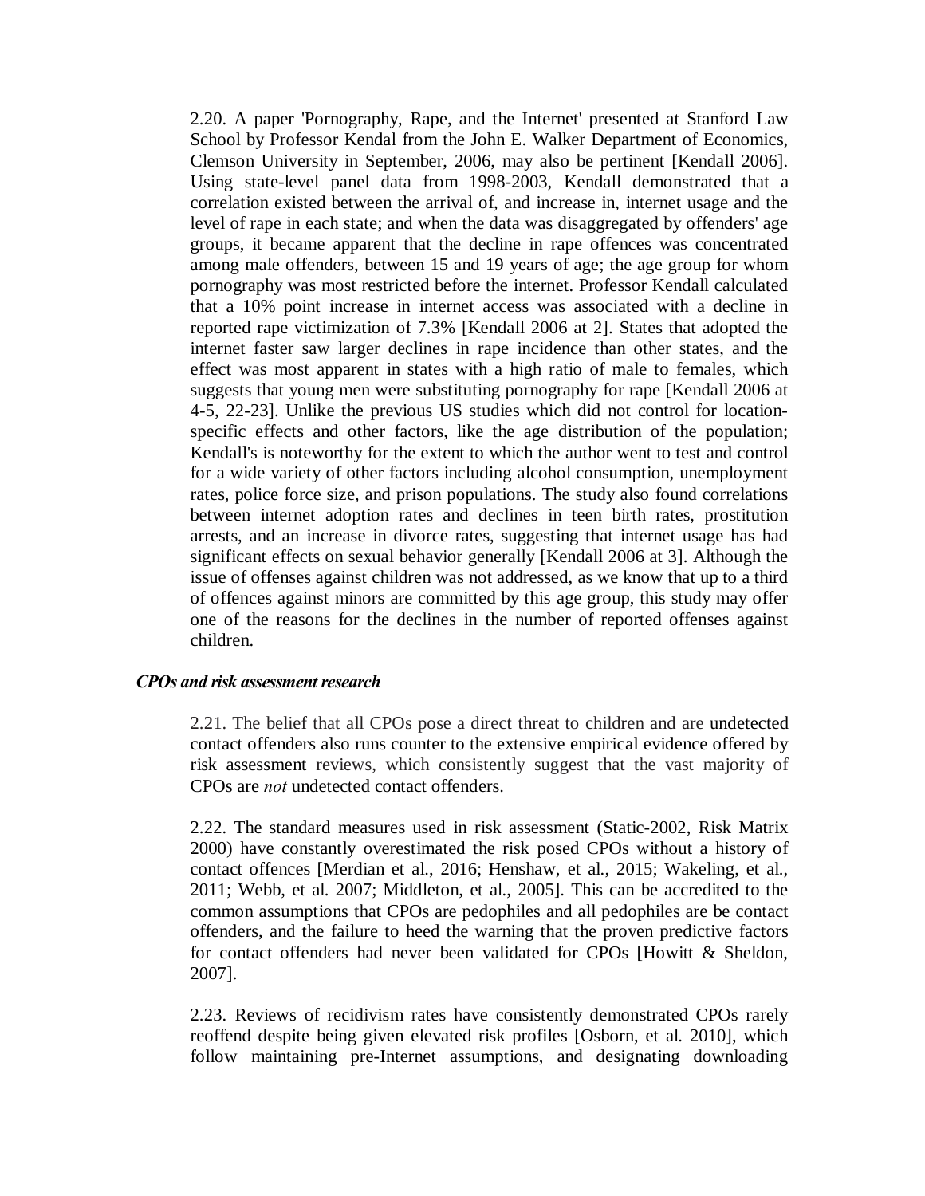2.20. A paper 'Pornography, Rape, and the Internet' presented at Stanford Law School by Professor Kendal from the John E. Walker Department of Economics, Clemson University in September, 2006, may also be pertinent [Kendall 2006]. Using state-level panel data from 1998-2003, Kendall demonstrated that a correlation existed between the arrival of, and increase in, internet usage and the level of rape in each state; and when the data was disaggregated by offenders' age groups, it became apparent that the decline in rape offences was concentrated among male offenders, between 15 and 19 years of age; the age group for whom pornography was most restricted before the internet. Professor Kendall calculated that a 10% point increase in internet access was associated with a decline in reported rape victimization of 7.3% [Kendall 2006 at 2]. States that adopted the internet faster saw larger declines in rape incidence than other states, and the effect was most apparent in states with a high ratio of male to females, which suggests that young men were substituting pornography for rape [Kendall 2006 at 4-5, 22-23]. Unlike the previous US studies which did not control for location-specific effects and other factors, like the age distribution of the population; Kendall's is noteworthy for the extent to which the author went to test and control for a wide variety of other factors including alcohol consumption, unemployment rates, police force size, and prison populations. The study also found correlations between internet adoption rates and declines in teen birth rates, prostitution arrests, and an increase in divorce rates, suggesting that internet usage has had significant effects on sexual behavior generally [Kendall 2006 at 3]. Although the issue of offenses against children was not addressed, as we know that up to a third of offences against minors are committed by this age group, this study may offer one of the reasons for the declines in the number of reported offenses against children.

### *CPOs and risk assessment research*

2.21. The belief that all CPOs pose a direct threat to children and are undetected contact offenders also runs counter to the extensive empirical evidence offered by risk assessment reviews, which consistently suggest that the vast majority of CPOs are *not* undetected contact offenders.

2.22. The standard measures used in risk assessment (Static-2002, Risk Matrix 2000) have constantly overestimated the risk posed CPOs without a history of contact offences [Merdian et al., 2016; Henshaw, et al., 2015; Wakeling, et al., 2011; Webb, et al. 2007; Middleton, et al., 2005]. This can be accredited to the common assumptions that CPOs are pedophiles and all pedophiles are be contact offenders, and the failure to heed the warning that the proven predictive factors for contact offenders had never been validated for CPOs [Howitt & Sheldon, 2007].

2.23. Reviews of recidivism rates have consistently demonstrated CPOs rarely reoffend despite being given elevated risk profiles [Osborn, et al. 2010], which follow maintaining pre-Internet assumptions, and designating downloading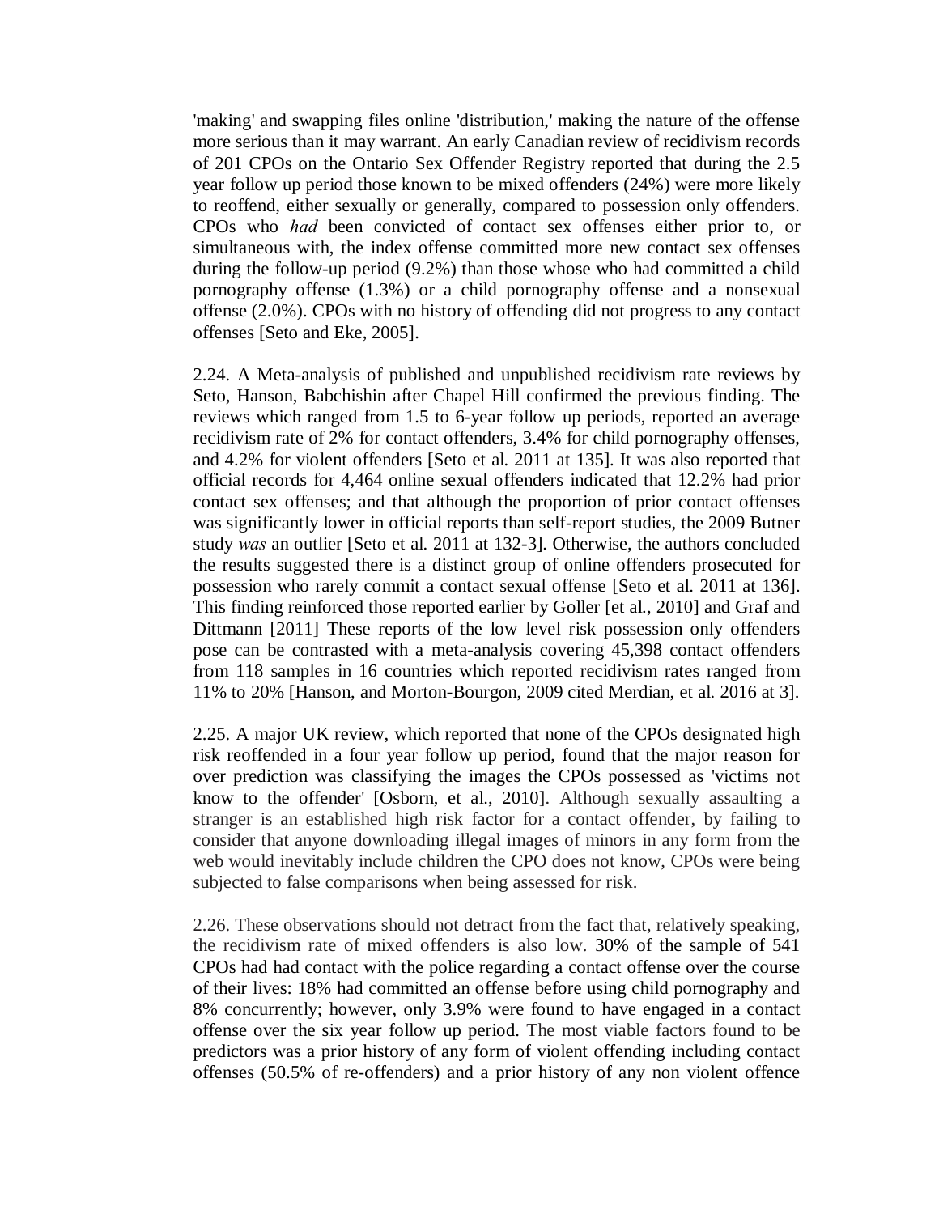'making' and swapping files online 'distribution,' making the nature of the offense more serious than it may warrant. An early Canadian review of recidivism records of 201 CPOs on the Ontario Sex Offender Registry reported that during the 2.5 year follow up period those known to be mixed offenders (24%) were more likely to reoffend, either sexually or generally, compared to possession only offenders. CPOs who *had* been convicted of contact sex offenses either prior to, or simultaneous with, the index offense committed more new contact sex offenses during the follow-up period (9.2%) than those whose who had committed a child pornography offense (1.3%) or a child pornography offense and a nonsexual offense (2.0%). CPOs with no history of offending did not progress to any contact offenses [Seto and Eke, 2005].

2.24. A Meta-analysis of published and unpublished recidivism rate reviews by Seto, Hanson, Babchishin after Chapel Hill confirmed the previous finding. The reviews which ranged from 1.5 to 6-year follow up periods, reported an average recidivism rate of 2% for contact offenders, 3.4% for child pornography offenses, and 4.2% for violent offenders [Seto et al. 2011 at 135]. It was also reported that official records for 4,464 online sexual offenders indicated that 12.2% had prior contact sex offenses; and that although the proportion of prior contact offenses was significantly lower in official reports than self-report studies, the 2009 Butner study *was* an outlier [Seto et al. 2011 at 132-3]. Otherwise, the authors concluded the results suggested there is a distinct group of online offenders prosecuted for possession who rarely commit a contact sexual offense [Seto et al. 2011 at 136]. This finding reinforced those reported earlier by Goller [et al., 2010] and Graf and Dittmann [2011] These reports of the low level risk possession only offenders pose can be contrasted with a meta-analysis covering 45,398 contact offenders from 118 samples in 16 countries which reported recidivism rates ranged from 11% to 20% [Hanson, and Morton-Bourgon, 2009 cited Merdian, et al. 2016 at 3].

2.25. A major UK review, which reported that none of the CPOs designated high risk reoffended in a four year follow up period, found that the major reason for over prediction was classifying the images the CPOs possessed as 'victims not know to the offender' [Osborn, et al., 2010]. Although sexually assaulting a stranger is an established high risk factor for a contact offender, by failing to consider that anyone downloading illegal images of minors in any form from the web would inevitably include children the CPO does not know, CPOs were being subjected to false comparisons when being assessed for risk.

2.26. These observations should not detract from the fact that, relatively speaking, the recidivism rate of mixed offenders is also low. 30% of the sample of 541 CPOs had had contact with the police regarding a contact offense over the course of their lives: 18% had committed an offense before using child pornography and 8% concurrently; however, only 3.9% were found to have engaged in a contact offense over the six year follow up period. The most viable factors found to be predictors was a prior history of any form of violent offending including contact offenses (50.5% of re-offenders) and a prior history of any non violent offence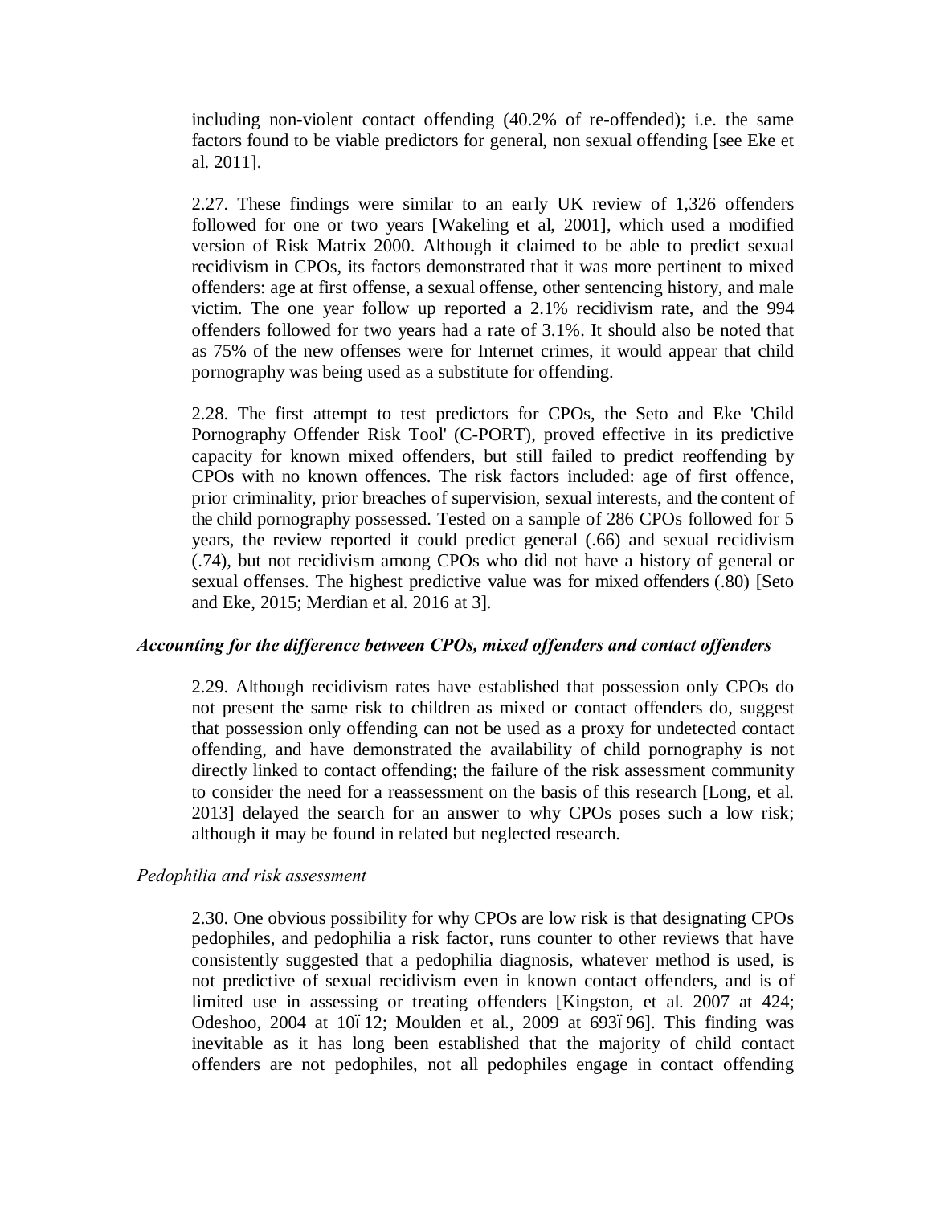including non-violent contact offending (40.2% of re-offended); i.e. the same factors found to be viable predictors for general, non sexual offending [see Eke et al. 2011].

2.27. These findings were similar to an early UK review of 1,326 offenders followed for one or two years [Wakeling et al, 2001], which used a modified version of Risk Matrix 2000. Although it claimed to be able to predict sexual recidivism in CPOs, its factors demonstrated that it was more pertinent to mixed offenders: age at first offense, a sexual offense, other sentencing history, and male victim. The one year follow up reported a 2.1% recidivism rate, and the 994 offenders followed for two years had a rate of 3.1%. It should also be noted that as 75% of the new offenses were for Internet crimes, it would appear that child pornography was being used as a substitute for offending.

2.28. The first attempt to test predictors for CPOs, the Seto and Eke 'Child Pornography Offender Risk Tool' (C-PORT), proved effective in its predictive capacity for known mixed offenders, but still failed to predict reoffending by CPOs with no known offences. The risk factors included: age of first offence, prior criminality, prior breaches of supervision, sexual interests, and the content of the child pornography possessed. Tested on a sample of 286 CPOs followed for 5 years, the review reported it could predict general (.66) and sexual recidivism (.74), but not recidivism among CPOs who did not have a history of general or sexual offenses. The highest predictive value was for mixed offenders (.80) [Seto and Eke, 2015; Merdian et al. 2016 at 3].

### *Accounting for the difference between CPOs, mixed offenders and contact offenders*

2.29. Although recidivism rates have established that possession only CPOs do not present the same risk to children as mixed or contact offenders do, suggest that possession only offending can not be used as a proxy for undetected contact offending, and have demonstrated the availability of child pornography is not directly linked to contact offending; the failure of the risk assessment community to consider the need for a reassessment on the basis of this research [Long, et al. 2013] delayed the search for an answer to why CPOs poses such a low risk; although it may be found in related but neglected research.

#### *Pedophilia and risk assessment*

2.30. One obvious possibility for why CPOs are low risk is that designating CPOs pedophiles, and pedophilia a risk factor, runs counter to other reviews that have consistently suggested that a pedophilia diagnosis, whatever method is used, is not predictive of sexual recidivism even in known contact offenders, and is of limited use in assessing or treating offenders [Kingston, et al. 2007 at 424; Odeshoo, 2004 at 10–12; Moulden et al., 2009 at 693–96]. This finding was inevitable as it has long been established that the majority of child contact offenders are not pedophiles, not all pedophiles engage in contact offending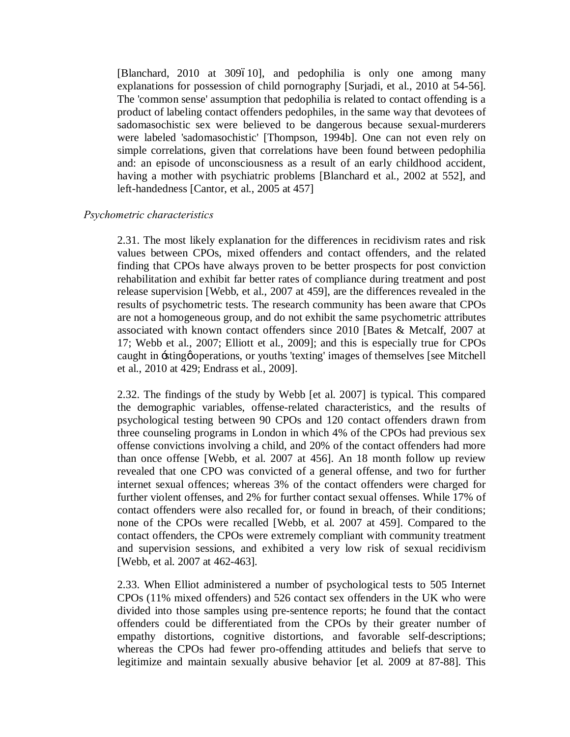[Blanchard, 2010 at 309–10], and pedophilia is only one among many explanations for possession of child pornography [Surjadi, et al., 2010 at 54-56]. The 'common sense' assumption that pedophilia is related to contact offending is a product of labeling contact offenders pedophiles, in the same way that devotees of sadomasochistic sex were believed to be dangerous because sexual-murderers were labeled 'sadomasochistic' [Thompson, 1994b]. One can not even rely on simple correlations, given that correlations have been found between pedophilia and: an episode of unconsciousness as a result of an early childhood accident, having a mother with psychiatric problems [Blanchard et al., 2002 at 552], and left-handedness [Cantor, et al., 2005 at 457]

*Psychometric characteristics*

2.31. The most likely explanation for the differences in recidivism rates and risk values between CPOs, mixed offenders and contact offenders, and the related finding that CPOs have always proven to be better prospects for post conviction rehabilitation and exhibit far better rates of compliance during treatment and post release supervision [Webb, et al., 2007 at 459], are the differences revealed in the results of psychometric tests. The research community has been aware that CPOs are not a homogeneous group, and do not exhibit the same psychometric attributes associated with known contact offenders since 2010 [Bates & Metcalf, 2007 at 17; Webb et al., 2007; Elliott et al., 2009]; and this is especially true for CPOs caught in 'sting' operations, or youths 'texting' images of themselves [see Mitchell et al., 2010 at 429; Endrass et al., 2009].

2.32. The findings of the study by Webb [et al. 2007] is typical. This compared the demographic variables, offense-related characteristics, and the results of psychological testing between 90 CPOs and 120 contact offenders drawn from three counseling programs in London in which 4% of the CPOs had previous sex offense convictions involving a child, and 20% of the contact offenders had more than once offense [Webb, et al. 2007 at 456]. An 18 month follow up review revealed that one CPO was convicted of a general offense, and two for further internet sexual offences; whereas 3% of the contact offenders were charged for further violent offenses, and 2% for further contact sexual offenses. While 17% of contact offenders were also recalled for, or found in breach, of their conditions; none of the CPOs were recalled [Webb, et al. 2007 at 459]. Compared to the contact offenders, the CPOs were extremely compliant with community treatment and supervision sessions, and exhibited a very low risk of sexual recidivism [Webb, et al. 2007 at 462-463].

2.33. When Elliot administered a number of psychological tests to 505 Internet CPOs (11% mixed offenders) and 526 contact sex offenders in the UK who were divided into those samples using pre-sentence reports; he found that the contact offenders could be differentiated from the CPOs by their greater number of empathy distortions, cognitive distortions, and favorable self-descriptions; whereas the CPOs had fewer pro-offending attitudes and beliefs that serve to legitimize and maintain sexually abusive behavior [et al. 2009 at 87-88]. This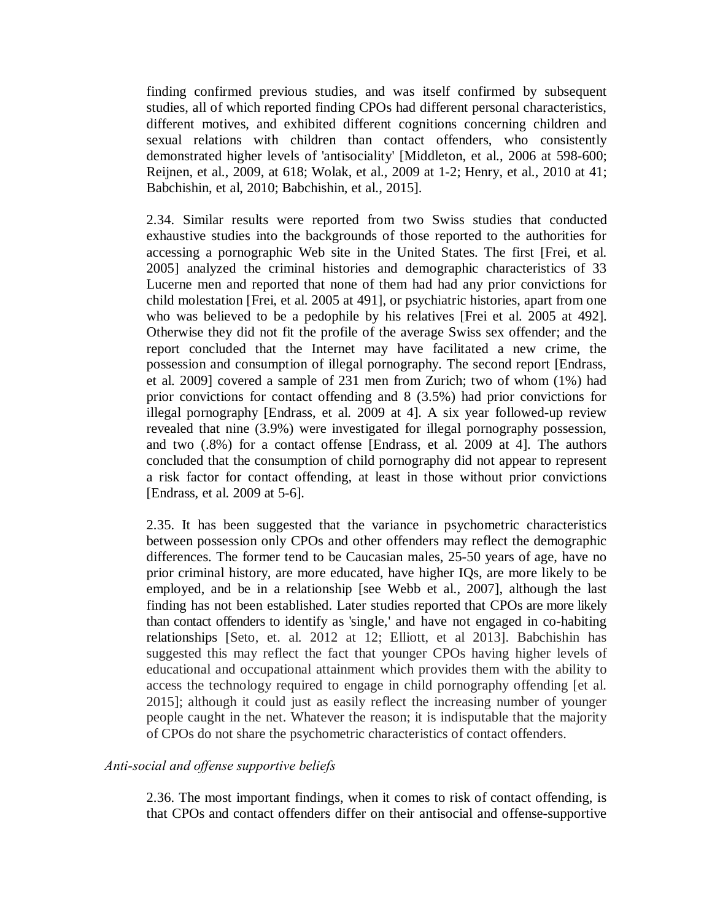finding confirmed previous studies, and was itself confirmed by subsequent studies, all of which reported finding CPOs had different personal characteristics, different motives, and exhibited different cognitions concerning children and sexual relations with children than contact offenders, who consistently demonstrated higher levels of 'antisociality' [Middleton, et al., 2006 at 598-600; Reijnen, et al., 2009, at 618; Wolak, et al., 2009 at 1-2; Henry, et al., 2010 at 41; Babchishin, et al, 2010; Babchishin, et al., 2015].

2.34. Similar results were reported from two Swiss studies that conducted exhaustive studies into the backgrounds of those reported to the authorities for accessing a pornographic Web site in the United States. The first [Frei, et al. 2005] analyzed the criminal histories and demographic characteristics of 33 Lucerne men and reported that none of them had had any prior convictions for child molestation [Frei, et al. 2005 at 491], or psychiatric histories, apart from one who was believed to be a pedophile by his relatives [Frei et al. 2005 at 492]. Otherwise they did not fit the profile of the average Swiss sex offender; and the report concluded that the Internet may have facilitated a new crime, the possession and consumption of illegal pornography. The second report [Endrass, et al. 2009] covered a sample of 231 men from Zurich; two of whom (1%) had prior convictions for contact offending and 8 (3.5%) had prior convictions for illegal pornography [Endrass, et al. 2009 at 4]. A six year followed-up review revealed that nine (3.9%) were investigated for illegal pornography possession, and two (.8%) for a contact offense [Endrass, et al. 2009 at 4]. The authors concluded that the consumption of child pornography did not appear to represent a risk factor for contact offending, at least in those without prior convictions [Endrass, et al. 2009 at 5-6].

2.35. It has been suggested that the variance in psychometric characteristics between possession only CPOs and other offenders may reflect the demographic differences. The former tend to be Caucasian males, 25-50 years of age, have no prior criminal history, are more educated, have higher IQs, are more likely to be employed, and be in a relationship [see Webb et al., 2007], although the last finding has not been established. Later studies reported that CPOs are more likely than contact offenders to identify as 'single,' and have not engaged in co-habiting relationships [Seto, et. al. 2012 at 12; Elliott, et al 2013]. Babchishin has suggested this may reflect the fact that younger CPOs having higher levels of educational and occupational attainment which provides them with the ability to access the technology required to engage in child pornography offending [et al. 2015]; although it could just as easily reflect the increasing number of younger people caught in the net. Whatever the reason; it is indisputable that the majority of CPOs do not share the psychometric characteristics of contact offenders.

*Anti-social and offense supportive beliefs*

2.36. The most important findings, when it comes to risk of contact offending, is that CPOs and contact offenders differ on their antisocial and offense-supportive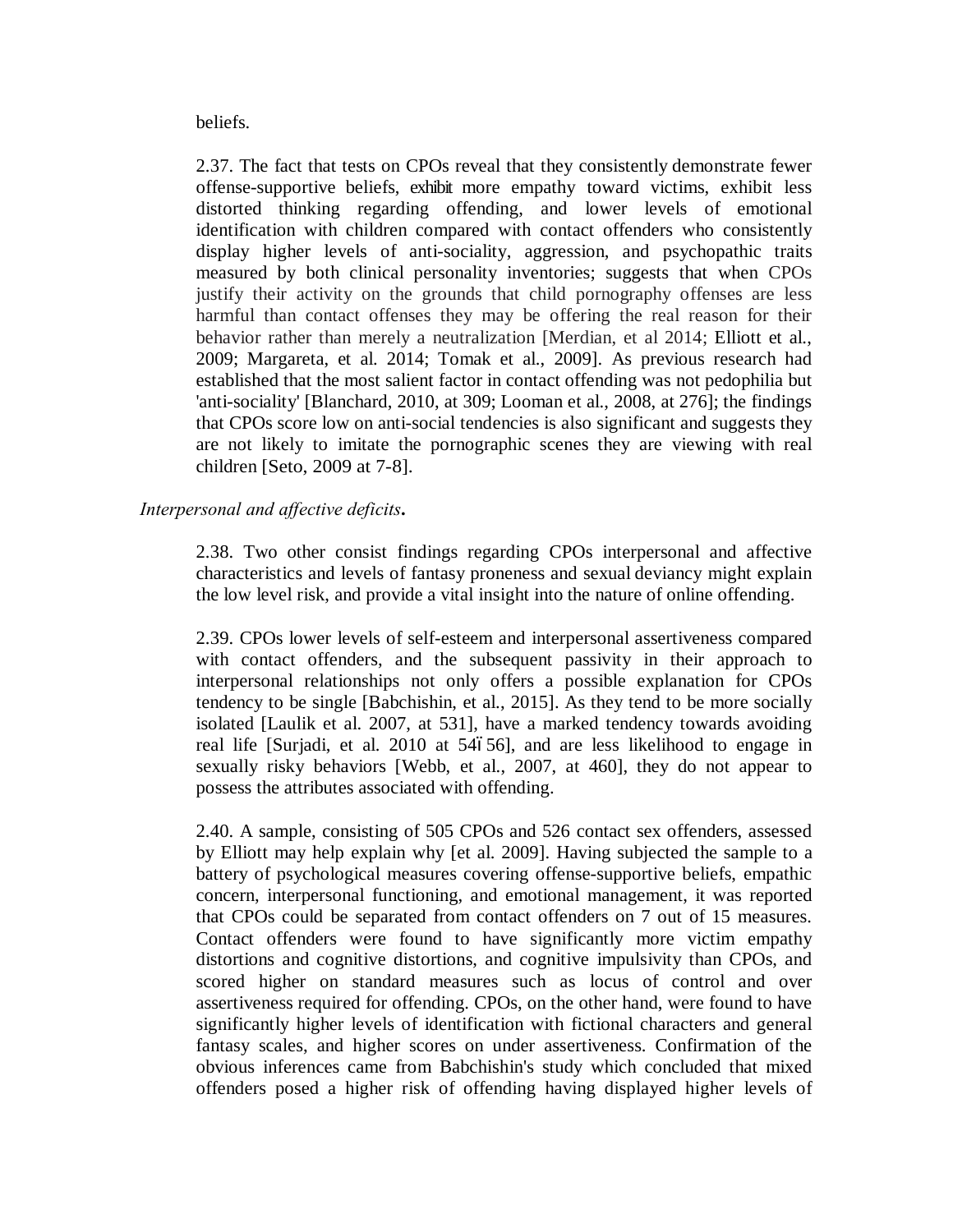beliefs.

2.37. The fact that tests on CPOs reveal that they consistently demonstrate fewer offense-supportive beliefs, exhibit more empathy toward victims, exhibit less distorted thinking regarding offending, and lower levels of emotional identification with children compared with contact offenders who consistently display higher levels of anti-sociality, aggression, and psychopathic traits measured by both clinical personality inventories; suggests that when CPOs justify their activity on the grounds that child pornography offenses are less harmful than contact offenses they may be offering the real reason for their behavior rather than merely a neutralization [Merdian, et al 2014; Elliott et al., 2009; Margareta, et al. 2014; Tomak et al., 2009]. As previous research had established that the most salient factor in contact offending was not pedophilia but 'anti-sociality' [Blanchard, 2010, at 309; Looman et al., 2008, at 276]; the findings that CPOs score low on anti-social tendencies is also significant and suggests they are not likely to imitate the pornographic scenes they are viewing with real children [Seto, 2009 at 7-8].

*Interpersonal and affective deficits***.**

2.38. Two other consist findings regarding CPOs interpersonal and affective characteristics and levels of fantasy proneness and sexual deviancy might explain the low level risk, and provide a vital insight into the nature of online offending.

2.39. CPOs lower levels of self-esteem and interpersonal assertiveness compared with contact offenders, and the subsequent passivity in their approach to interpersonal relationships not only offers a possible explanation for CPOs tendency to be single [Babchishin, et al., 2015]. As they tend to be more socially isolated [Laulik et al. 2007, at 531], have a marked tendency towards avoiding real life [Surjadi, et al. 2010 at 54ó56], and are less likelihood to engage in sexually risky behaviors [Webb, et al., 2007, at 460], they do not appear to possess the attributes associated with offending.

2.40. A sample, consisting of 505 CPOs and 526 contact sex offenders, assessed by Elliott may help explain why [et al. 2009]. Having subjected the sample to a battery of psychological measures covering offense-supportive beliefs, empathic concern, interpersonal functioning, and emotional management, it was reported that CPOs could be separated from contact offenders on 7 out of 15 measures. Contact offenders were found to have significantly more victim empathy distortions and cognitive distortions, and cognitive impulsivity than CPOs, and scored higher on standard measures such as locus of control and over assertiveness required for offending. CPOs, on the other hand, were found to have significantly higher levels of identification with fictional characters and general fantasy scales, and higher scores on under assertiveness. Confirmation of the obvious inferences came from Babchishin's study which concluded that mixed offenders posed a higher risk of offending having displayed higher levels of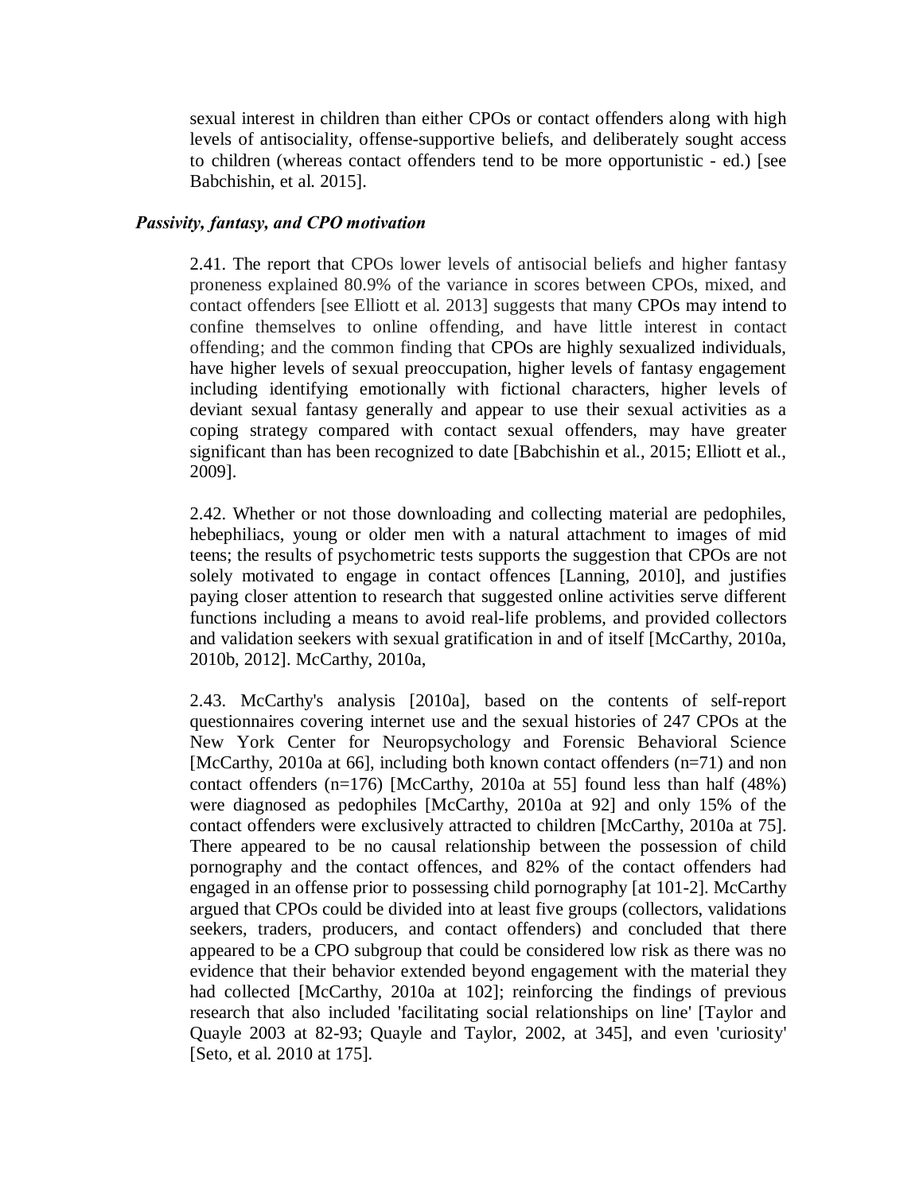sexual interest in children than either CPOs or contact offenders along with high levels of antisociality, offense-supportive beliefs, and deliberately sought access to children (whereas contact offenders tend to be more opportunistic - ed.) [see Babchishin, et al. 2015].

### *Passivity, fantasy, and CPO motivation*

2.41. The report that CPOs lower levels of antisocial beliefs and higher fantasy proneness explained 80.9% of the variance in scores between CPOs, mixed, and contact offenders [see Elliott et al. 2013] suggests that many CPOs may intend to confine themselves to online offending, and have little interest in contact offending; and the common finding that CPOs are highly sexualized individuals, have higher levels of sexual preoccupation, higher levels of fantasy engagement including identifying emotionally with fictional characters, higher levels of deviant sexual fantasy generally and appear to use their sexual activities as a coping strategy compared with contact sexual offenders, may have greater significant than has been recognized to date [Babchishin et al., 2015; Elliott et al., 2009].

2.42. Whether or not those downloading and collecting material are pedophiles, hebephiliacs, young or older men with a natural attachment to images of mid teens; the results of psychometric tests supports the suggestion that CPOs are not solely motivated to engage in contact offences [Lanning, 2010], and justifies paying closer attention to research that suggested online activities serve different functions including a means to avoid real-life problems, and provided collectors and validation seekers with sexual gratification in and of itself [McCarthy, 2010a, 2010b, 2012]. McCarthy, 2010a,

2.43. McCarthy's analysis [2010a], based on the contents of self-report questionnaires covering internet use and the sexual histories of 247 CPOs at the New York Center for Neuropsychology and Forensic Behavioral Science [McCarthy, 2010a at 66], including both known contact offenders (n=71) and non contact offenders (n=176) [McCarthy, 2010a at 55] found less than half (48%) were diagnosed as pedophiles [McCarthy, 2010a at 92] and only 15% of the contact offenders were exclusively attracted to children [McCarthy, 2010a at 75]. There appeared to be no causal relationship between the possession of child pornography and the contact offences, and 82% of the contact offenders had engaged in an offense prior to possessing child pornography [at 101-2]. McCarthy argued that CPOs could be divided into at least five groups (collectors, validations seekers, traders, producers, and contact offenders) and concluded that there appeared to be a CPO subgroup that could be considered low risk as there was no evidence that their behavior extended beyond engagement with the material they had collected [McCarthy, 2010a at 102]; reinforcing the findings of previous research that also included 'facilitating social relationships on line' [Taylor and Quayle 2003 at 82-93; Quayle and Taylor, 2002, at 345], and even 'curiosity' [Seto, et al. 2010 at 175].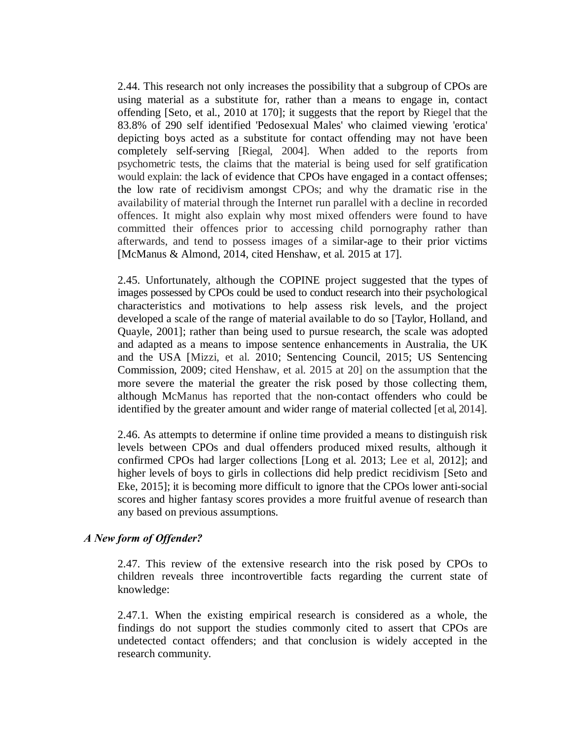2.44. This research not only increases the possibility that a subgroup of CPOs are using material as a substitute for, rather than a means to engage in, contact offending [Seto, et al., 2010 at 170]; it suggests that the report by Riegel that the 83.8% of 290 self identified 'Pedosexual Males' who claimed viewing 'erotica' depicting boys acted as a substitute for contact offending may not have been completely self-serving [Riegal, 2004]. When added to the reports from psychometric tests, the claims that the material is being used for self gratification would explain: the lack of evidence that CPOs have engaged in a contact offenses; the low rate of recidivism amongst CPOs; and why the dramatic rise in the availability of material through the Internet run parallel with a decline in recorded offences. It might also explain why most mixed offenders were found to have committed their offences prior to accessing child pornography rather than afterwards, and tend to possess images of a similar-age to their prior victims [McManus & Almond, 2014, cited Henshaw, et al. 2015 at 17].

2.45. Unfortunately, although the COPINE project suggested that the types of images possessed by CPOs could be used to conduct research into their psychological characteristics and motivations to help assess risk levels, and the project developed a scale of the range of material available to do so [Taylor, Holland, and Quayle, 2001]; rather than being used to pursue research, the scale was adopted and adapted as a means to impose sentence enhancements in Australia, the UK and the USA [Mizzi, et al. 2010; Sentencing Council, 2015; US Sentencing Commission, 2009; cited Henshaw, et al. 2015 at 20] on the assumption that the more severe the material the greater the risk posed by those collecting them, although McManus has reported that the non-contact offenders who could be identified by the greater amount and wider range of material collected [et al, 2014].

2.46. As attempts to determine if online time provided a means to distinguish risk levels between CPOs and dual offenders produced mixed results, although it confirmed CPOs had larger collections [Long et al. 2013; Lee et al, 2012]; and higher levels of boys to girls in collections did help predict recidivism [Seto and Eke, 2015]; it is becoming more difficult to ignore that the CPOs lower anti-social scores and higher fantasy scores provides a more fruitful avenue of research than any based on previous assumptions.

### *A New form of Offender?*

2.47. This review of the extensive research into the risk posed by CPOs to children reveals three incontrovertible facts regarding the current state of knowledge:

2.47.1. When the existing empirical research is considered as a whole, the findings do not support the studies commonly cited to assert that CPOs are undetected contact offenders; and that conclusion is widely accepted in the research community.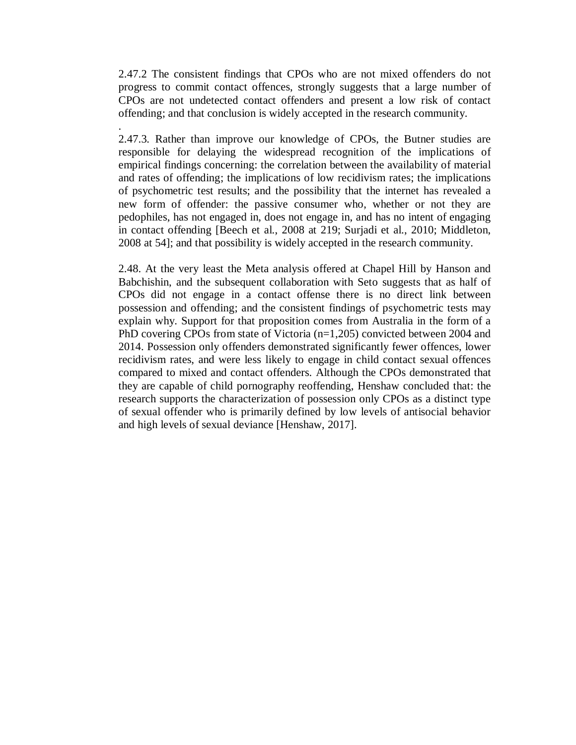2.47.2 The consistent findings that CPOs who are not mixed offenders do not progress to commit contact offences, strongly suggests that a large number of CPOs are not undetected contact offenders and present a low risk of contact offending; and that conclusion is widely accepted in the research community.

.

2.47.3. Rather than improve our knowledge of CPOs, the Butner studies are responsible for delaying the widespread recognition of the implications of empirical findings concerning: the correlation between the availability of material and rates of offending; the implications of low recidivism rates; the implications of psychometric test results; and the possibility that the internet has revealed a new form of offender: the passive consumer who, whether or not they are pedophiles, has not engaged in, does not engage in, and has no intent of engaging in contact offending [Beech et al., 2008 at 219; Surjadi et al., 2010; Middleton, 2008 at 54]; and that possibility is widely accepted in the research community.

2.48. At the very least the Meta analysis offered at Chapel Hill by Hanson and Babchishin, and the subsequent collaboration with Seto suggests that as half of CPOs did not engage in a contact offense there is no direct link between possession and offending; and the consistent findings of psychometric tests may explain why. Support for that proposition comes from Australia in the form of a PhD covering CPOs from state of Victoria (n=1,205) convicted between 2004 and 2014. Possession only offenders demonstrated significantly fewer offences, lower recidivism rates, and were less likely to engage in child contact sexual offences compared to mixed and contact offenders. Although the CPOs demonstrated that they are capable of child pornography reoffending, Henshaw concluded that: the research supports the characterization of possession only CPOs as a distinct type of sexual offender who is primarily defined by low levels of antisocial behavior and high levels of sexual deviance [Henshaw, 2017].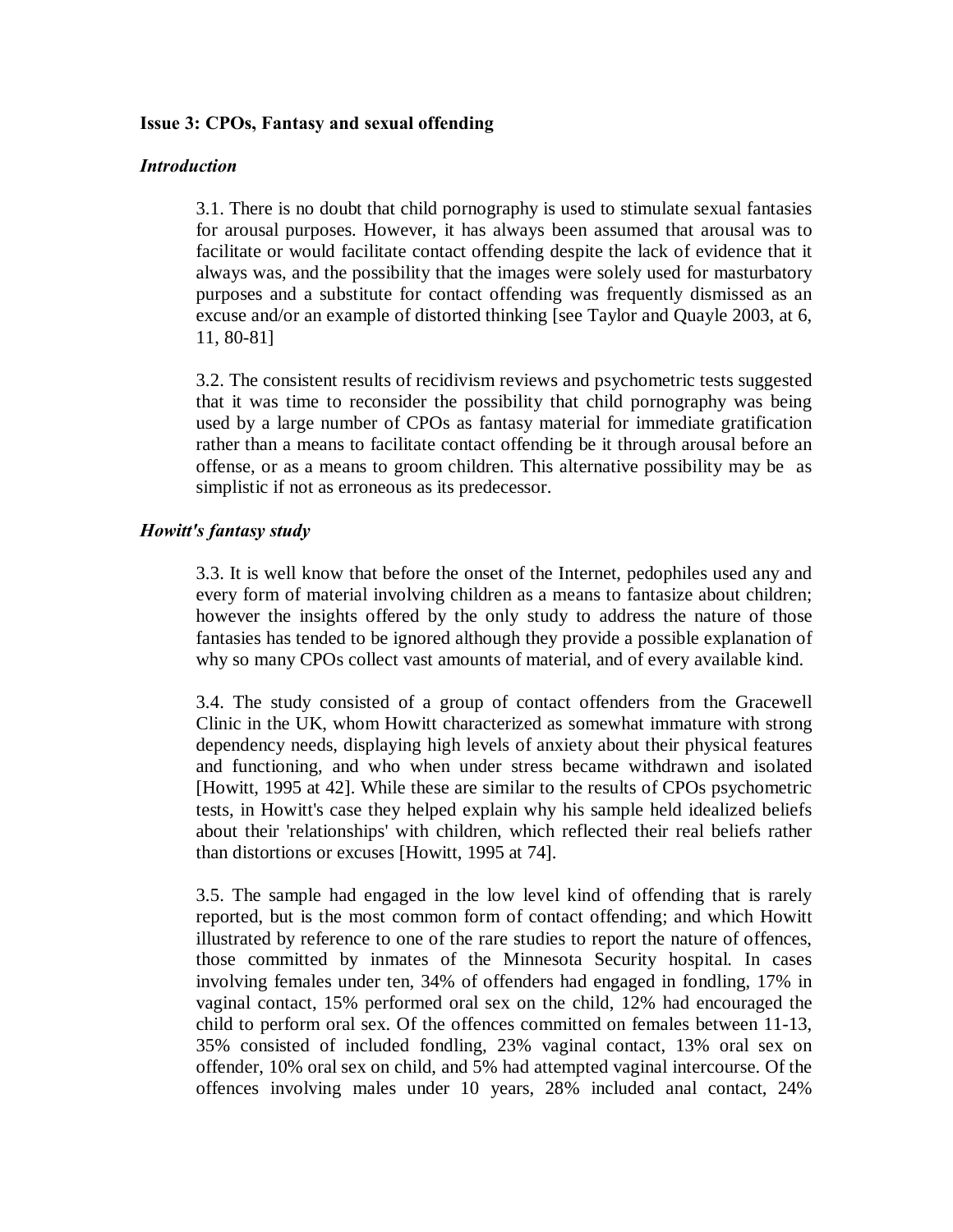**Issue 3: CPOs, Fantasy and sexual offending**

***Introduction***

3.1. There is no doubt that child pornography is used to stimulate sexual fantasies for arousal purposes. However, it has always been assumed that arousal was to facilitate or would facilitate contact offending despite the lack of evidence that it always was, and the possibility that the images were solely used for masturbatory purposes and a substitute for contact offending was frequently dismissed as an excuse and/or an example of distorted thinking [see Taylor and Quayle 2003, at 6, 11, 80-81]

3.2. The consistent results of recidivism reviews and psychometric tests suggested that it was time to reconsider the possibility that child pornography was being used by a large number of CPOs as fantasy material for immediate gratification rather than a means to facilitate contact offending be it through arousal before an offense, or as a means to groom children. This alternative possibility may be as simplistic if not as erroneous as its predecessor.

***Howitt's fantasy study***

3.3. It is well know that before the onset of the Internet, pedophiles used any and every form of material involving children as a means to fantasize about children; however the insights offered by the only study to address the nature of those fantasies has tended to be ignored although they provide a possible explanation of why so many CPOs collect vast amounts of material, and of every available kind.

3.4. The study consisted of a group of contact offenders from the Gracewell Clinic in the UK, whom Howitt characterized as somewhat immature with strong dependency needs, displaying high levels of anxiety about their physical features and functioning, and who when under stress became withdrawn and isolated [Howitt, 1995 at 42]. While these are similar to the results of CPOs psychometric tests, in Howitt's case they helped explain why his sample held idealized beliefs about their 'relationships' with children, which reflected their real beliefs rather than distortions or excuses [Howitt, 1995 at 74].

3.5. The sample had engaged in the low level kind of offending that is rarely reported, but is the most common form of contact offending; and which Howitt illustrated by reference to one of the rare studies to report the nature of offences, those committed by inmates of the Minnesota Security hospital. In cases involving females under ten, 34% of offenders had engaged in fondling, 17% in vaginal contact, 15% performed oral sex on the child, 12% had encouraged the child to perform oral sex. Of the offences committed on females between 11-13, 35% consisted of included fondling, 23% vaginal contact, 13% oral sex on offender, 10% oral sex on child, and 5% had attempted vaginal intercourse. Of the offences involving males under 10 years, 28% included anal contact, 24%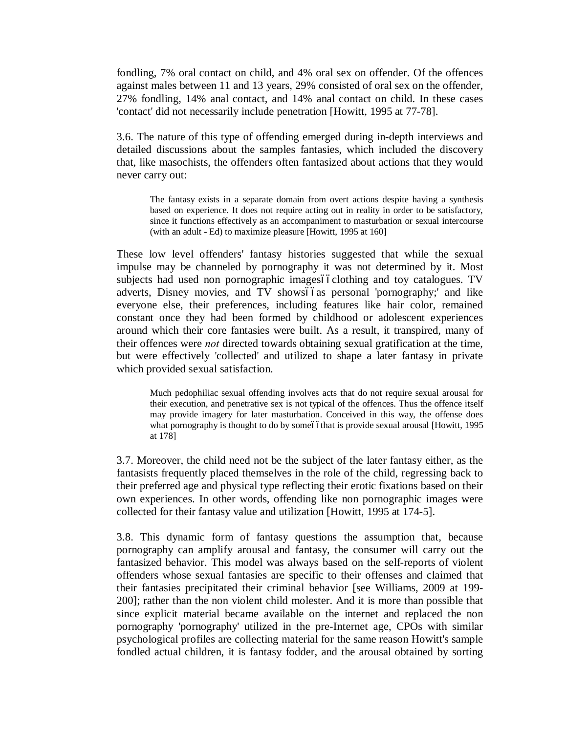fondling, 7% oral contact on child, and 4% oral sex on offender. Of the offences against males between 11 and 13 years, 29% consisted of oral sex on the offender, 27% fondling, 14% anal contact, and 14% anal contact on child. In these cases 'contact' did not necessarily include penetration [Howitt, 1995 at 77-78].

3.6. The nature of this type of offending emerged during in-depth interviews and detailed discussions about the samples fantasies, which included the discovery that, like masochists, the offenders often fantasized about actions that they would never carry out:

> The fantasy exists in a separate domain from overt actions despite having a synthesis based on experience. It does not require acting out in reality in order to be satisfactory, since it functions effectively as an accompaniment to masturbation or sexual intercourse (with an adult - Ed) to maximize pleasure [Howitt, 1995 at 160]

These low level offenders' fantasy histories suggested that while the sexual impulse may be channeled by pornography it was not determined by it. Most subjects had used non pornographic imagesïïclothing and toy catalogues. TV adverts, Disney movies, and TV showsïïas personal 'pornography;' and like everyone else, their preferences, including features like hair color, remained constant once they had been formed by childhood or adolescent experiences around which their core fantasies were built. As a result, it transpired, many of their offences were *not* directed towards obtaining sexual gratification at the time, but were effectively 'collected' and utilized to shape a later fantasy in private which provided sexual satisfaction.

> Much pedophiliac sexual offending involves acts that do not require sexual arousal for their execution, and penetrative sex is not typical of the offences. Thus the offence itself may provide imagery for later masturbation. Conceived in this way, the offense does what pornography is thought to do by someïïthat is provide sexual arousal [Howitt, 1995 at 178]

3.7. Moreover, the child need not be the subject of the later fantasy either, as the fantasists frequently placed themselves in the role of the child, regressing back to their preferred age and physical type reflecting their erotic fixations based on their own experiences. In other words, offending like non pornographic images were collected for their fantasy value and utilization [Howitt, 1995 at 174-5].

3.8. This dynamic form of fantasy questions the assumption that, because pornography can amplify arousal and fantasy, the consumer will carry out the fantasized behavior. This model was always based on the self-reports of violent offenders whose sexual fantasies are specific to their offenses and claimed that their fantasies precipitated their criminal behavior [see Williams, 2009 at 199-200]; rather than the non violent child molester. And it is more than possible that since explicit material became available on the internet and replaced the non pornography 'pornography' utilized in the pre-Internet age, CPOs with similar psychological profiles are collecting material for the same reason Howitt's sample fondled actual children, it is fantasy fodder, and the arousal obtained by sorting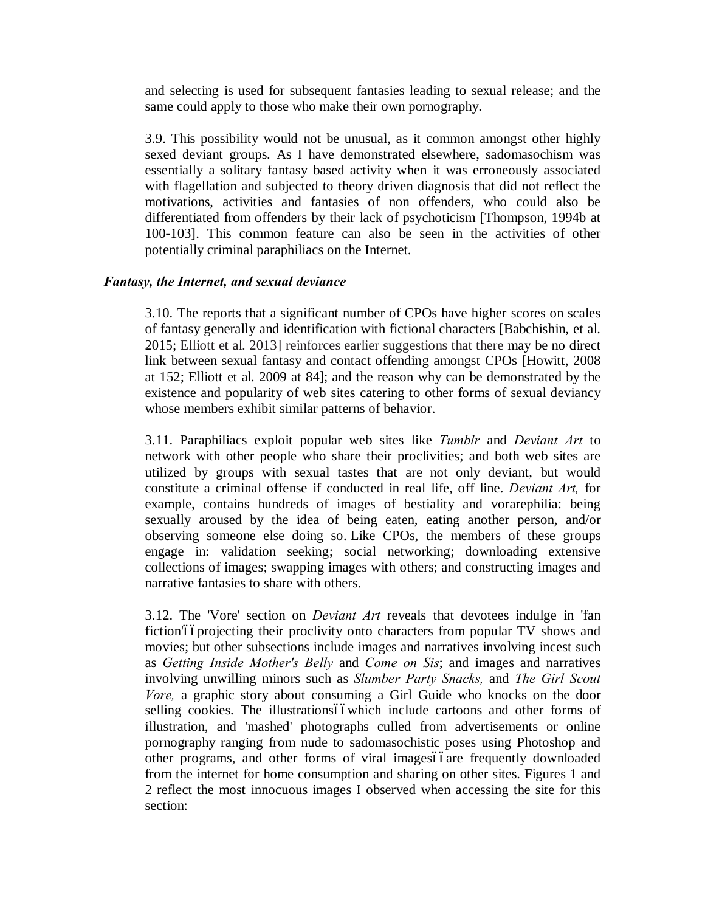and selecting is used for subsequent fantasies leading to sexual release; and the same could apply to those who make their own pornography.

3.9. This possibility would not be unusual, as it common amongst other highly sexed deviant groups. As I have demonstrated elsewhere, sadomasochism was essentially a solitary fantasy based activity when it was erroneously associated with flagellation and subjected to theory driven diagnosis that did not reflect the motivations, activities and fantasies of non offenders, who could also be differentiated from offenders by their lack of psychoticism [Thompson, 1994b at 100-103]. This common feature can also be seen in the activities of other potentially criminal paraphiliacs on the Internet.

### *Fantasy, the Internet, and sexual deviance*

3.10. The reports that a significant number of CPOs have higher scores on scales of fantasy generally and identification with fictional characters [Babchishin, et al. 2015; Elliott et al. 2013] reinforces earlier suggestions that there may be no direct link between sexual fantasy and contact offending amongst CPOs [Howitt, 2008 at 152; Elliott et al. 2009 at 84]; and the reason why can be demonstrated by the existence and popularity of web sites catering to other forms of sexual deviancy whose members exhibit similar patterns of behavior.

3.11. Paraphiliacs exploit popular web sites like *Tumblr* and *Deviant Art* to network with other people who share their proclivities; and both web sites are utilized by groups with sexual tastes that are not only deviant, but would constitute a criminal offense if conducted in real life, off line. *Deviant Art,* for example, contains hundreds of images of bestiality and vorarephilia: being sexually aroused by the idea of being eaten, eating another person, and/or observing someone else doing so. Like CPOs, the members of these groups engage in: validation seeking; social networking; downloading extensive collections of images; swapping images with others; and constructing images and narrative fantasies to share with others.

3.12. The 'Vore' section on *Deviant Art* reveals that devotees indulge in 'fan fiction'ïï projecting their proclivity onto characters from popular TV shows and movies; but other subsections include images and narratives involving incest such as *Getting Inside Mother's Belly* and *Come on Sis*; and images and narratives involving unwilling minors such as *Slumber Party Snacks,* and *The Girl Scout Vore,* a graphic story about consuming a Girl Guide who knocks on the door selling cookies. The illustrationsïï which include cartoons and other forms of illustration, and 'mashed' photographs culled from advertisements or online pornography ranging from nude to sadomasochistic poses using Photoshop and other programs, and other forms of viral imagesïï are frequently downloaded from the internet for home consumption and sharing on other sites. Figures 1 and 2 reflect the most innocuous images I observed when accessing the site for this section: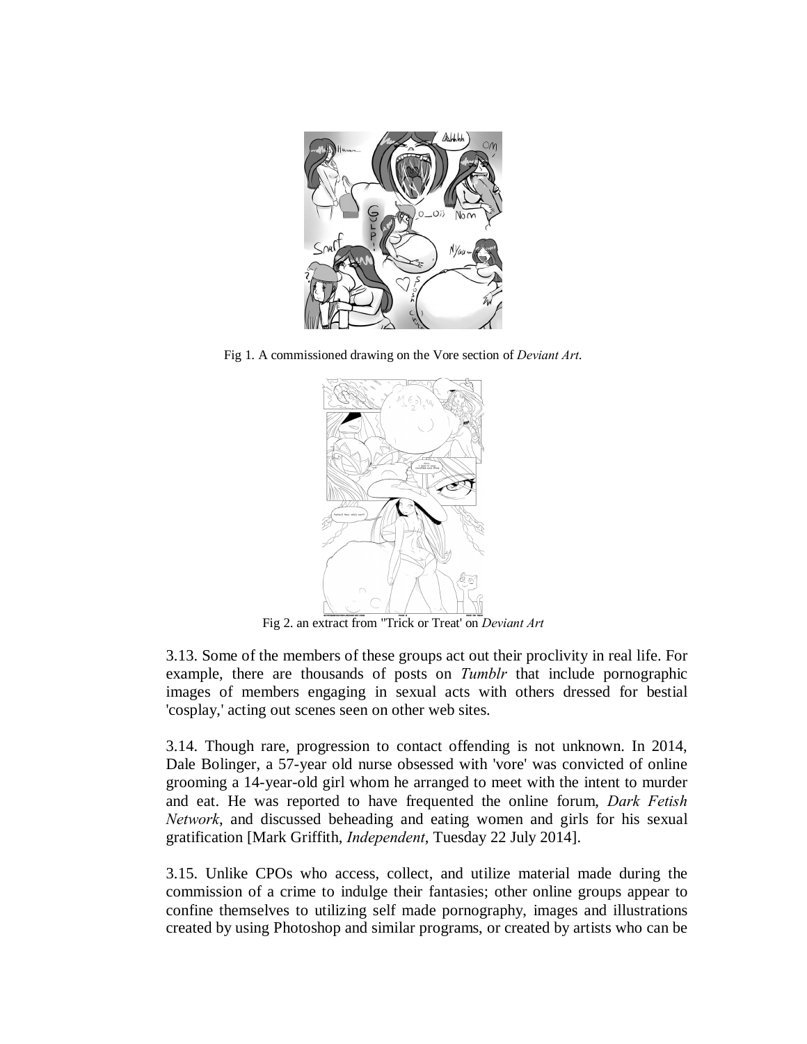Fig 1. A commissioned drawing on the Vore section of *Deviant Art*.

Fig 2. an extract from "Trick or Treat' on *Deviant Art*

3.13. Some of the members of these groups act out their proclivity in real life. For example, there are thousands of posts on *Tumblr* that include pornographic images of members engaging in sexual acts with others dressed for bestial 'cosplay,' acting out scenes seen on other web sites.

3.14. Though rare, progression to contact offending is not unknown. In 2014, Dale Bolinger, a 57-year old nurse obsessed with 'vore' was convicted of online grooming a 14-year-old girl whom he arranged to meet with the intent to murder and eat. He was reported to have frequented the online forum, *Dark Fetish Network*, and discussed beheading and eating women and girls for his sexual gratification [Mark Griffith, *Independent*, Tuesday 22 July 2014].

3.15. Unlike CPOs who access, collect, and utilize material made during the commission of a crime to indulge their fantasies; other online groups appear to confine themselves to utilizing self made pornography, images and illustrations created by using Photoshop and similar programs, or created by artists who can be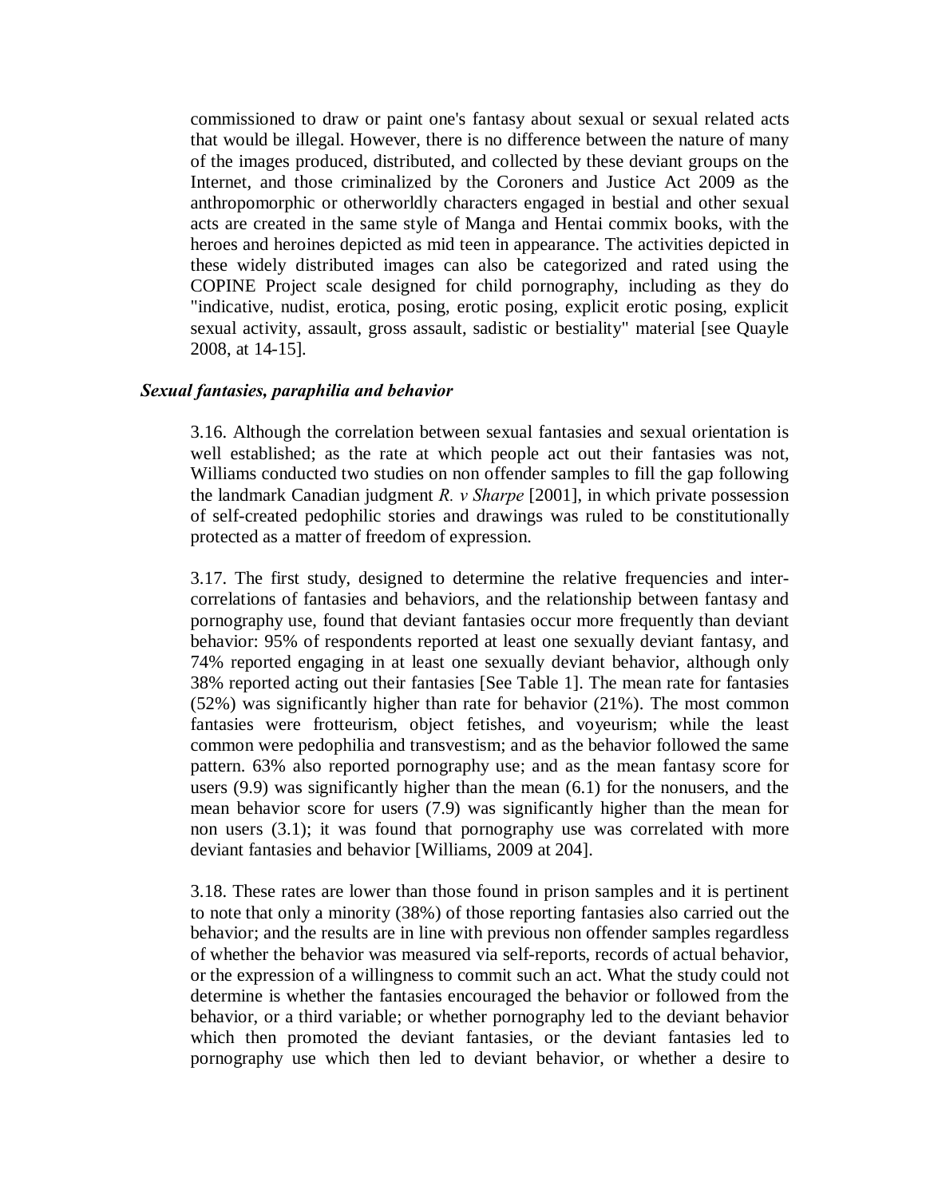commissioned to draw or paint one's fantasy about sexual or sexual related acts that would be illegal. However, there is no difference between the nature of many of the images produced, distributed, and collected by these deviant groups on the Internet, and those criminalized by the Coroners and Justice Act 2009 as the anthropomorphic or otherworldly characters engaged in bestial and other sexual acts are created in the same style of Manga and Hentai commix books, with the heroes and heroines depicted as mid teen in appearance. The activities depicted in these widely distributed images can also be categorized and rated using the COPINE Project scale designed for child pornography, including as they do "indicative, nudist, erotica, posing, erotic posing, explicit erotic posing, explicit sexual activity, assault, gross assault, sadistic or bestiality" material [see Quayle 2008, at 14-15].

### *Sexual fantasies, paraphilia and behavior*

3.16. Although the correlation between sexual fantasies and sexual orientation is well established; as the rate at which people act out their fantasies was not, Williams conducted two studies on non offender samples to fill the gap following the landmark Canadian judgment *R. v Sharpe* [2001], in which private possession of self-created pedophilic stories and drawings was ruled to be constitutionally protected as a matter of freedom of expression.

3.17. The first study, designed to determine the relative frequencies and inter-correlations of fantasies and behaviors, and the relationship between fantasy and pornography use, found that deviant fantasies occur more frequently than deviant behavior: 95% of respondents reported at least one sexually deviant fantasy, and 74% reported engaging in at least one sexually deviant behavior, although only 38% reported acting out their fantasies [See Table 1]. The mean rate for fantasies (52%) was significantly higher than rate for behavior (21%). The most common fantasies were frotteurism, object fetishes, and voyeurism; while the least common were pedophilia and transvestism; and as the behavior followed the same pattern. 63% also reported pornography use; and as the mean fantasy score for users (9.9) was significantly higher than the mean (6.1) for the nonusers, and the mean behavior score for users (7.9) was significantly higher than the mean for non users (3.1); it was found that pornography use was correlated with more deviant fantasies and behavior [Williams, 2009 at 204].

3.18. These rates are lower than those found in prison samples and it is pertinent to note that only a minority (38%) of those reporting fantasies also carried out the behavior; and the results are in line with previous non offender samples regardless of whether the behavior was measured via self-reports, records of actual behavior, or the expression of a willingness to commit such an act. What the study could not determine is whether the fantasies encouraged the behavior or followed from the behavior, or a third variable; or whether pornography led to the deviant behavior which then promoted the deviant fantasies, or the deviant fantasies led to pornography use which then led to deviant behavior, or whether a desire to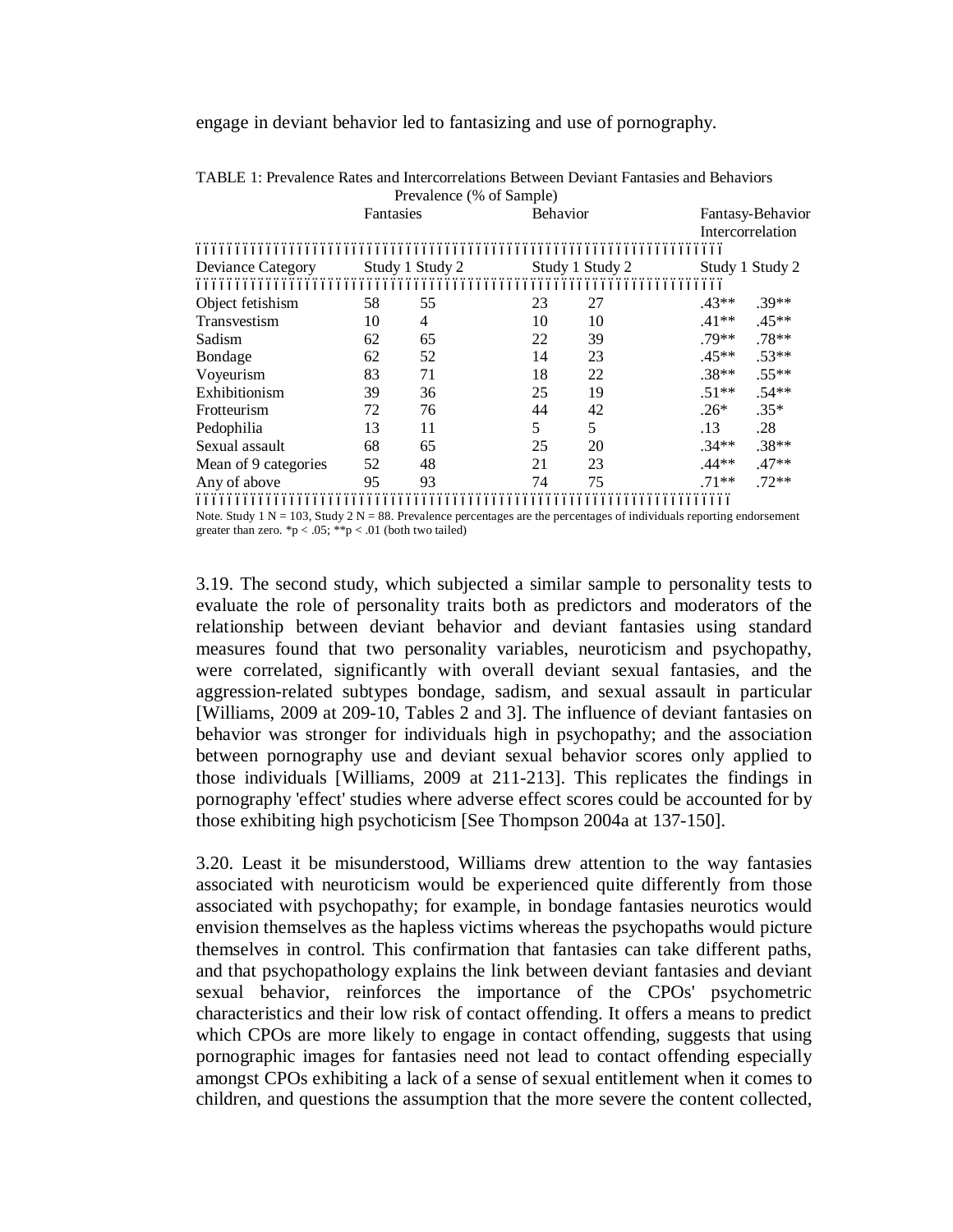engage in deviant behavior led to fantasizing and use of pornography.

TABLE 1: Prevalence Rates and Intercorrelations Between Deviant Fantasies and Behaviors

| | Prevalence (% of Sample) | | | | | |
|---|---|---|---|---|---|---|
| | Fantasies | | Behavior | | Fantasy-Behavior Intercorrelation | |
| Deviance Category | Study 1 | Study 2 | Study 1 | Study 2 | Study 1 | Study 2 |
| Object fetishism | 58 | 55 | 23 | 27 | .43** | .39** |
| Transvestism | 10 | 4 | 10 | 10 | .41** | .45** |
| Sadism | 62 | 65 | 22 | 39 | .79** | .78** |
| Bondage | 62 | 52 | 14 | 23 | .45** | .53** |
| Voyeurism | 83 | 71 | 18 | 22 | .38** | .55** |
| Exhibitionism | 39 | 36 | 25 | 19 | .51** | .54** |
| Frotteurism | 72 | 76 | 44 | 42 | .26* | .35* |
| Pedophilia | 13 | 11 | 5 | 5 | .13 | .28 |
| Sexual assault | 68 | 65 | 25 | 20 | .34** | .38** |
| Mean of 9 categories | 52 | 48 | 21 | 23 | .44** | .47** |
| Any of above | 95 | 93 | 74 | 75 | .71** | .72** |

Note. Study 1 $N = 103$, Study 2 $N = 88$. Prevalence percentages are the percentages of individuals reporting endorsement greater than zero. *$p < .05$; **$p < .01$ (both two tailed)

3.19. The second study, which subjected a similar sample to personality tests to evaluate the role of personality traits both as predictors and moderators of the relationship between deviant behavior and deviant fantasies using standard measures found that two personality variables, neuroticism and psychopathy, were correlated, significantly with overall deviant sexual fantasies, and the aggression-related subtypes bondage, sadism, and sexual assault in particular [Williams, 2009 at 209-10, Tables 2 and 3]. The influence of deviant fantasies on behavior was stronger for individuals high in psychopathy; and the association between pornography use and deviant sexual behavior scores only applied to those individuals [Williams, 2009 at 211-213]. This replicates the findings in pornography 'effect' studies where adverse effect scores could be accounted for by those exhibiting high psychoticism [See Thompson 2004a at 137-150].

3.20. Least it be misunderstood, Williams drew attention to the way fantasies associated with neuroticism would be experienced quite differently from those associated with psychopathy; for example, in bondage fantasies neurotics would envision themselves as the hapless victims whereas the psychopaths would picture themselves in control. This confirmation that fantasies can take different paths, and that psychopathology explains the link between deviant fantasies and deviant sexual behavior, reinforces the importance of the CPOs' psychometric characteristics and their low risk of contact offending. It offers a means to predict which CPOs are more likely to engage in contact offending, suggests that using pornographic images for fantasies need not lead to contact offending especially amongst CPOs exhibiting a lack of a sense of sexual entitlement when it comes to children, and questions the assumption that the more severe the content collected,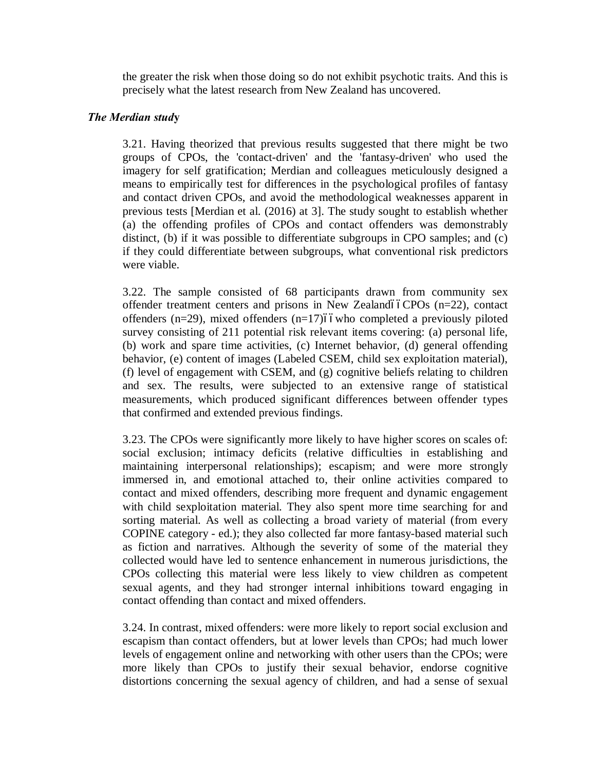the greater the risk when those doing so do not exhibit psychotic traits. And this is precisely what the latest research from New Zealand has uncovered.

### *The Merdian study*

3.21. Having theorized that previous results suggested that there might be two groups of CPOs, the 'contact-driven' and the 'fantasy-driven' who used the imagery for self gratification; Merdian and colleagues meticulously designed a means to empirically test for differences in the psychological profiles of fantasy and contact driven CPOs, and avoid the methodological weaknesses apparent in previous tests [Merdian et al. (2016) at 3]. The study sought to establish whether (a) the offending profiles of CPOs and contact offenders was demonstrably distinct, (b) if it was possible to differentiate subgroups in CPO samples; and (c) if they could differentiate between subgroups, what conventional risk predictors were viable.

3.22. The sample consisted of 68 participants drawn from community sex offender treatment centers and prisons in New Zealandïï CPOs (n=22), contact offenders (n=29), mixed offenders (n=17)ïï who completed a previously piloted survey consisting of 211 potential risk relevant items covering: (a) personal life, (b) work and spare time activities, (c) Internet behavior, (d) general offending behavior, (e) content of images (Labeled CSEM, child sex exploitation material), (f) level of engagement with CSEM, and (g) cognitive beliefs relating to children and sex. The results, were subjected to an extensive range of statistical measurements, which produced significant differences between offender types that confirmed and extended previous findings.

3.23. The CPOs were significantly more likely to have higher scores on scales of: social exclusion; intimacy deficits (relative difficulties in establishing and maintaining interpersonal relationships); escapism; and were more strongly immersed in, and emotional attached to, their online activities compared to contact and mixed offenders, describing more frequent and dynamic engagement with child sexploitation material. They also spent more time searching for and sorting material. As well as collecting a broad variety of material (from every COPINE category - ed.); they also collected far more fantasy-based material such as fiction and narratives. Although the severity of some of the material they collected would have led to sentence enhancement in numerous jurisdictions, the CPOs collecting this material were less likely to view children as competent sexual agents, and they had stronger internal inhibitions toward engaging in contact offending than contact and mixed offenders.

3.24. In contrast, mixed offenders: were more likely to report social exclusion and escapism than contact offenders, but at lower levels than CPOs; had much lower levels of engagement online and networking with other users than the CPOs; were more likely than CPOs to justify their sexual behavior, endorse cognitive distortions concerning the sexual agency of children, and had a sense of sexual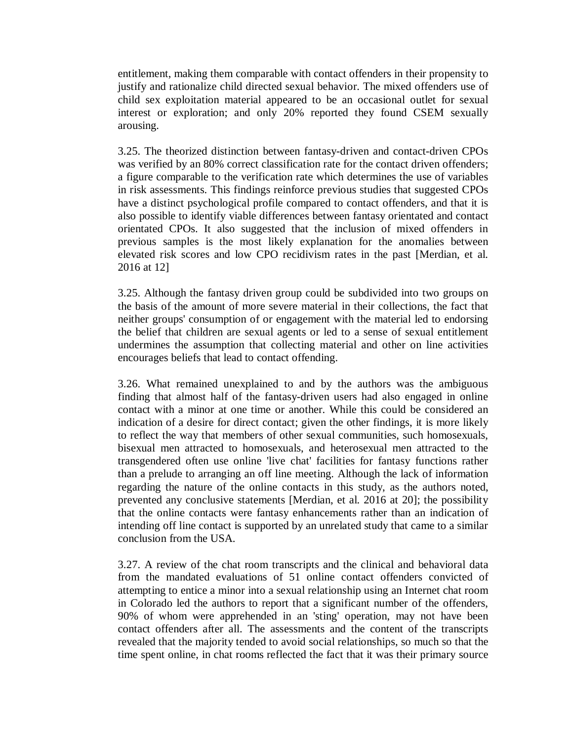entitlement, making them comparable with contact offenders in their propensity to justify and rationalize child directed sexual behavior. The mixed offenders use of child sex exploitation material appeared to be an occasional outlet for sexual interest or exploration; and only 20% reported they found CSEM sexually arousing.

3.25. The theorized distinction between fantasy-driven and contact-driven CPOs was verified by an 80% correct classification rate for the contact driven offenders; a figure comparable to the verification rate which determines the use of variables in risk assessments. This findings reinforce previous studies that suggested CPOs have a distinct psychological profile compared to contact offenders, and that it is also possible to identify viable differences between fantasy orientated and contact orientated CPOs. It also suggested that the inclusion of mixed offenders in previous samples is the most likely explanation for the anomalies between elevated risk scores and low CPO recidivism rates in the past [Merdian, et al. 2016 at 12]

3.25. Although the fantasy driven group could be subdivided into two groups on the basis of the amount of more severe material in their collections, the fact that neither groups' consumption of or engagement with the material led to endorsing the belief that children are sexual agents or led to a sense of sexual entitlement undermines the assumption that collecting material and other on line activities encourages beliefs that lead to contact offending.

3.26. What remained unexplained to and by the authors was the ambiguous finding that almost half of the fantasy-driven users had also engaged in online contact with a minor at one time or another. While this could be considered an indication of a desire for direct contact; given the other findings, it is more likely to reflect the way that members of other sexual communities, such homosexuals, bisexual men attracted to homosexuals, and heterosexual men attracted to the transgendered often use online 'live chat' facilities for fantasy functions rather than a prelude to arranging an off line meeting. Although the lack of information regarding the nature of the online contacts in this study, as the authors noted, prevented any conclusive statements [Merdian, et al. 2016 at 20]; the possibility that the online contacts were fantasy enhancements rather than an indication of intending off line contact is supported by an unrelated study that came to a similar conclusion from the USA.

3.27. A review of the chat room transcripts and the clinical and behavioral data from the mandated evaluations of 51 online contact offenders convicted of attempting to entice a minor into a sexual relationship using an Internet chat room in Colorado led the authors to report that a significant number of the offenders, 90% of whom were apprehended in an 'sting' operation, may not have been contact offenders after all. The assessments and the content of the transcripts revealed that the majority tended to avoid social relationships, so much so that the time spent online, in chat rooms reflected the fact that it was their primary source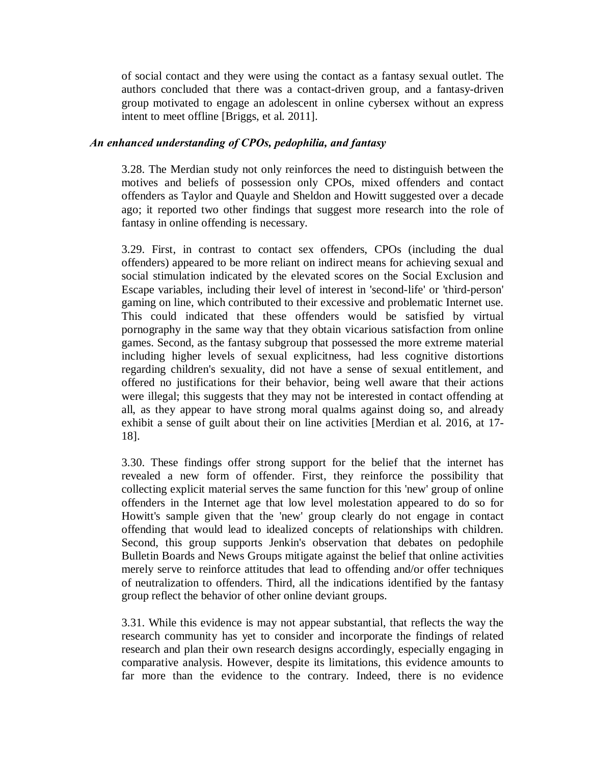of social contact and they were using the contact as a fantasy sexual outlet. The authors concluded that there was a contact-driven group, and a fantasy-driven group motivated to engage an adolescent in online cybersex without an express intent to meet offline [Briggs, et al. 2011].

### *An enhanced understanding of CPOs, pedophilia, and fantasy*

3.28. The Merdian study not only reinforces the need to distinguish between the motives and beliefs of possession only CPOs, mixed offenders and contact offenders as Taylor and Quayle and Sheldon and Howitt suggested over a decade ago; it reported two other findings that suggest more research into the role of fantasy in online offending is necessary.

3.29. First, in contrast to contact sex offenders, CPOs (including the dual offenders) appeared to be more reliant on indirect means for achieving sexual and social stimulation indicated by the elevated scores on the Social Exclusion and Escape variables, including their level of interest in 'second-life' or 'third-person' gaming on line, which contributed to their excessive and problematic Internet use. This could indicated that these offenders would be satisfied by virtual pornography in the same way that they obtain vicarious satisfaction from online games. Second, as the fantasy subgroup that possessed the more extreme material including higher levels of sexual explicitness, had less cognitive distortions regarding children's sexuality, did not have a sense of sexual entitlement, and offered no justifications for their behavior, being well aware that their actions were illegal; this suggests that they may not be interested in contact offending at all, as they appear to have strong moral qualms against doing so, and already exhibit a sense of guilt about their on line activities [Merdian et al. 2016, at 17-18].

3.30. These findings offer strong support for the belief that the internet has revealed a new form of offender. First, they reinforce the possibility that collecting explicit material serves the same function for this 'new' group of online offenders in the Internet age that low level molestation appeared to do so for Howitt's sample given that the 'new' group clearly do not engage in contact offending that would lead to idealized concepts of relationships with children. Second, this group supports Jenkin's observation that debates on pedophile Bulletin Boards and News Groups mitigate against the belief that online activities merely serve to reinforce attitudes that lead to offending and/or offer techniques of neutralization to offenders. Third, all the indications identified by the fantasy group reflect the behavior of other online deviant groups.

3.31. While this evidence is may not appear substantial, that reflects the way the research community has yet to consider and incorporate the findings of related research and plan their own research designs accordingly, especially engaging in comparative analysis. However, despite its limitations, this evidence amounts to far more than the evidence to the contrary. Indeed, there is no evidence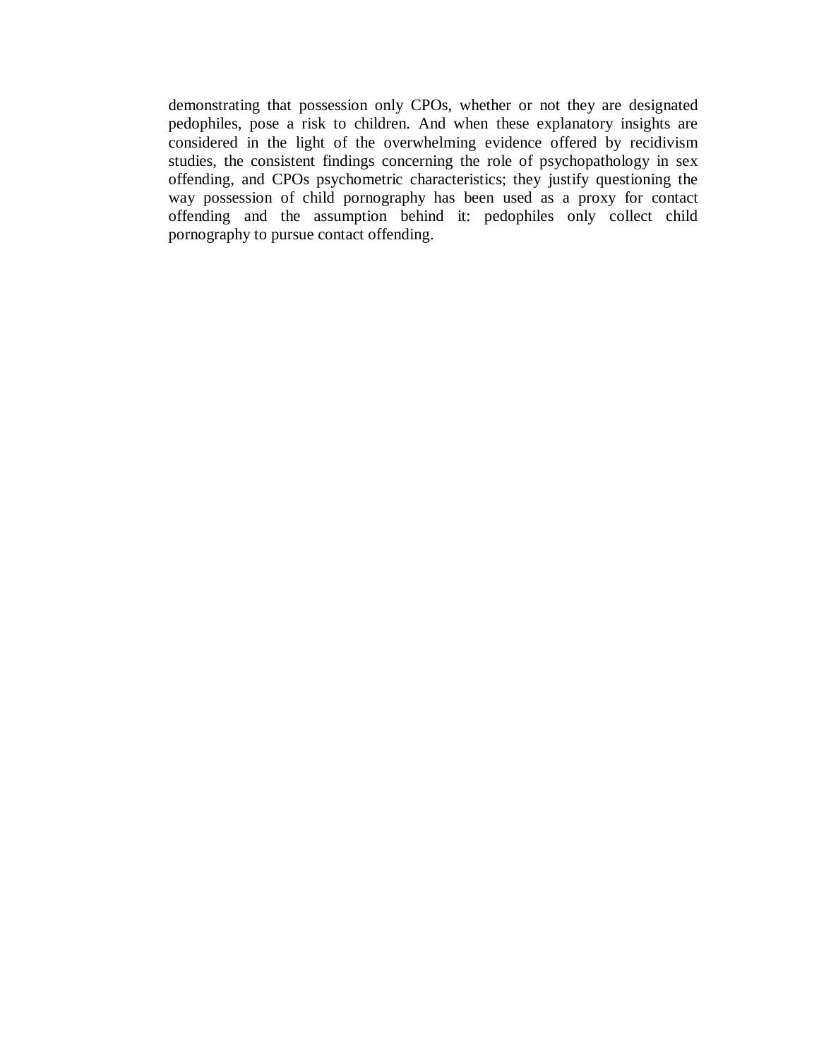demonstrating that possession only CPOs, whether or not they are designated pedophiles, pose a risk to children. And when these explanatory insights are considered in the light of the overwhelming evidence offered by recidivism studies, the consistent findings concerning the role of psychopathology in sex offending, and CPOs psychometric characteristics; they justify questioning the way possession of child pornography has been used as a proxy for contact offending and the assumption behind it: pedophiles only collect child pornography to pursue contact offending.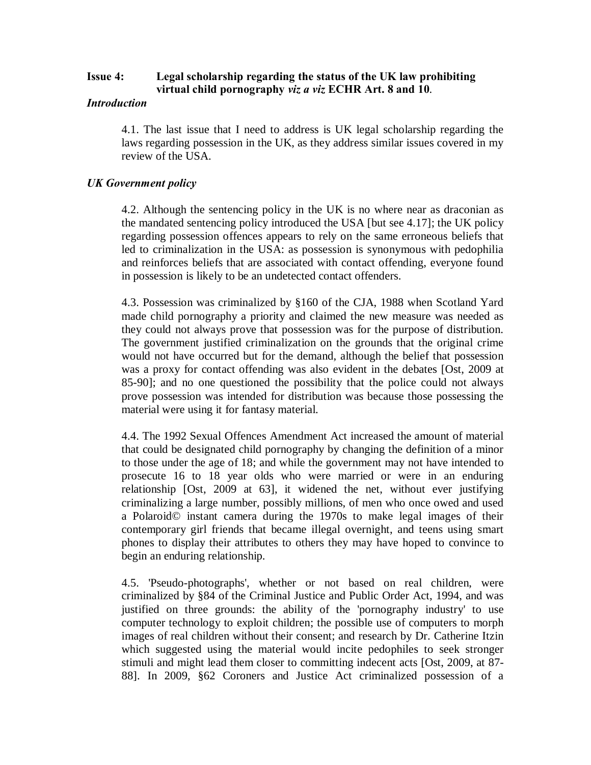**Issue 4: Legal scholarship regarding the status of the UK law prohibiting virtual child pornography *viz a viz* ECHR Art. 8 and 10**.

***Introduction***

4.1. The last issue that I need to address is UK legal scholarship regarding the laws regarding possession in the UK, as they address similar issues covered in my review of the USA.

***UK Government policy***

4.2. Although the sentencing policy in the UK is no where near as draconian as the mandated sentencing policy introduced the USA [but see 4.17]; the UK policy regarding possession offences appears to rely on the same erroneous beliefs that led to criminalization in the USA: as possession is synonymous with pedophilia and reinforces beliefs that are associated with contact offending, everyone found in possession is likely to be an undetected contact offenders.

4.3. Possession was criminalized by §160 of the CJA, 1988 when Scotland Yard made child pornography a priority and claimed the new measure was needed as they could not always prove that possession was for the purpose of distribution. The government justified criminalization on the grounds that the original crime would not have occurred but for the demand, although the belief that possession was a proxy for contact offending was also evident in the debates [Ost, 2009 at 85-90]; and no one questioned the possibility that the police could not always prove possession was intended for distribution was because those possessing the material were using it for fantasy material.

4.4. The 1992 Sexual Offences Amendment Act increased the amount of material that could be designated child pornography by changing the definition of a minor to those under the age of 18; and while the government may not have intended to prosecute 16 to 18 year olds who were married or were in an enduring relationship [Ost, 2009 at 63], it widened the net, without ever justifying criminalizing a large number, possibly millions, of men who once owed and used a Polaroid© instant camera during the 1970s to make legal images of their contemporary girl friends that became illegal overnight, and teens using smart phones to display their attributes to others they may have hoped to convince to begin an enduring relationship.

4.5. 'Pseudo-photographs', whether or not based on real children, were criminalized by §84 of the Criminal Justice and Public Order Act, 1994, and was justified on three grounds: the ability of the 'pornography industry' to use computer technology to exploit children; the possible use of computers to morph images of real children without their consent; and research by Dr. Catherine Itzin which suggested using the material would incite pedophiles to seek stronger stimuli and might lead them closer to committing indecent acts [Ost, 2009, at 87-88]. In 2009, §62 Coroners and Justice Act criminalized possession of a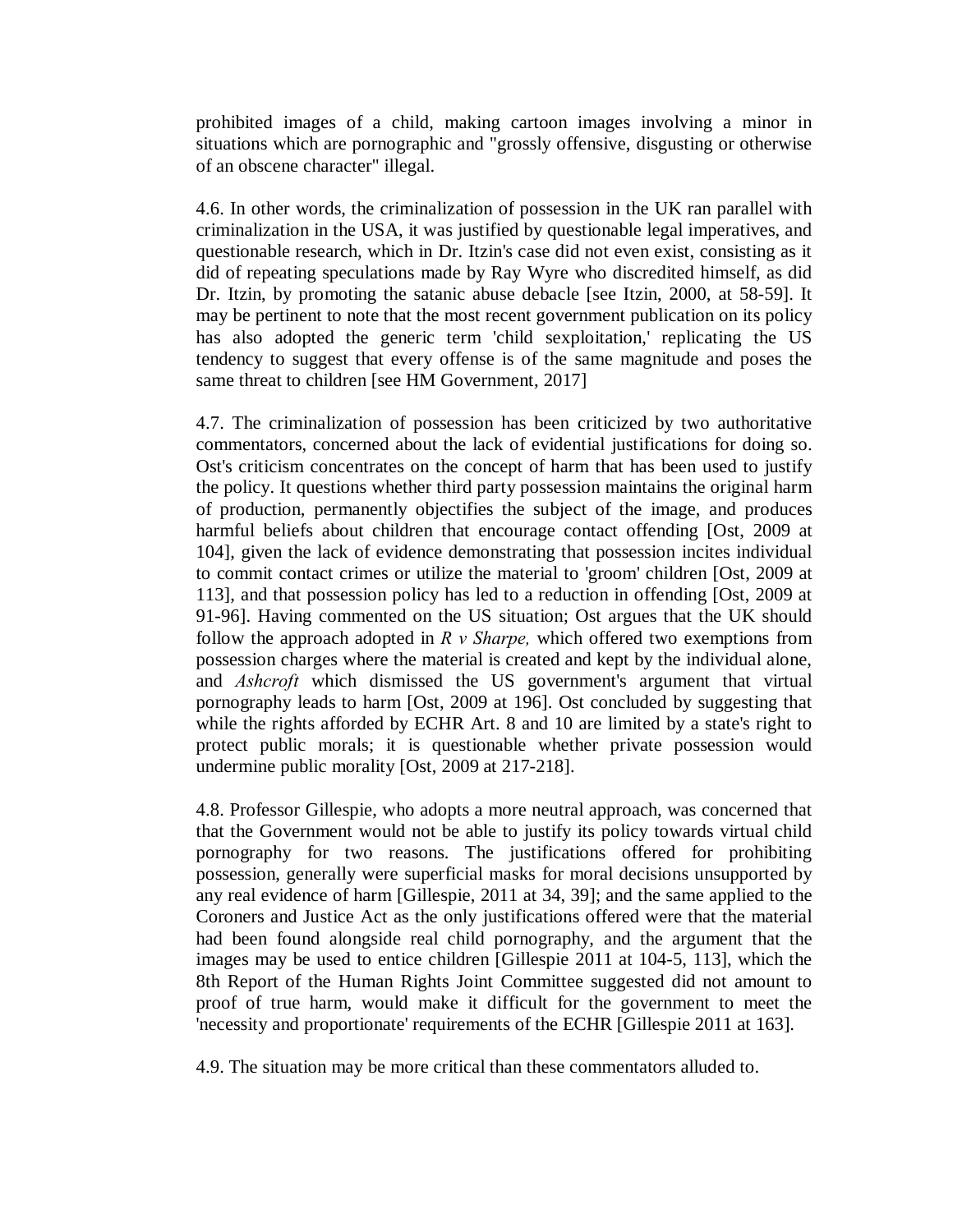prohibited images of a child, making cartoon images involving a minor in situations which are pornographic and "grossly offensive, disgusting or otherwise of an obscene character" illegal.

4.6. In other words, the criminalization of possession in the UK ran parallel with criminalization in the USA, it was justified by questionable legal imperatives, and questionable research, which in Dr. Itzin's case did not even exist, consisting as it did of repeating speculations made by Ray Wyre who discredited himself, as did Dr. Itzin, by promoting the satanic abuse debacle [see Itzin, 2000, at 58-59]. It may be pertinent to note that the most recent government publication on its policy has also adopted the generic term 'child sexploitation,' replicating the US tendency to suggest that every offense is of the same magnitude and poses the same threat to children [see HM Government, 2017]

4.7. The criminalization of possession has been criticized by two authoritative commentators, concerned about the lack of evidential justifications for doing so. Ost's criticism concentrates on the concept of harm that has been used to justify the policy. It questions whether third party possession maintains the original harm of production, permanently objectifies the subject of the image, and produces harmful beliefs about children that encourage contact offending [Ost, 2009 at 104], given the lack of evidence demonstrating that possession incites individual to commit contact crimes or utilize the material to 'groom' children [Ost, 2009 at 113], and that possession policy has led to a reduction in offending [Ost, 2009 at 91-96]. Having commented on the US situation; Ost argues that the UK should follow the approach adopted in *R v Sharpe,* which offered two exemptions from possession charges where the material is created and kept by the individual alone, and *Ashcroft* which dismissed the US government's argument that virtual pornography leads to harm [Ost, 2009 at 196]. Ost concluded by suggesting that while the rights afforded by ECHR Art. 8 and 10 are limited by a state's right to protect public morals; it is questionable whether private possession would undermine public morality [Ost, 2009 at 217-218].

4.8. Professor Gillespie, who adopts a more neutral approach, was concerned that that the Government would not be able to justify its policy towards virtual child pornography for two reasons. The justifications offered for prohibiting possession, generally were superficial masks for moral decisions unsupported by any real evidence of harm [Gillespie, 2011 at 34, 39]; and the same applied to the Coroners and Justice Act as the only justifications offered were that the material had been found alongside real child pornography, and the argument that the images may be used to entice children [Gillespie 2011 at 104-5, 113], which the 8th Report of the Human Rights Joint Committee suggested did not amount to proof of true harm, would make it difficult for the government to meet the 'necessity and proportionate' requirements of the ECHR [Gillespie 2011 at 163].

4.9. The situation may be more critical than these commentators alluded to.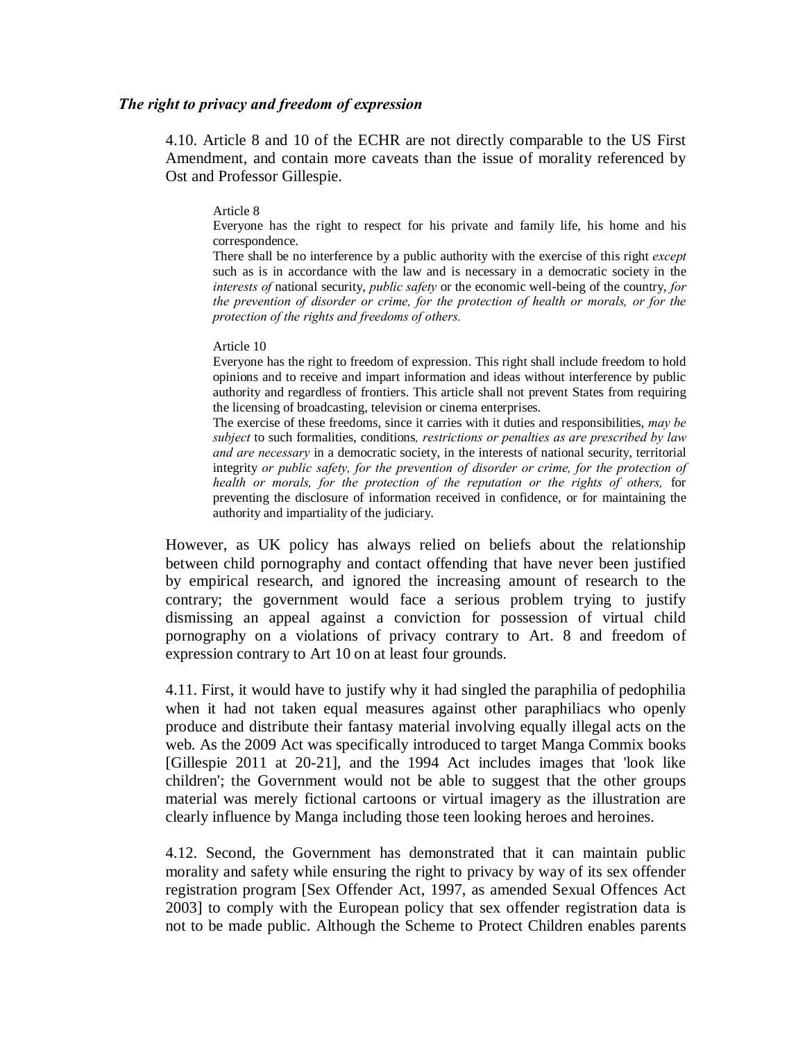### *The right to privacy and freedom of expression*

4.10. Article 8 and 10 of the ECHR are not directly comparable to the US First Amendment, and contain more caveats than the issue of morality referenced by Ost and Professor Gillespie.

> Article 8
> Everyone has the right to respect for his private and family life, his home and his correspondence.
> There shall be no interference by a public authority with the exercise of this right *except* such as is in accordance with the law and is necessary in a democratic society in the *interests of* national security, *public safety* or the economic well-being of the country, *for the prevention of disorder or crime, for the protection of health or morals, or for the protection of the rights and freedoms of others.*
>
> Article 10
> Everyone has the right to freedom of expression. This right shall include freedom to hold opinions and to receive and impart information and ideas without interference by public authority and regardless of frontiers. This article shall not prevent States from requiring the licensing of broadcasting, television or cinema enterprises.
> The exercise of these freedoms, since it carries with it duties and responsibilities, *may be subject* to such formalities, conditions*, restrictions or penalties as are prescribed by law and are necessary* in a democratic society, in the interests of national security, territorial integrity *or public safety, for the prevention of disorder or crime, for the protection of health or morals, for the protection of the reputation or the rights of others,* for preventing the disclosure of information received in confidence, or for maintaining the authority and impartiality of the judiciary.

However, as UK policy has always relied on beliefs about the relationship between child pornography and contact offending that have never been justified by empirical research, and ignored the increasing amount of research to the contrary; the government would face a serious problem trying to justify dismissing an appeal against a conviction for possession of virtual child pornography on a violations of privacy contrary to Art. 8 and freedom of expression contrary to Art 10 on at least four grounds.

4.11. First, it would have to justify why it had singled the paraphilia of pedophilia when it had not taken equal measures against other paraphiliacs who openly produce and distribute their fantasy material involving equally illegal acts on the web. As the 2009 Act was specifically introduced to target Manga Commix books [Gillespie 2011 at 20-21], and the 1994 Act includes images that 'look like children'; the Government would not be able to suggest that the other groups material was merely fictional cartoons or virtual imagery as the illustration are clearly influence by Manga including those teen looking heroes and heroines.

4.12. Second, the Government has demonstrated that it can maintain public morality and safety while ensuring the right to privacy by way of its sex offender registration program [Sex Offender Act, 1997, as amended Sexual Offences Act 2003] to comply with the European policy that sex offender registration data is not to be made public. Although the Scheme to Protect Children enables parents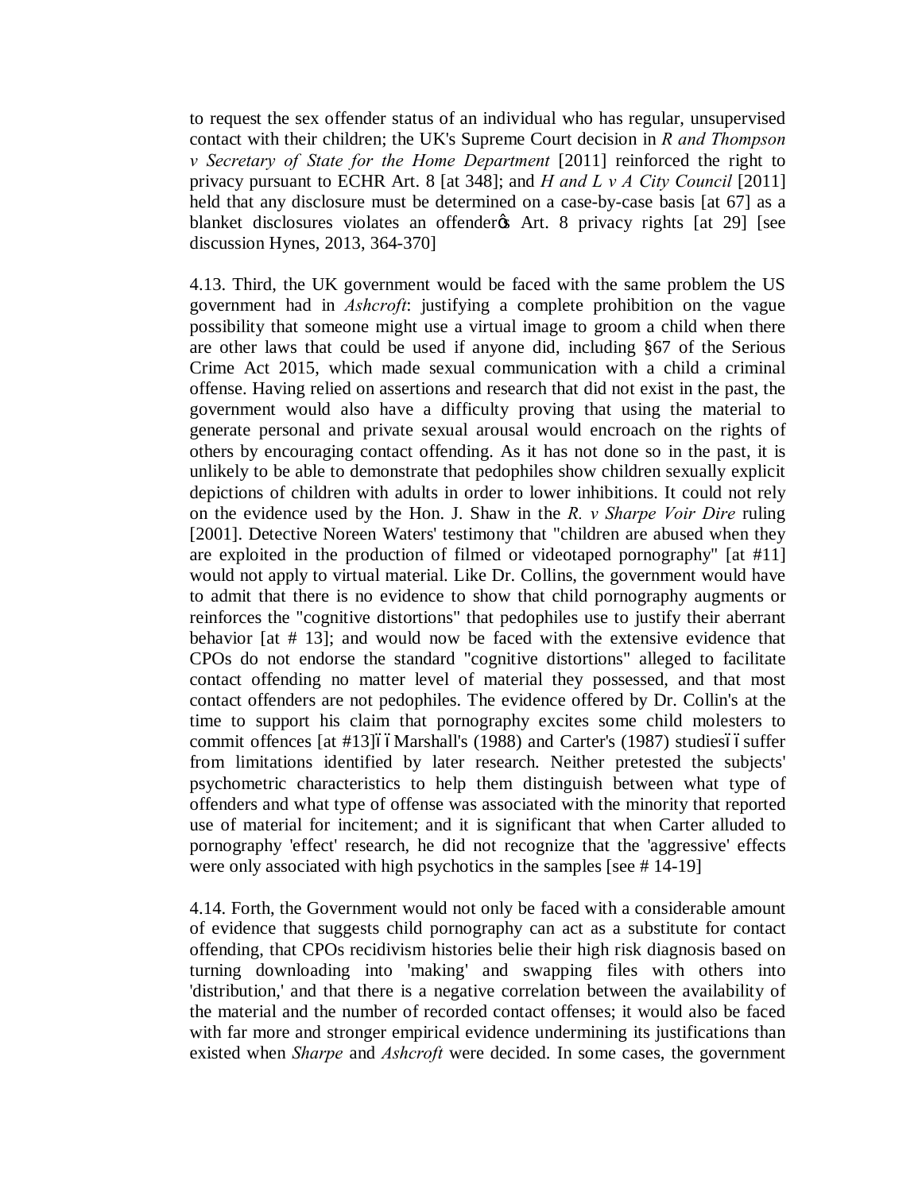to request the sex offender status of an individual who has regular, unsupervised contact with their children; the UK's Supreme Court decision in *R and Thompson v Secretary of State for the Home Department* [2011] reinforced the right to privacy pursuant to ECHR Art. 8 [at 348]; and *H and L v A City Council* [2011] held that any disclosure must be determined on a case-by-case basis [at 67] as a blanket disclosures violates an offender's Art. 8 privacy rights [at 29] [see discussion Hynes, 2013, 364-370]

4.13. Third, the UK government would be faced with the same problem the US government had in *Ashcroft*: justifying a complete prohibition on the vague possibility that someone might use a virtual image to groom a child when there are other laws that could be used if anyone did, including §67 of the Serious Crime Act 2015, which made sexual communication with a child a criminal offense. Having relied on assertions and research that did not exist in the past, the government would also have a difficulty proving that using the material to generate personal and private sexual arousal would encroach on the rights of others by encouraging contact offending. As it has not done so in the past, it is unlikely to be able to demonstrate that pedophiles show children sexually explicit depictions of children with adults in order to lower inhibitions. It could not rely on the evidence used by the Hon. J. Shaw in the *R. v Sharpe Voir Dire* ruling [2001]. Detective Noreen Waters' testimony that "children are abused when they are exploited in the production of filmed or videotaped pornography" [at #11] would not apply to virtual material. Like Dr. Collins, the government would have to admit that there is no evidence to show that child pornography augments or reinforces the "cognitive distortions" that pedophiles use to justify their aberrant behavior [at # 13]; and would now be faced with the extensive evidence that CPOs do not endorse the standard "cognitive distortions" alleged to facilitate contact offending no matter level of material they possessed, and that most contact offenders are not pedophiles. The evidence offered by Dr. Collin's at the time to support his claim that pornography excites some child molesters to commit offences [at #13]——Marshall's (1988) and Carter's (1987) studies——suffer from limitations identified by later research. Neither pretested the subjects' psychometric characteristics to help them distinguish between what type of offenders and what type of offense was associated with the minority that reported use of material for incitement; and it is significant that when Carter alluded to pornography 'effect' research, he did not recognize that the 'aggressive' effects were only associated with high psychotics in the samples [see # 14-19]

4.14. Forth, the Government would not only be faced with a considerable amount of evidence that suggests child pornography can act as a substitute for contact offending, that CPOs recidivism histories belie their high risk diagnosis based on turning downloading into 'making' and swapping files with others into 'distribution,' and that there is a negative correlation between the availability of the material and the number of recorded contact offenses; it would also be faced with far more and stronger empirical evidence undermining its justifications than existed when *Sharpe* and *Ashcroft* were decided. In some cases, the government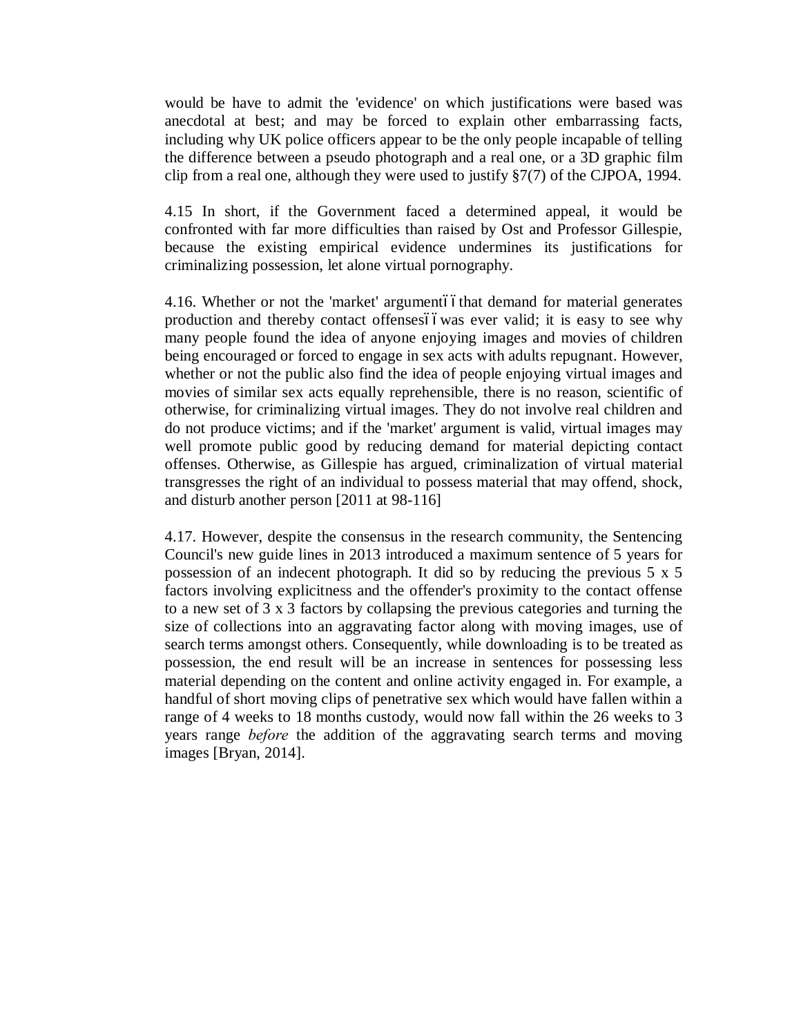would be have to admit the 'evidence' on which justifications were based was anecdotal at best; and may be forced to explain other embarrassing facts, including why UK police officers appear to be the only people incapable of telling the difference between a pseudo photograph and a real one, or a 3D graphic film clip from a real one, although they were used to justify §7(7) of the CJPOA, 1994.

4.15 In short, if the Government faced a determined appeal, it would be confronted with far more difficulties than raised by Ost and Professor Gillespie, because the existing empirical evidence undermines its justifications for criminalizing possession, let alone virtual pornography.

4.16. Whether or not the 'market' argumentïïthat demand for material generates production and thereby contact offensesïïwas ever valid; it is easy to see why many people found the idea of anyone enjoying images and movies of children being encouraged or forced to engage in sex acts with adults repugnant. However, whether or not the public also find the idea of people enjoying virtual images and movies of similar sex acts equally reprehensible, there is no reason, scientific of otherwise, for criminalizing virtual images. They do not involve real children and do not produce victims; and if the 'market' argument is valid, virtual images may well promote public good by reducing demand for material depicting contact offenses. Otherwise, as Gillespie has argued, criminalization of virtual material transgresses the right of an individual to possess material that may offend, shock, and disturb another person [2011 at 98-116]

4.17. However, despite the consensus in the research community, the Sentencing Council's new guide lines in 2013 introduced a maximum sentence of 5 years for possession of an indecent photograph. It did so by reducing the previous 5 x 5 factors involving explicitness and the offender's proximity to the contact offense to a new set of 3 x 3 factors by collapsing the previous categories and turning the size of collections into an aggravating factor along with moving images, use of search terms amongst others. Consequently, while downloading is to be treated as possession, the end result will be an increase in sentences for possessing less material depending on the content and online activity engaged in. For example, a handful of short moving clips of penetrative sex which would have fallen within a range of 4 weeks to 18 months custody, would now fall within the 26 weeks to 3 years range *before* the addition of the aggravating search terms and moving images [Bryan, 2014].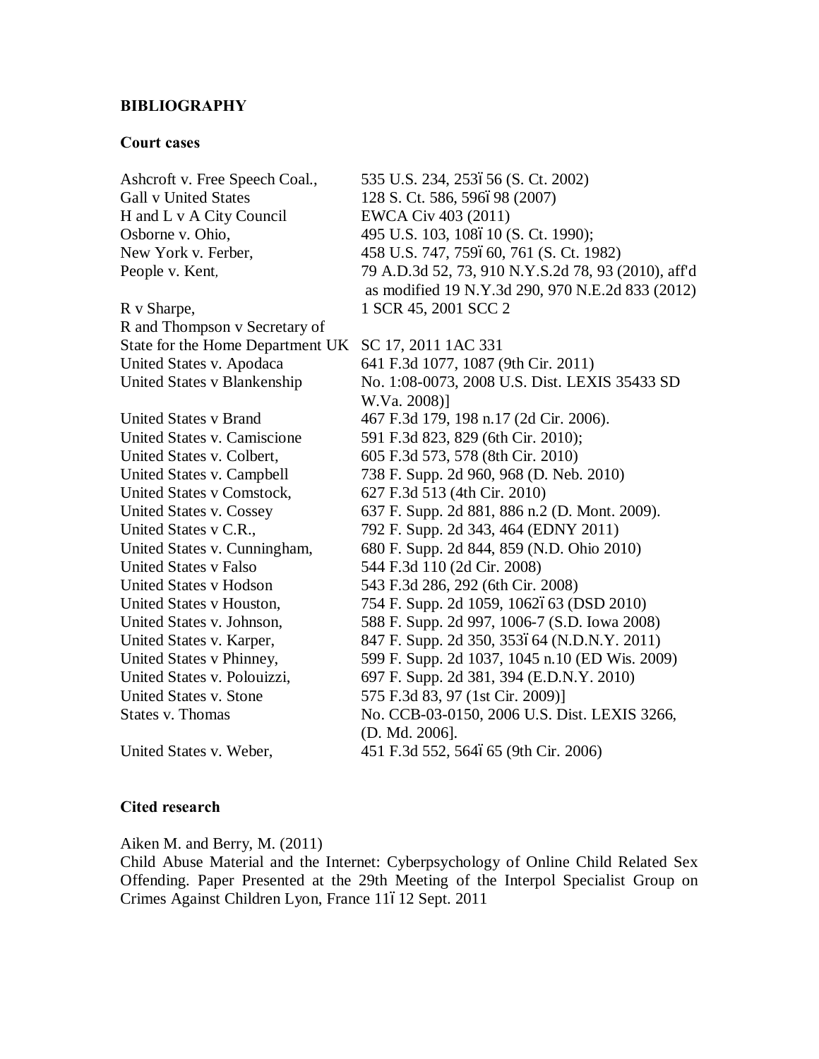**BIBLIOGRAPHY**

**Court cases**

| | |
|---|---|
| Ashcroft v. Free Speech Coal., | 535 U.S. 234, 253ó56 (S. Ct. 2002) |
| Gall v United States | 128 S. Ct. 586, 596ó98 (2007) |
| H and L v A City Council | EWCA Civ 403 (2011) |
| Osborne v. Ohio, | 495 U.S. 103, 108ó10 (S. Ct. 1990); |
| New York v. Ferber, | 458 U.S. 747, 759ó60, 761 (S. Ct. 1982) |
| People v. Kent, | 79 A.D.3d 52, 73, 910 N.Y.S.2d 78, 93 (2010), aff'd as modified 19 N.Y.3d 290, 970 N.E.2d 833 (2012) |
| R v Sharpe, | 1 SCR 45, 2001 SCC 2 |
| R and Thompson v Secretary of State for the Home Department UK | SC 17, 2011 1AC 331 |
| United States v. Apodaca | 641 F.3d 1077, 1087 (9th Cir. 2011) |
| United States v Blankenship | No. 1:08-0073, 2008 U.S. Dist. LEXIS 35433 SD W.Va. 2008)] |
| United States v Brand | 467 F.3d 179, 198 n.17 (2d Cir. 2006). |
| United States v. Camiscione | 591 F.3d 823, 829 (6th Cir. 2010); |
| United States v. Colbert, | 605 F.3d 573, 578 (8th Cir. 2010) |
| United States v. Campbell | 738 F. Supp. 2d 960, 968 (D. Neb. 2010) |
| United States v Comstock, | 627 F.3d 513 (4th Cir. 2010) |
| United States v. Cossey | 637 F. Supp. 2d 881, 886 n.2 (D. Mont. 2009). |
| United States v C.R., | 792 F. Supp. 2d 343, 464 (EDNY 2011) |
| United States v. Cunningham, | 680 F. Supp. 2d 844, 859 (N.D. Ohio 2010) |
| United States v Falso | 544 F.3d 110 (2d Cir. 2008) |
| United States v Hodson | 543 F.3d 286, 292 (6th Cir. 2008) |
| United States v Houston, | 754 F. Supp. 2d 1059, 1062ó63 (DSD 2010) |
| United States v. Johnson, | 588 F. Supp. 2d 997, 1006-7 (S.D. Iowa 2008) |
| United States v. Karper, | 847 F. Supp. 2d 350, 353ó64 (N.D.N.Y. 2011) |
| United States v Phinney, | 599 F. Supp. 2d 1037, 1045 n.10 (ED Wis. 2009) |
| United States v. Polouizzi, | 697 F. Supp. 2d 381, 394 (E.D.N.Y. 2010) |
| United States v. Stone | 575 F.3d 83, 97 (1st Cir. 2009)] |
| States v. Thomas | No. CCB-03-0150, 2006 U.S. Dist. LEXIS 3266, (D. Md. 2006]. |
| United States v. Weber, | 451 F.3d 552, 564ó65 (9th Cir. 2006) |

**Cited research**

Aiken M. and Berry, M. (2011)
Child Abuse Material and the Internet: Cyberpsychology of Online Child Related Sex Offending. Paper Presented at the 29th Meeting of the Interpol Specialist Group on Crimes Against Children Lyon, France 11ó12 Sept. 2011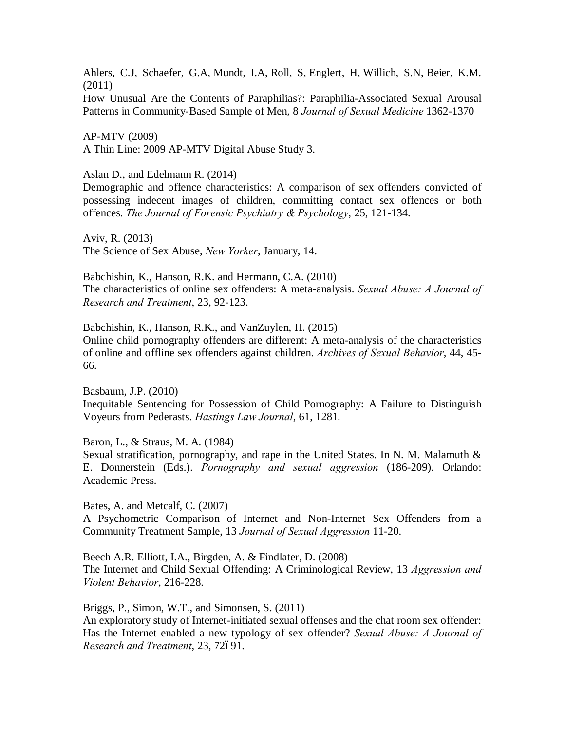Ahlers, C.J, Schaefer, G.A, Mundt, I.A, Roll, S, Englert, H, Willich, S.N, Beier, K.M. (2011)
How Unusual Are the Contents of Paraphilias?: Paraphilia-Associated Sexual Arousal Patterns in Community-Based Sample of Men, 8 *Journal of Sexual Medicine* 1362-1370

AP-MTV (2009)
A Thin Line: 2009 AP-MTV Digital Abuse Study 3.

Aslan D., and Edelmann R. (2014)
Demographic and offence characteristics: A comparison of sex offenders convicted of possessing indecent images of children, committing contact sex offences or both offences. *The Journal of Forensic Psychiatry & Psychology*, 25, 121-134.

Aviv, R. (2013)
The Science of Sex Abuse, *New Yorker*, January, 14.

Babchishin, K., Hanson, R.K. and Hermann, C.A. (2010)
The characteristics of online sex offenders: A meta-analysis. *Sexual Abuse: A Journal of Research and Treatment*, 23, 92-123.

Babchishin, K., Hanson, R.K., and VanZuylen, H. (2015)
Online child pornography offenders are different: A meta-analysis of the characteristics of online and offline sex offenders against children. *Archives of Sexual Behavior*, 44, 45-66.

Basbaum, J.P. (2010)
Inequitable Sentencing for Possession of Child Pornography: A Failure to Distinguish Voyeurs from Pederasts. *Hastings Law Journal*, 61, 1281.

Baron, L., & Straus, M. A. (1984)
Sexual stratification, pornography, and rape in the United States. In N. M. Malamuth & E. Donnerstein (Eds.). *Pornography and sexual aggression* (186-209). Orlando: Academic Press.

Bates, A. and Metcalf, C. (2007)
A Psychometric Comparison of Internet and Non-Internet Sex Offenders from a Community Treatment Sample, 13 *Journal of Sexual Aggression* 11-20.

Beech A.R. Elliott, I.A., Birgden, A. & Findlater, D. (2008)
The Internet and Child Sexual Offending: A Criminological Review, 13 *Aggression and Violent Behavior*, 216-228.

Briggs, P., Simon, W.T., and Simonsen, S. (2011)
An exploratory study of Internet-initiated sexual offenses and the chat room sex offender: Has the Internet enabled a new typology of sex offender? *Sexual Abuse: A Journal of Research and Treatment*, 23, 72ї91.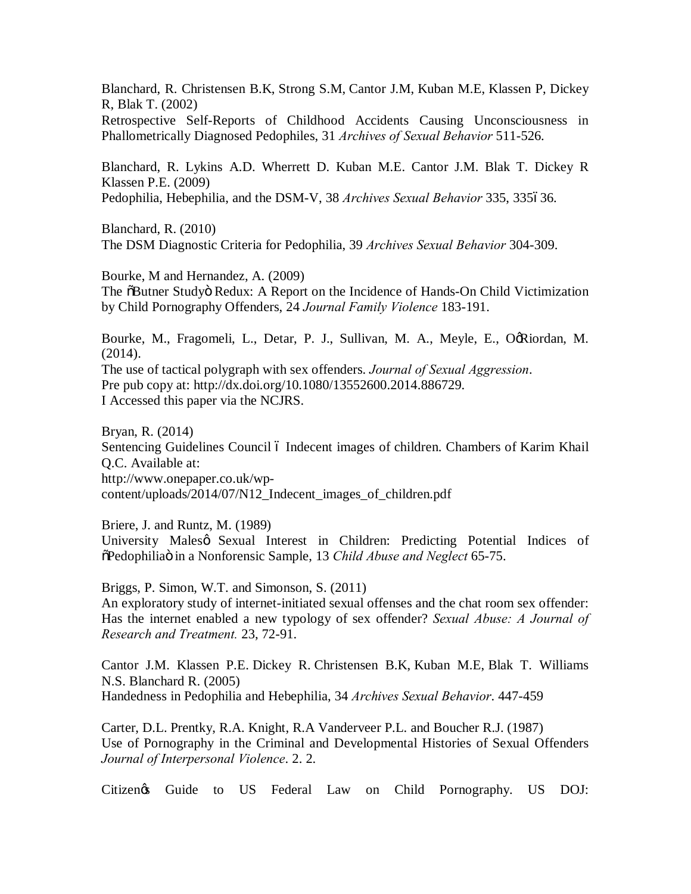Blanchard, R. Christensen B.K, Strong S.M, Cantor J.M, Kuban M.E, Klassen P, Dickey R, Blak T. (2002)
Retrospective Self-Reports of Childhood Accidents Causing Unconsciousness in Phallometrically Diagnosed Pedophiles, 31 *Archives of Sexual Behavior* 511-526.

Blanchard, R. Lykins A.D. Wherrett D. Kuban M.E. Cantor J.M. Blak T. Dickey R Klassen P.E. (2009)
Pedophilia, Hebephilia, and the DSM-V, 38 *Archives Sexual Behavior* 335, 335ó36.

Blanchard, R. (2010)
The DSM Diagnostic Criteria for Pedophilia, 39 *Archives Sexual Behavior* 304-309.

Bourke, M and Hernandez, A. (2009)
The õButner Studyö Redux: A Report on the Incidence of Hands-On Child Victimization by Child Pornography Offenders, 24 *Journal Family Violence* 183-191.

Bourke, M., Fragomeli, L., Detar, P. J., Sullivan, M. A., Meyle, E., OøRiordan, M. (2014).
The use of tactical polygraph with sex offenders. *Journal of Sexual Aggression*.
Pre pub copy at: http://dx.doi.org/10.1080/13552600.2014.886729.
I Accessed this paper via the NCJRS.

Bryan, R. (2014)
Sentencing Guidelines Council ó Indecent images of children. Chambers of Karim Khail Q.C. Available at:
http://www.onepaper.co.uk/wp-content/uploads/2014/07/N12_Indecent_images_of_children.pdf

Briere, J. and Runtz, M. (1989)
University Malesø Sexual Interest in Children: Predicting Potential Indices of õPedophiliaö in a Nonforensic Sample, 13 *Child Abuse and Neglect* 65-75.

Briggs, P. Simon, W.T. and Simonson, S. (2011)
An exploratory study of internet-initiated sexual offenses and the chat room sex offender: Has the internet enabled a new typology of sex offender? *Sexual Abuse: A Journal of Research and Treatment.* 23, 72-91.

Cantor J.M. Klassen P.E. Dickey R. Christensen B.K, Kuban M.E, Blak T. Williams N.S. Blanchard R. (2005)
Handedness in Pedophilia and Hebephilia, 34 *Archives Sexual Behavior*. 447-459

Carter, D.L. Prentky, R.A. Knight, R.A Vanderveer P.L. and Boucher R.J. (1987)
Use of Pornography in the Criminal and Developmental Histories of Sexual Offenders *Journal of Interpersonal Violence*. 2. 2.

Citizenøs Guide to US Federal Law on Child Pornography. US DOJ: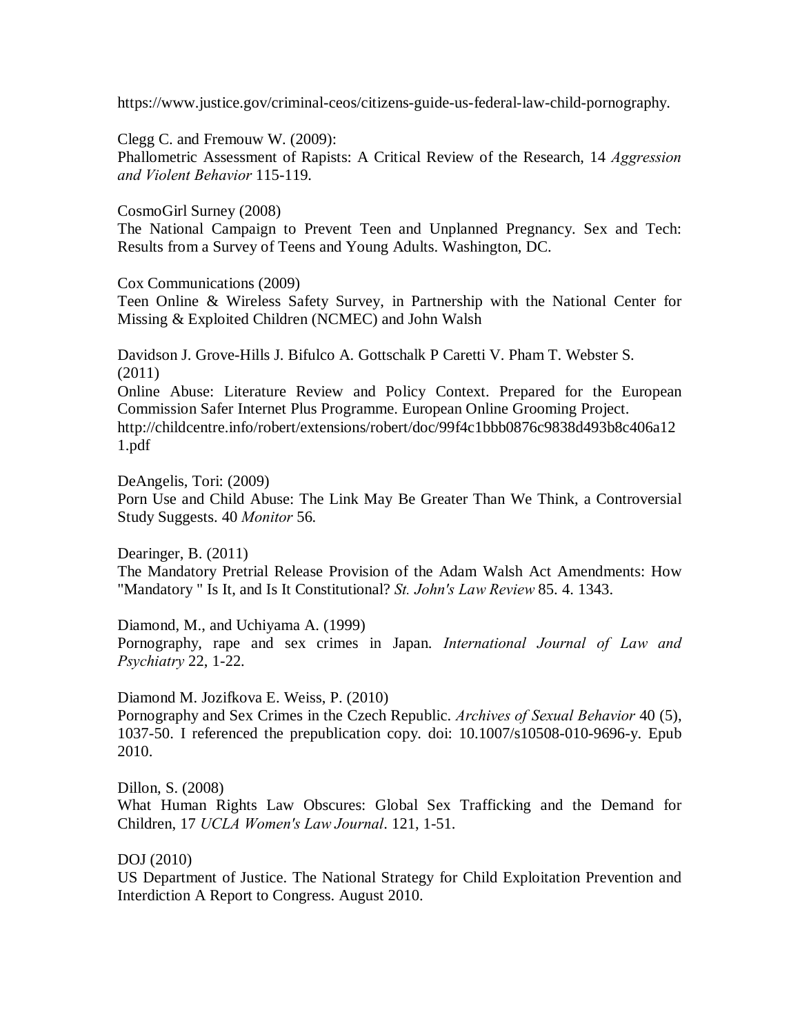https://www.justice.gov/criminal-ceos/citizens-guide-us-federal-law-child-pornography.

Clegg C. and Fremouw W. (2009):
Phallometric Assessment of Rapists: A Critical Review of the Research, 14 *Aggression and Violent Behavior* 115-119.

CosmoGirl Surney (2008)
The National Campaign to Prevent Teen and Unplanned Pregnancy. Sex and Tech: Results from a Survey of Teens and Young Adults. Washington, DC.

Cox Communications (2009)
Teen Online & Wireless Safety Survey, in Partnership with the National Center for Missing & Exploited Children (NCMEC) and John Walsh

Davidson J. Grove-Hills J. Bifulco A. Gottschalk P Caretti V. Pham T. Webster S. (2011)
Online Abuse: Literature Review and Policy Context. Prepared for the European Commission Safer Internet Plus Programme. European Online Grooming Project. http://childcentre.info/robert/extensions/robert/doc/99f4c1bbb0876c9838d493b8c406a121.pdf

DeAngelis, Tori: (2009)
Porn Use and Child Abuse: The Link May Be Greater Than We Think, a Controversial Study Suggests. 40 *Monitor* 56.

Dearinger, B. (2011)
The Mandatory Pretrial Release Provision of the Adam Walsh Act Amendments: How "Mandatory " Is It, and Is It Constitutional? *St. John's Law Review* 85. 4. 1343.

Diamond, M., and Uchiyama A. (1999)
Pornography, rape and sex crimes in Japan. *International Journal of Law and Psychiatry* 22, 1-22.

Diamond M. Jozifkova E. Weiss, P. (2010)
Pornography and Sex Crimes in the Czech Republic. *Archives of Sexual Behavior* 40 (5), 1037-50. I referenced the prepublication copy. doi: 10.1007/s10508-010-9696-y. Epub 2010.

Dillon, S. (2008)
What Human Rights Law Obscures: Global Sex Trafficking and the Demand for Children, 17 *UCLA Women's Law Journal*. 121, 1-51.

DOJ (2010)
US Department of Justice. The National Strategy for Child Exploitation Prevention and Interdiction A Report to Congress. August 2010.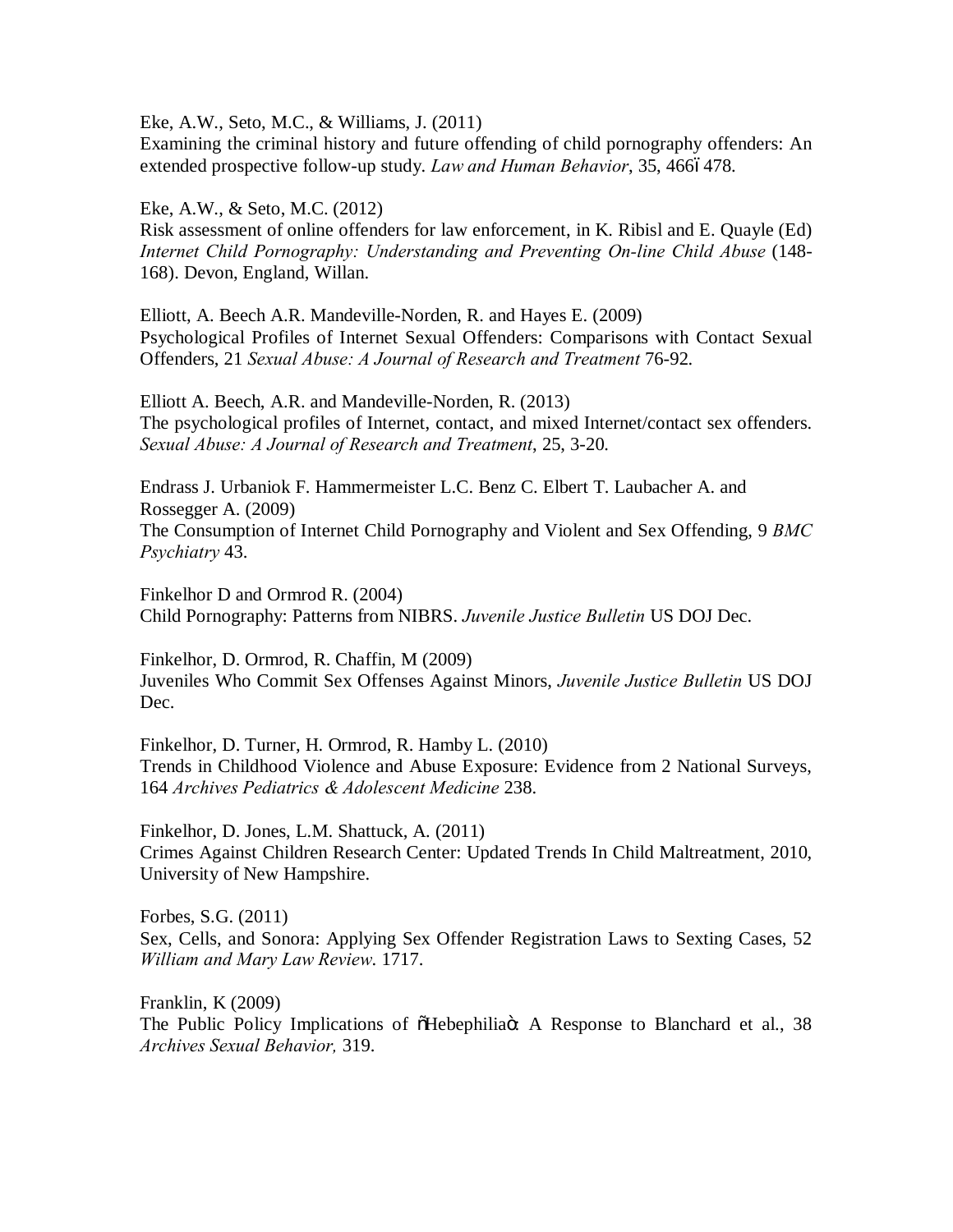Eke, A.W., Seto, M.C., & Williams, J. (2011)
Examining the criminal history and future offending of child pornography offenders: An extended prospective follow-up study. *Law and Human Behavior*, 35, 466ó478.

Eke, A.W., & Seto, M.C. (2012)
Risk assessment of online offenders for law enforcement, in K. Ribisl and E. Quayle (Ed) *Internet Child Pornography: Understanding and Preventing On-line Child Abuse* (148-168). Devon, England, Willan.

Elliott, A. Beech A.R. Mandeville-Norden, R. and Hayes E. (2009)
Psychological Profiles of Internet Sexual Offenders: Comparisons with Contact Sexual Offenders, 21 *Sexual Abuse: A Journal of Research and Treatment* 76-92.

Elliott A. Beech, A.R. and Mandeville-Norden, R. (2013)
The psychological profiles of Internet, contact, and mixed Internet/contact sex offenders. *Sexual Abuse: A Journal of Research and Treatment*, 25, 3-20.

Endrass J. Urbaniok F. Hammermeister L.C. Benz C. Elbert T. Laubacher A. and Rossegger A. (2009)
The Consumption of Internet Child Pornography and Violent and Sex Offending, 9 *BMC Psychiatry* 43.

Finkelhor D and Ormrod R. (2004)
Child Pornography: Patterns from NIBRS. *Juvenile Justice Bulletin* US DOJ Dec.

Finkelhor, D. Ormrod, R. Chaffin, M (2009)
Juveniles Who Commit Sex Offenses Against Minors, *Juvenile Justice Bulletin* US DOJ Dec.

Finkelhor, D. Turner, H. Ormrod, R. Hamby L. (2010)
Trends in Childhood Violence and Abuse Exposure: Evidence from 2 National Surveys, 164 *Archives Pediatrics & Adolescent Medicine* 238.

Finkelhor, D. Jones, L.M. Shattuck, A. (2011)
Crimes Against Children Research Center: Updated Trends In Child Maltreatment, 2010, University of New Hampshire.

Forbes, S.G. (2011)
Sex, Cells, and Sonora: Applying Sex Offender Registration Laws to Sexting Cases, 52 *William and Mary Law Review*. 1717.

Franklin, K (2009)
The Public Policy Implications of õHebephiliaö: A Response to Blanchard et al., 38 *Archives Sexual Behavior,* 319.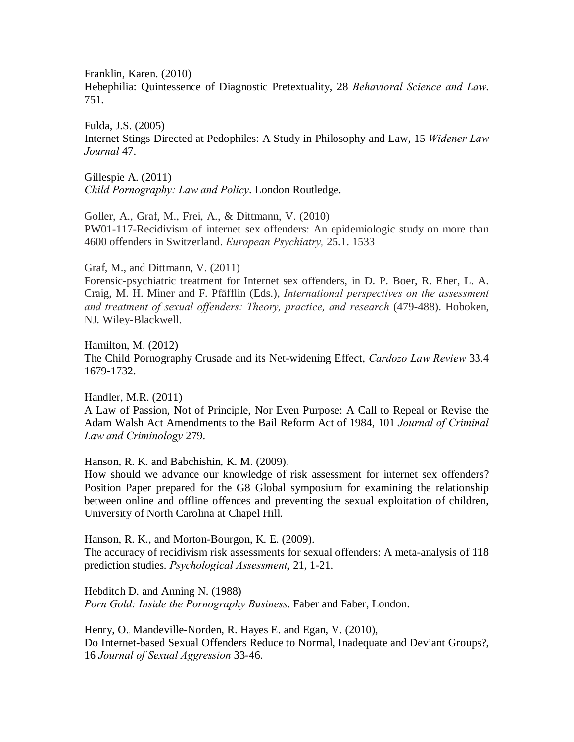Franklin, Karen. (2010)
Hebephilia: Quintessence of Diagnostic Pretextuality, 28 *Behavioral Science and Law*. 751.

Fulda, J.S. (2005)
Internet Stings Directed at Pedophiles: A Study in Philosophy and Law, 15 *Widener Law Journal* 47.

Gillespie A. (2011)
*Child Pornography: Law and Policy*. London Routledge.

Goller, A., Graf, M., Frei, A., & Dittmann, V. (2010)
PW01-117-Recidivism of internet sex offenders: An epidemiologic study on more than 4600 offenders in Switzerland. *European Psychiatry,* 25.1. 1533

Graf, M., and Dittmann, V. (2011)
Forensic-psychiatric treatment for Internet sex offenders, in D. P. Boer, R. Eher, L. A. Craig, M. H. Miner and F. Pfäfflin (Eds.), *International perspectives on the assessment and treatment of sexual offenders: Theory, practice, and research* (479-488). Hoboken, NJ. Wiley-Blackwell.

Hamilton, M. (2012)
The Child Pornography Crusade and its Net-widening Effect, *Cardozo Law Review* 33.4 1679-1732.

Handler, M.R. (2011)
A Law of Passion, Not of Principle, Nor Even Purpose: A Call to Repeal or Revise the Adam Walsh Act Amendments to the Bail Reform Act of 1984, 101 *Journal of Criminal Law and Criminology* 279.

Hanson, R. K. and Babchishin, K. M. (2009).
How should we advance our knowledge of risk assessment for internet sex offenders? Position Paper prepared for the G8 Global symposium for examining the relationship between online and offline offences and preventing the sexual exploitation of children, University of North Carolina at Chapel Hill.

Hanson, R. K., and Morton-Bourgon, K. E. (2009).
The accuracy of recidivism risk assessments for sexual offenders: A meta-analysis of 118 prediction studies. *Psychological Assessment*, 21, 1-21.

Hebditch D. and Anning N. (1988)
*Porn Gold: Inside the Pornography Business*. Faber and Faber, London.

Henry, O., Mandeville-Norden, R. Hayes E. and Egan, V. (2010),
Do Internet-based Sexual Offenders Reduce to Normal, Inadequate and Deviant Groups?, 16 *Journal of Sexual Aggression* 33-46.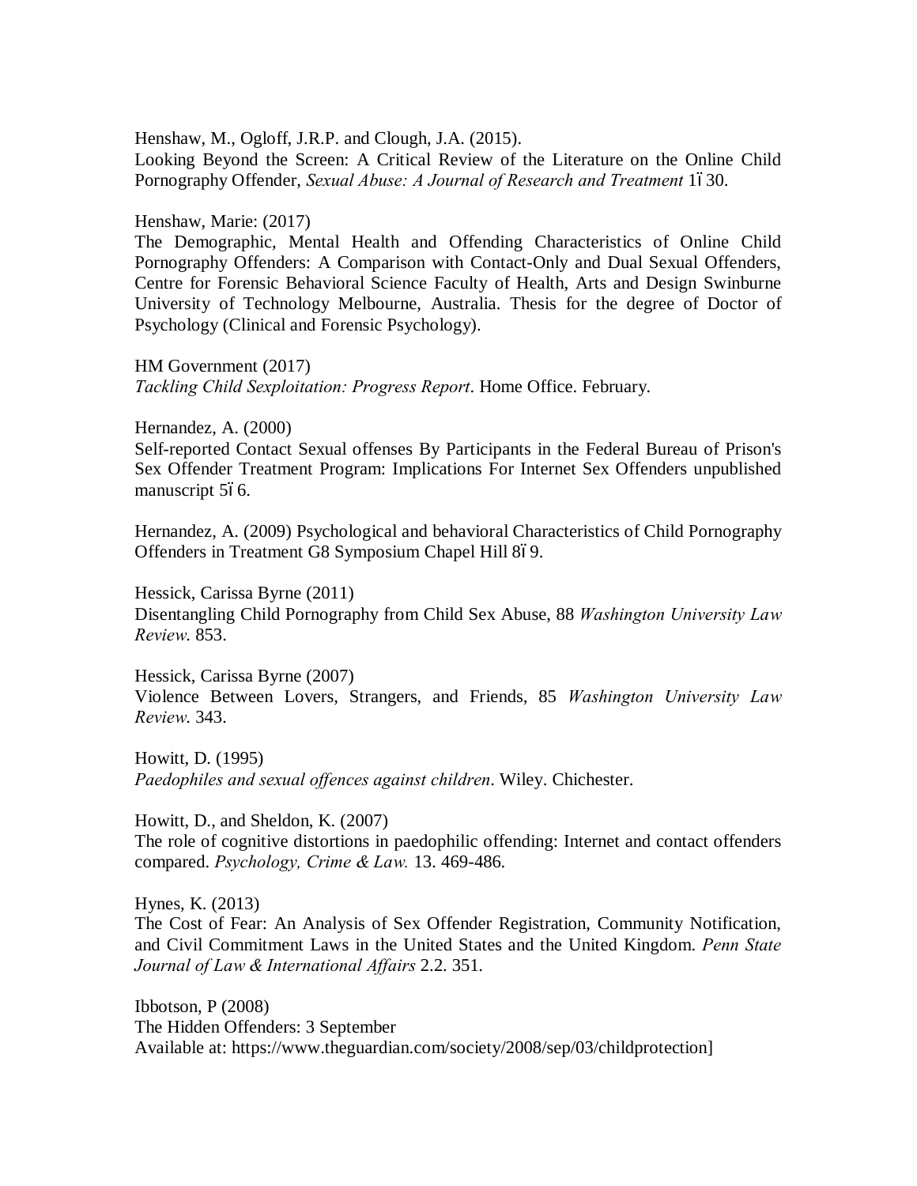Henshaw, M., Ogloff, J.R.P. and Clough, J.A. (2015).
Looking Beyond the Screen: A Critical Review of the Literature on the Online Child Pornography Offender, *Sexual Abuse: A Journal of Research and Treatment* 1ó30.

Henshaw, Marie: (2017)
The Demographic, Mental Health and Offending Characteristics of Online Child Pornography Offenders: A Comparison with Contact-Only and Dual Sexual Offenders, Centre for Forensic Behavioral Science Faculty of Health, Arts and Design Swinburne University of Technology Melbourne, Australia. Thesis for the degree of Doctor of Psychology (Clinical and Forensic Psychology).

HM Government (2017)
*Tackling Child Sexploitation: Progress Report*. Home Office. February.

Hernandez, A. (2000)
Self-reported Contact Sexual offenses By Participants in the Federal Bureau of Prison's Sex Offender Treatment Program: Implications For Internet Sex Offenders unpublished manuscript 5ó6.

Hernandez, A. (2009) Psychological and behavioral Characteristics of Child Pornography Offenders in Treatment G8 Symposium Chapel Hill 8ó9.

Hessick, Carissa Byrne (2011)
Disentangling Child Pornography from Child Sex Abuse, 88 *Washington University Law Review*. 853.

Hessick, Carissa Byrne (2007)
Violence Between Lovers, Strangers, and Friends, 85 *Washington University Law Review*. 343.

Howitt, D. (1995)
*Paedophiles and sexual offences against children*. Wiley. Chichester.

Howitt, D., and Sheldon, K. (2007)
The role of cognitive distortions in paedophilic offending: Internet and contact offenders compared. *Psychology, Crime & Law.* 13. 469-486.

Hynes, K. (2013)
The Cost of Fear: An Analysis of Sex Offender Registration, Community Notification, and Civil Commitment Laws in the United States and the United Kingdom. *Penn State Journal of Law & International Affairs* 2.2. 351.

Ibbotson, P (2008)
The Hidden Offenders: 3 September
Available at: https://www.theguardian.com/society/2008/sep/03/childprotection]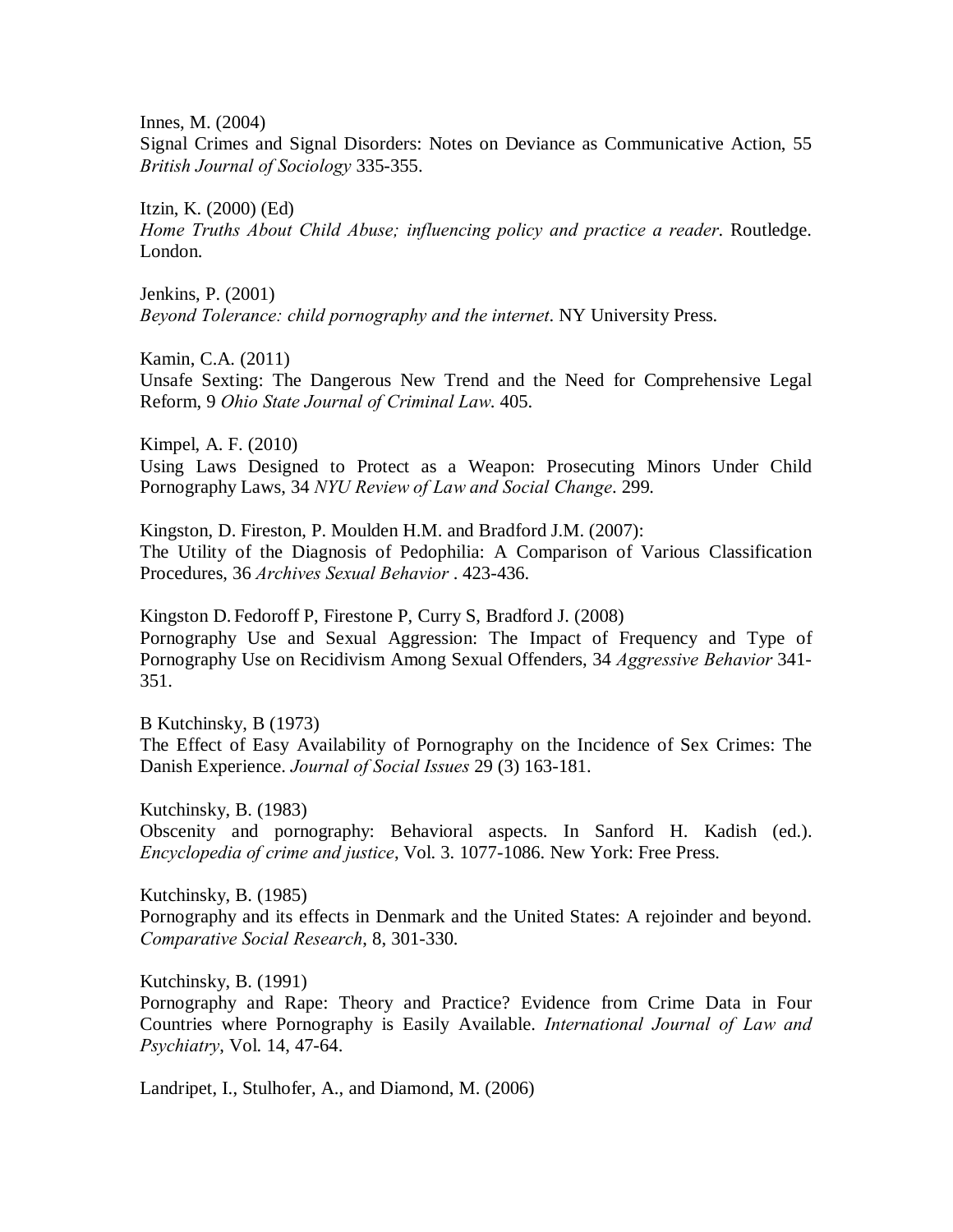Innes, M. (2004)
Signal Crimes and Signal Disorders: Notes on Deviance as Communicative Action, 55 *British Journal of Sociology* 335-355.

Itzin, K. (2000) (Ed)
*Home Truths About Child Abuse; influencing policy and practice a reader*. Routledge. London.

Jenkins, P. (2001)
*Beyond Tolerance: child pornography and the internet*. NY University Press.

Kamin, C.A. (2011)
Unsafe Sexting: The Dangerous New Trend and the Need for Comprehensive Legal Reform, 9 *Ohio State Journal of Criminal Law*. 405.

Kimpel, A. F. (2010)
Using Laws Designed to Protect as a Weapon: Prosecuting Minors Under Child Pornography Laws, 34 *NYU Review of Law and Social Change*. 299.

Kingston, D. Fireston, P. Moulden H.M. and Bradford J.M. (2007):
The Utility of the Diagnosis of Pedophilia: A Comparison of Various Classification Procedures, 36 *Archives Sexual Behavior* . 423-436.

Kingston D. Fedoroff P, Firestone P, Curry S, Bradford J. (2008)
Pornography Use and Sexual Aggression: The Impact of Frequency and Type of Pornography Use on Recidivism Among Sexual Offenders, 34 *Aggressive Behavior* 341-351.

B Kutchinsky, B (1973)
The Effect of Easy Availability of Pornography on the Incidence of Sex Crimes: The Danish Experience. *Journal of Social Issues* 29 (3) 163-181.

Kutchinsky, B. (1983)
Obscenity and pornography: Behavioral aspects. In Sanford H. Kadish (ed.). *Encyclopedia of crime and justice*, Vol. 3. 1077-1086. New York: Free Press.

Kutchinsky, B. (1985)
Pornography and its effects in Denmark and the United States: A rejoinder and beyond. *Comparative Social Research*, 8, 301-330.

Kutchinsky, B. (1991)
Pornography and Rape: Theory and Practice? Evidence from Crime Data in Four Countries where Pornography is Easily Available. *International Journal of Law and Psychiatry*, Vol. 14, 47-64.

Landripet, I., Stulhofer, A., and Diamond, M. (2006)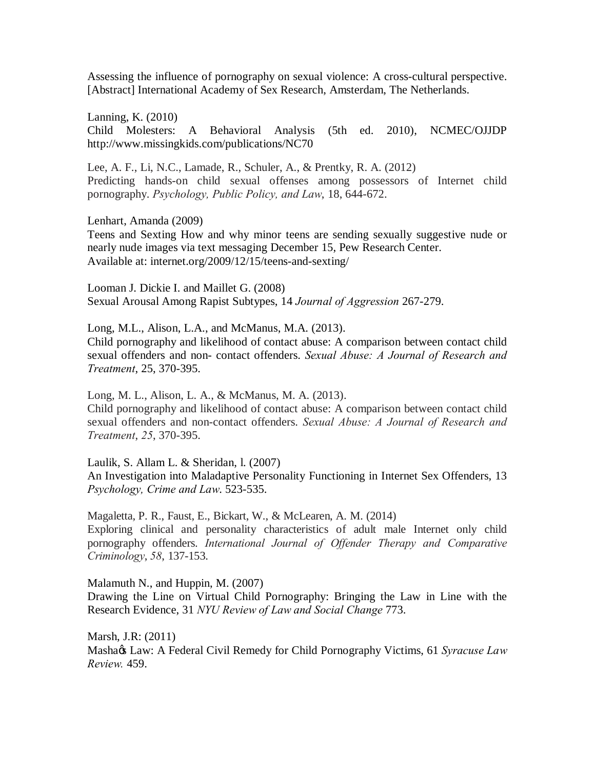Assessing the influence of pornography on sexual violence: A cross-cultural perspective. [Abstract] International Academy of Sex Research, Amsterdam, The Netherlands.

Lanning, K. (2010)
Child Molesters: A Behavioral Analysis (5th ed. 2010), NCMEC/OJJDP http://www.missingkids.com/publications/NC70

Lee, A. F., Li, N.C., Lamade, R., Schuler, A., & Prentky, R. A. (2012)
Predicting hands-on child sexual offenses among possessors of Internet child pornography. *Psychology, Public Policy, and Law*, 18, 644-672.

Lenhart, Amanda (2009)
Teens and Sexting How and why minor teens are sending sexually suggestive nude or nearly nude images via text messaging December 15, Pew Research Center.
Available at: internet.org/2009/12/15/teens-and-sexting/

Looman J. Dickie I. and Maillet G. (2008)
Sexual Arousal Among Rapist Subtypes, 14 *Journal of Aggression* 267-279.

Long, M.L., Alison, L.A., and McManus, M.A. (2013).
Child pornography and likelihood of contact abuse: A comparison between contact child sexual offenders and non- contact offenders. *Sexual Abuse: A Journal of Research and Treatment*, 25, 370-395.

Long, M. L., Alison, L. A., & McManus, M. A. (2013).
Child pornography and likelihood of contact abuse: A comparison between contact child sexual offenders and non-contact offenders. *Sexual Abuse: A Journal of Research and Treatment*, *25*, 370-395.

Laulik, S. Allam L. & Sheridan, l. (2007)
An Investigation into Maladaptive Personality Functioning in Internet Sex Offenders, 13 *Psychology, Crime and Law*. 523-535.

Magaletta, P. R., Faust, E., Bickart, W., & McLearen, A. M. (2014)
Exploring clinical and personality characteristics of adult male Internet only child pornography offenders. *International Journal of Offender Therapy and Comparative Criminology*, *58*, 137-153.

Malamuth N., and Huppin, M. (2007)
Drawing the Line on Virtual Child Pornography: Bringing the Law in Line with the Research Evidence, 31 *NYU Review of Law and Social Change* 773.

Marsh, J.R: (2011)
Masha's Law: A Federal Civil Remedy for Child Pornography Victims, 61 *Syracuse Law Review.* 459.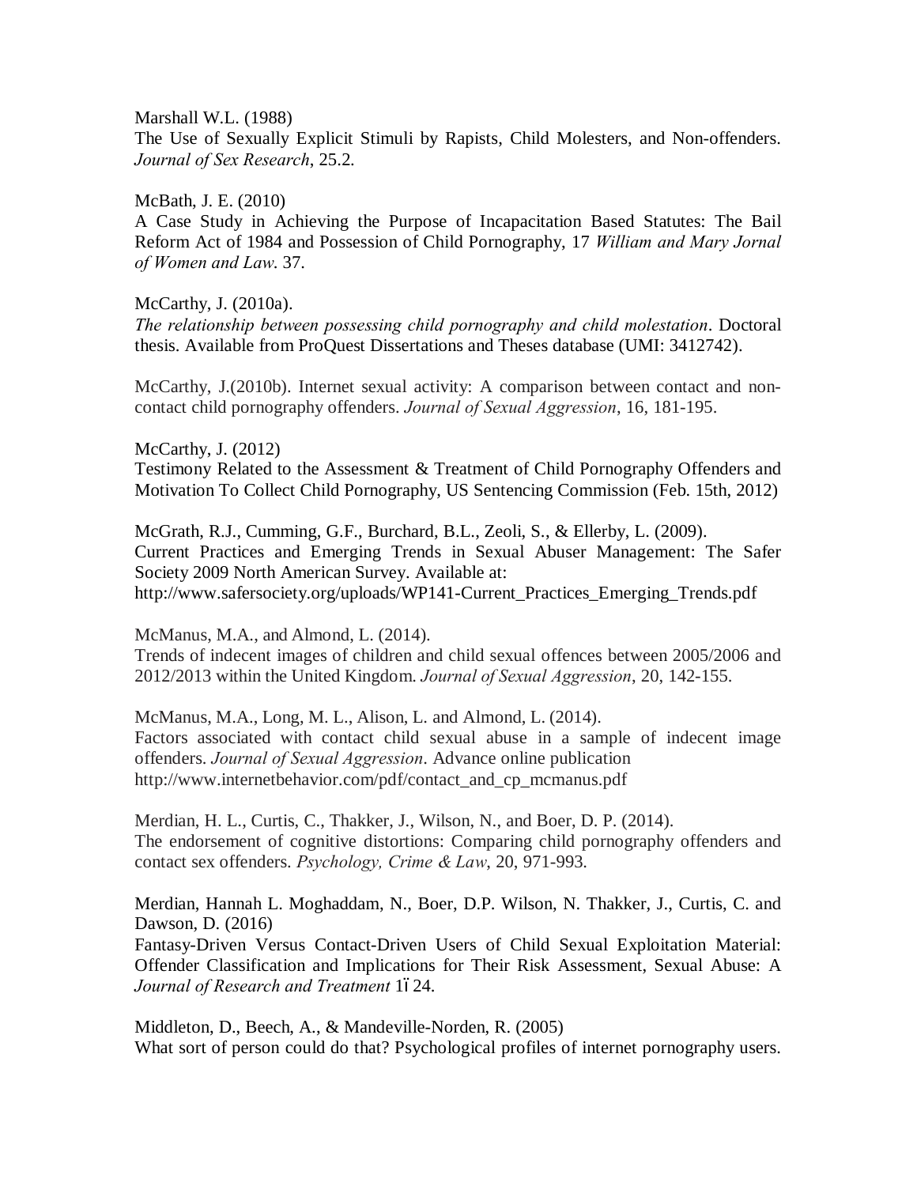Marshall W.L. (1988)
The Use of Sexually Explicit Stimuli by Rapists, Child Molesters, and Non-offenders. *Journal of Sex Research*, 25.2.

McBath, J. E. (2010)
A Case Study in Achieving the Purpose of Incapacitation Based Statutes: The Bail Reform Act of 1984 and Possession of Child Pornography, 17 *William and Mary Jornal of Women and Law*. 37.

McCarthy, J. (2010a).
*The relationship between possessing child pornography and child molestation*. Doctoral thesis. Available from ProQuest Dissertations and Theses database (UMI: 3412742).

McCarthy, J.(2010b). Internet sexual activity: A comparison between contact and non-contact child pornography offenders. *Journal of Sexual Aggression*, 16, 181-195.

McCarthy, J. (2012)
Testimony Related to the Assessment & Treatment of Child Pornography Offenders and Motivation To Collect Child Pornography, US Sentencing Commission (Feb. 15th, 2012)

McGrath, R.J., Cumming, G.F., Burchard, B.L., Zeoli, S., & Ellerby, L. (2009).
Current Practices and Emerging Trends in Sexual Abuser Management: The Safer Society 2009 North American Survey. Available at:
http://www.safersociety.org/uploads/WP141-Current_Practices_Emerging_Trends.pdf

McManus, M.A., and Almond, L. (2014).
Trends of indecent images of children and child sexual offences between 2005/2006 and 2012/2013 within the United Kingdom. *Journal of Sexual Aggression*, 20, 142-155.

McManus, M.A., Long, M. L., Alison, L. and Almond, L. (2014).
Factors associated with contact child sexual abuse in a sample of indecent image offenders. *Journal of Sexual Aggression*. Advance online publication
http://www.internetbehavior.com/pdf/contact_and_cp_mcmanus.pdf

Merdian, H. L., Curtis, C., Thakker, J., Wilson, N., and Boer, D. P. (2014).
The endorsement of cognitive distortions: Comparing child pornography offenders and contact sex offenders. *Psychology, Crime & Law*, 20, 971-993.

Merdian, Hannah L. Moghaddam, N., Boer, D.P. Wilson, N. Thakker, J., Curtis, C. and Dawson, D. (2016)
Fantasy-Driven Versus Contact-Driven Users of Child Sexual Exploitation Material: Offender Classification and Implications for Their Risk Assessment, Sexual Abuse: A *Journal of Research and Treatment* 1–24.

Middleton, D., Beech, A., & Mandeville-Norden, R. (2005)
What sort of person could do that? Psychological profiles of internet pornography users.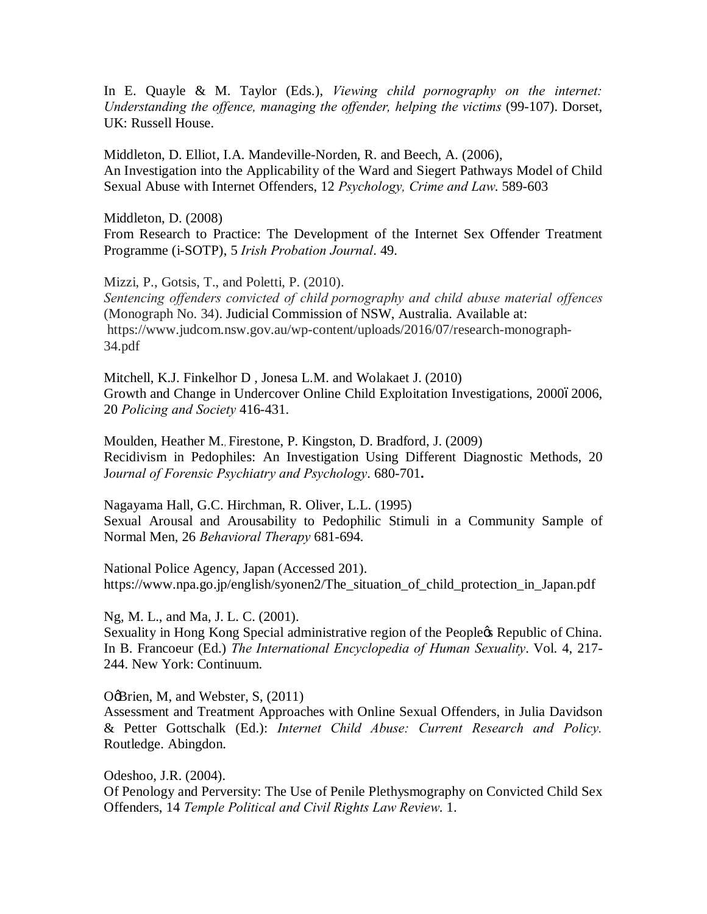In E. Quayle & M. Taylor (Eds.), *Viewing child pornography on the internet: Understanding the offence, managing the offender, helping the victims* (99-107). Dorset, UK: Russell House.

Middleton, D. Elliot, I.A. Mandeville-Norden, R. and Beech, A. (2006),
An Investigation into the Applicability of the Ward and Siegert Pathways Model of Child Sexual Abuse with Internet Offenders, 12 *Psychology, Crime and Law*. 589-603

Middleton, D. (2008)
From Research to Practice: The Development of the Internet Sex Offender Treatment Programme (i-SOTP), 5 *Irish Probation Journal*. 49.

Mizzi, P., Gotsis, T., and Poletti, P. (2010).
*Sentencing offenders convicted of child pornography and child abuse material offences* (Monograph No. 34). Judicial Commission of NSW, Australia. Available at: https://www.judcom.nsw.gov.au/wp-content/uploads/2016/07/research-monograph-34.pdf

Mitchell, K.J. Finkelhor D , Jonesa L.M. and Wolakaet J. (2010)
Growth and Change in Undercover Online Child Exploitation Investigations, 2000ï 2006, 20 *Policing and Society* 416-431.

Moulden, Heather M., Firestone, P. Kingston, D. Bradford, J. (2009)
Recidivism in Pedophiles: An Investigation Using Different Diagnostic Methods, 20 *Journal of Forensic Psychiatry and Psychology*. 680-701**.**

Nagayama Hall, G.C. Hirchman, R. Oliver, L.L. (1995)
Sexual Arousal and Arousability to Pedophilic Stimuli in a Community Sample of Normal Men, 26 *Behavioral Therapy* 681-694.

National Police Agency, Japan (Accessed 201).
https://www.npa.go.jp/english/syonen2/The_situation_of_child_protection_in_Japan.pdf

Ng, M. L., and Ma, J. L. C. (2001).
Sexuality in Hong Kong Special administrative region of the Peopleø Republic of China. In B. Francoeur (Ed.) *The International Encyclopedia of Human Sexuality*. Vol. 4, 217-244. New York: Continuum.

OøBrien, M, and Webster, S, (2011)
Assessment and Treatment Approaches with Online Sexual Offenders, in Julia Davidson & Petter Gottschalk (Ed.): *Internet Child Abuse: Current Research and Policy.* Routledge. Abingdon.

Odeshoo, J.R. (2004).
Of Penology and Perversity: The Use of Penile Plethysmography on Convicted Child Sex Offenders, 14 *Temple Political and Civil Rights Law Review*. 1.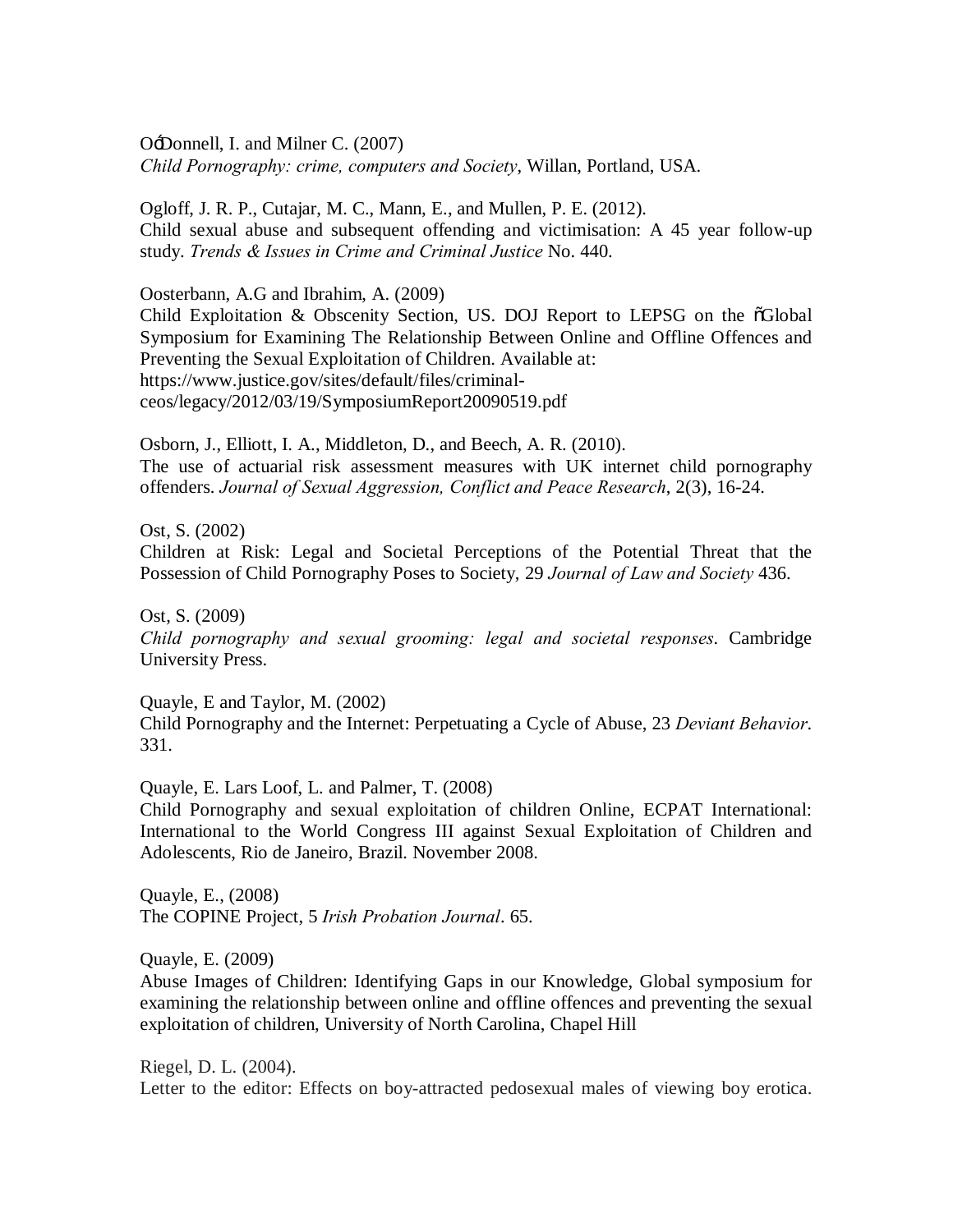O'Donnell, I. and Milner C. (2007)
*Child Pornography: crime, computers and Society*, Willan, Portland, USA.

Ogloff, J. R. P., Cutajar, M. C., Mann, E., and Mullen, P. E. (2012).
Child sexual abuse and subsequent offending and victimisation: A 45 year follow-up study. *Trends & Issues in Crime and Criminal Justice* No. 440.

Oosterbann, A.G and Ibrahim, A. (2009)
Child Exploitation & Obscenity Section, US. DOJ Report to LEPSG on the "Global Symposium for Examining The Relationship Between Online and Offline Offences and Preventing the Sexual Exploitation of Children. Available at:
https://www.justice.gov/sites/default/files/criminal-ceos/legacy/2012/03/19/SymposiumReport20090519.pdf

Osborn, J., Elliott, I. A., Middleton, D., and Beech, A. R. (2010).
The use of actuarial risk assessment measures with UK internet child pornography offenders. *Journal of Sexual Aggression, Conflict and Peace Research*, 2(3), 16-24.

Ost, S. (2002)
Children at Risk: Legal and Societal Perceptions of the Potential Threat that the Possession of Child Pornography Poses to Society, 29 *Journal of Law and Society* 436.

Ost, S. (2009)
*Child pornography and sexual grooming: legal and societal responses*. Cambridge University Press.

Quayle, E and Taylor, M. (2002)
Child Pornography and the Internet: Perpetuating a Cycle of Abuse, 23 *Deviant Behavior*. 331.

Quayle, E. Lars Loof, L. and Palmer, T. (2008)
Child Pornography and sexual exploitation of children Online, ECPAT International: International to the World Congress III against Sexual Exploitation of Children and Adolescents, Rio de Janeiro, Brazil. November 2008.

Quayle, E., (2008)
The COPINE Project, 5 *Irish Probation Journal*. 65.

Quayle, E. (2009)
Abuse Images of Children: Identifying Gaps in our Knowledge, Global symposium for examining the relationship between online and offline offences and preventing the sexual exploitation of children, University of North Carolina, Chapel Hill

Riegel, D. L. (2004).
Letter to the editor: Effects on boy-attracted pedosexual males of viewing boy erotica.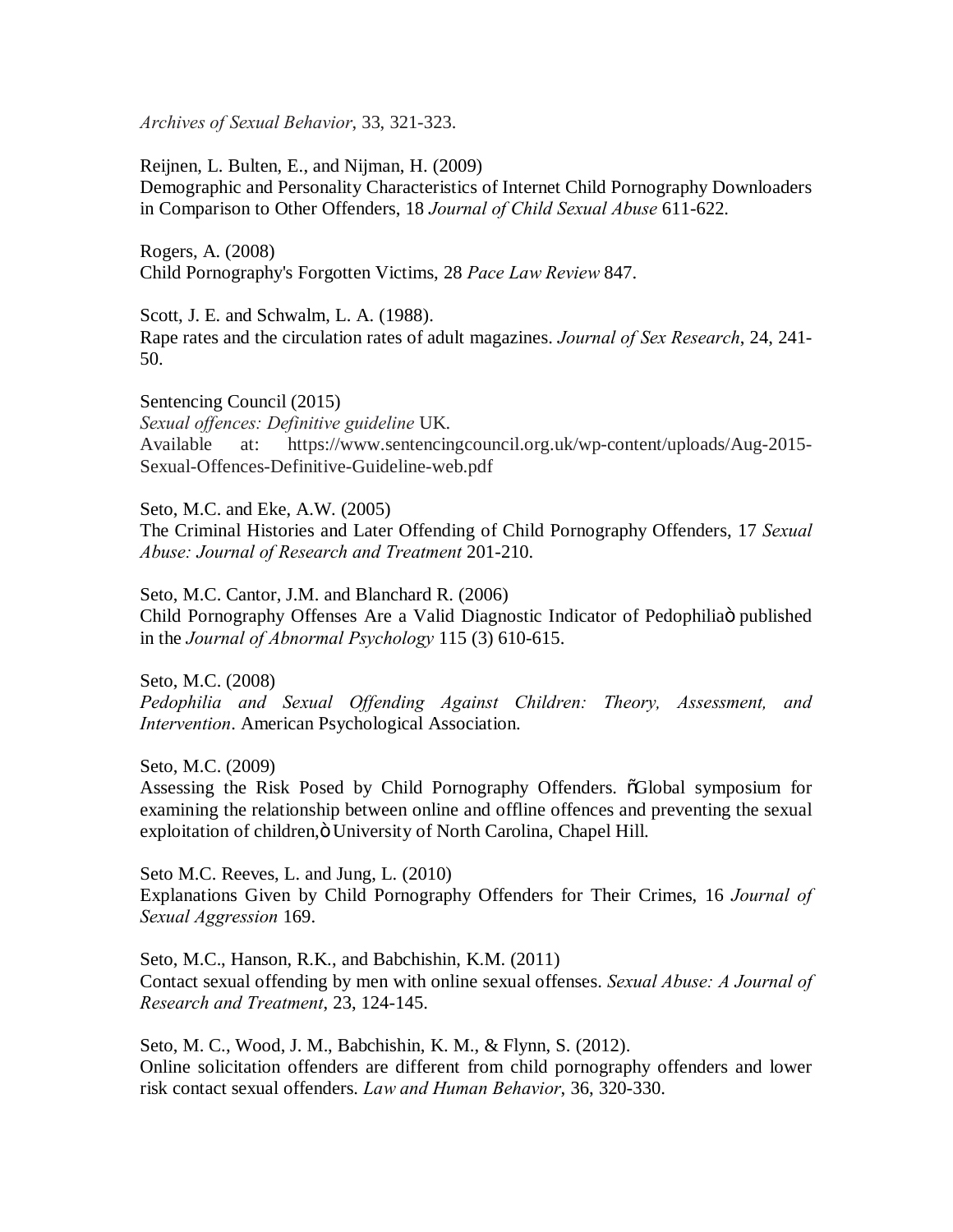*Archives of Sexual Behavior*, 33, 321-323.

Reijnen, L. Bulten, E., and Nijman, H. (2009)
Demographic and Personality Characteristics of Internet Child Pornography Downloaders in Comparison to Other Offenders, 18 *Journal of Child Sexual Abuse* 611-622.

Rogers, A. (2008)
Child Pornography's Forgotten Victims, 28 *Pace Law Review* 847.

Scott, J. E. and Schwalm, L. A. (1988).
Rape rates and the circulation rates of adult magazines. *Journal of Sex Research*, 24, 241-50.

Sentencing Council (2015)
*Sexual offences: Definitive guideline* UK.
Available at: https://www.sentencingcouncil.org.uk/wp-content/uploads/Aug-2015-Sexual-Offences-Definitive-Guideline-web.pdf

Seto, M.C. and Eke, A.W. (2005)
The Criminal Histories and Later Offending of Child Pornography Offenders, 17 *Sexual Abuse: Journal of Research and Treatment* 201-210.

Seto, M.C. Cantor, J.M. and Blanchard R. (2006)
Child Pornography Offenses Are a Valid Diagnostic Indicator of Pedophiliaö published in the *Journal of Abnormal Psychology* 115 (3) 610-615.

Seto, M.C. (2008)
*Pedophilia and Sexual Offending Against Children: Theory, Assessment, and Intervention*. American Psychological Association.

Seto, M.C. (2009)
Assessing the Risk Posed by Child Pornography Offenders. õGlobal symposium for examining the relationship between online and offline offences and preventing the sexual exploitation of children,ö University of North Carolina, Chapel Hill.

Seto M.C. Reeves, L. and Jung, L. (2010)
Explanations Given by Child Pornography Offenders for Their Crimes, 16 *Journal of Sexual Aggression* 169.

Seto, M.C., Hanson, R.K., and Babchishin, K.M. (2011)
Contact sexual offending by men with online sexual offenses. *Sexual Abuse: A Journal of Research and Treatment*, 23, 124-145.

Seto, M. C., Wood, J. M., Babchishin, K. M., & Flynn, S. (2012).
Online solicitation offenders are different from child pornography offenders and lower risk contact sexual offenders. *Law and Human Behavior*, 36, 320-330.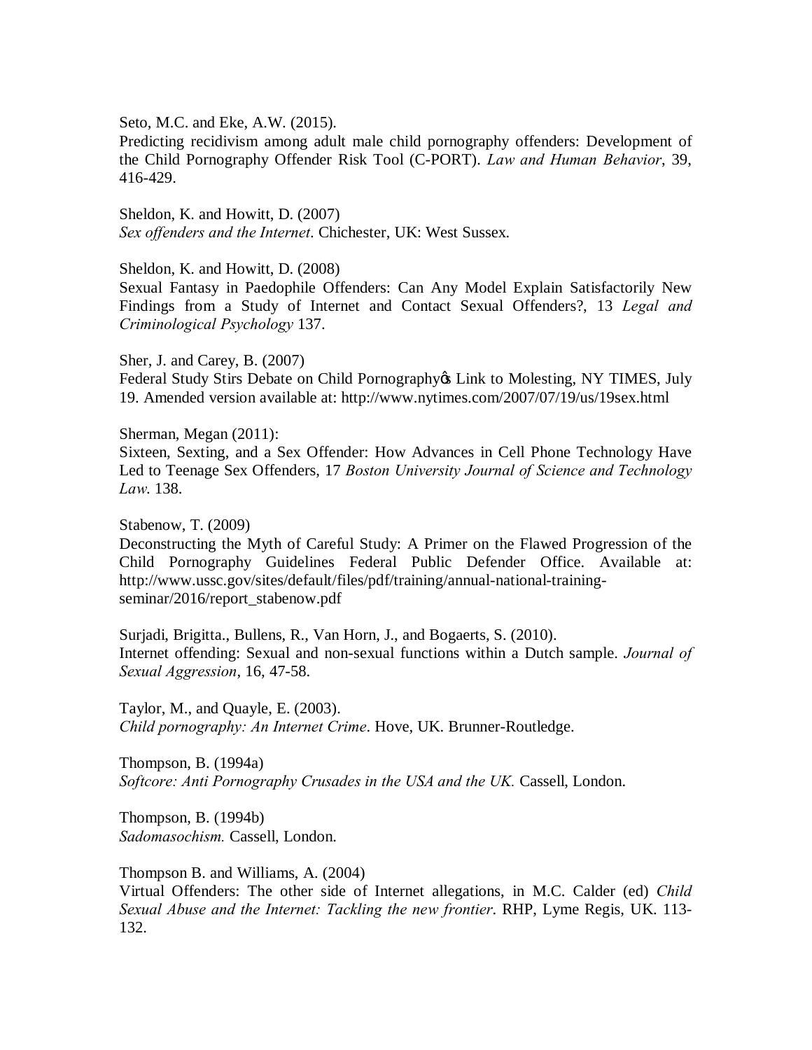Seto, M.C. and Eke, A.W. (2015).
Predicting recidivism among adult male child pornography offenders: Development of the Child Pornography Offender Risk Tool (C-PORT). *Law and Human Behavior*, 39, 416-429.

Sheldon, K. and Howitt, D. (2007)
*Sex offenders and the Internet*. Chichester, UK: West Sussex.

Sheldon, K. and Howitt, D. (2008)
Sexual Fantasy in Paedophile Offenders: Can Any Model Explain Satisfactorily New Findings from a Study of Internet and Contact Sexual Offenders?, 13 *Legal and Criminological Psychology* 137.

Sher, J. and Carey, B. (2007)
Federal Study Stirs Debate on Child Pornography's Link to Molesting, NY TIMES, July 19. Amended version available at: http://www.nytimes.com/2007/07/19/us/19sex.html

Sherman, Megan (2011):
Sixteen, Sexting, and a Sex Offender: How Advances in Cell Phone Technology Have Led to Teenage Sex Offenders, 17 *Boston University Journal of Science and Technology Law*. 138.

Stabenow, T. (2009)
Deconstructing the Myth of Careful Study: A Primer on the Flawed Progression of the Child Pornography Guidelines Federal Public Defender Office. Available at: http://www.ussc.gov/sites/default/files/pdf/training/annual-national-training-seminar/2016/report_stabenow.pdf

Surjadi, Brigitta., Bullens, R., Van Horn, J., and Bogaerts, S. (2010).
Internet offending: Sexual and non-sexual functions within a Dutch sample. *Journal of Sexual Aggression*, 16, 47-58.

Taylor, M., and Quayle, E. (2003).
*Child pornography: An Internet Crime*. Hove, UK. Brunner-Routledge.

Thompson, B. (1994a)
*Softcore: Anti Pornography Crusades in the USA and the UK.* Cassell, London.

Thompson, B. (1994b)
*Sadomasochism.* Cassell, London.

Thompson B. and Williams, A. (2004)
Virtual Offenders: The other side of Internet allegations, in M.C. Calder (ed) *Child Sexual Abuse and the Internet: Tackling the new frontier*. RHP, Lyme Regis, UK. 113-132.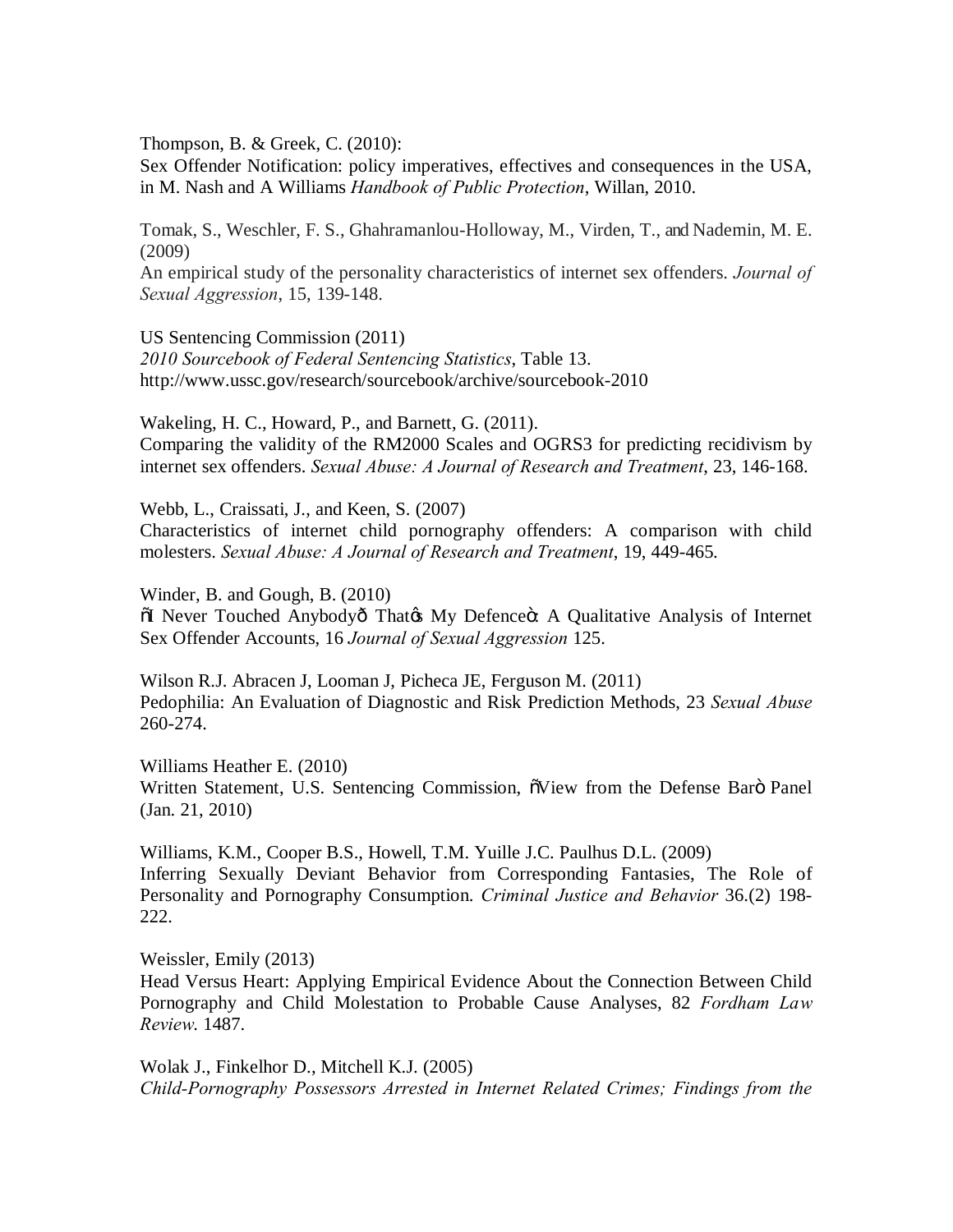Thompson, B. & Greek, C. (2010):
Sex Offender Notification: policy imperatives, effectives and consequences in the USA, in M. Nash and A Williams *Handbook of Public Protection*, Willan, 2010.

Tomak, S., Weschler, F. S., Ghahramanlou-Holloway, M., Virden, T., and Nademin, M. E. (2009)
An empirical study of the personality characteristics of internet sex offenders. *Journal of Sexual Aggression*, 15, 139-148.

US Sentencing Commission (2011)
*2010 Sourcebook of Federal Sentencing Statistics*, Table 13.
http://www.ussc.gov/research/sourcebook/archive/sourcebook-2010

Wakeling, H. C., Howard, P., and Barnett, G. (2011).
Comparing the validity of the RM2000 Scales and OGRS3 for predicting recidivism by internet sex offenders. *Sexual Abuse: A Journal of Research and Treatment*, 23, 146-168.

Webb, L., Craissati, J., and Keen, S. (2007)
Characteristics of internet child pornography offenders: A comparison with child molesters. *Sexual Abuse: A Journal of Research and Treatment*, 19, 449-465.

Winder, B. and Gough, B. (2010)
õI Never Touched Anybodyô That¢s My Defenceö: A Qualitative Analysis of Internet Sex Offender Accounts, 16 *Journal of Sexual Aggression* 125.

Wilson R.J. Abracen J, Looman J, Picheca JE, Ferguson M. (2011)
Pedophilia: An Evaluation of Diagnostic and Risk Prediction Methods, 23 *Sexual Abuse* 260-274.

Williams Heather E. (2010)
Written Statement, U.S. Sentencing Commission, õView from the Defense Barö Panel (Jan. 21, 2010)

Williams, K.M., Cooper B.S., Howell, T.M. Yuille J.C. Paulhus D.L. (2009)
Inferring Sexually Deviant Behavior from Corresponding Fantasies, The Role of Personality and Pornography Consumption. *Criminal Justice and Behavior* 36.(2) 198-222.

Weissler, Emily (2013)
Head Versus Heart: Applying Empirical Evidence About the Connection Between Child Pornography and Child Molestation to Probable Cause Analyses, 82 *Fordham Law Review*. 1487.

Wolak J., Finkelhor D., Mitchell K.J. (2005)
*Child-Pornography Possessors Arrested in Internet Related Crimes; Findings from the*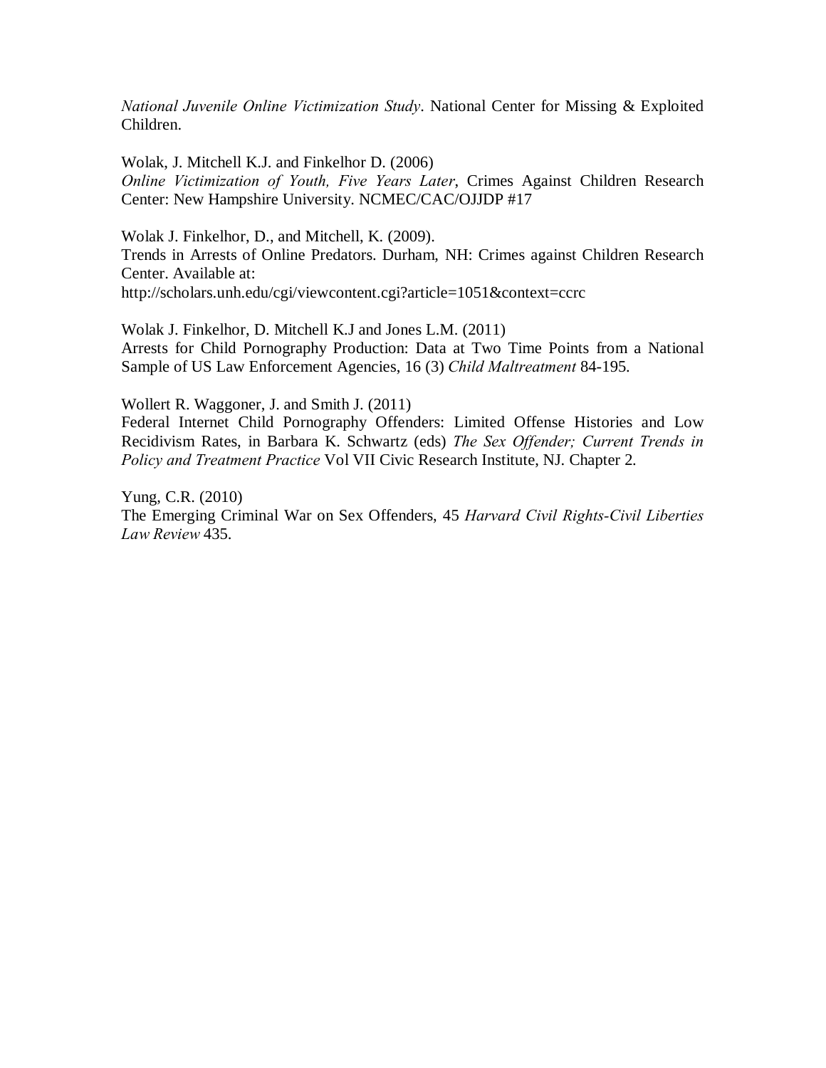*National Juvenile Online Victimization Study*. National Center for Missing & Exploited Children.

Wolak, J. Mitchell K.J. and Finkelhor D. (2006)
*Online Victimization of Youth, Five Years Later*, Crimes Against Children Research Center: New Hampshire University. NCMEC/CAC/OJJDP #17

Wolak J. Finkelhor, D., and Mitchell, K. (2009).
Trends in Arrests of Online Predators. Durham, NH: Crimes against Children Research Center. Available at:
http://scholars.unh.edu/cgi/viewcontent.cgi?article=1051&context=ccrc

Wolak J. Finkelhor, D. Mitchell K.J and Jones L.M. (2011)
Arrests for Child Pornography Production: Data at Two Time Points from a National Sample of US Law Enforcement Agencies, 16 (3) *Child Maltreatment* 84-195.

Wollert R. Waggoner, J. and Smith J. (2011)
Federal Internet Child Pornography Offenders: Limited Offense Histories and Low Recidivism Rates, in Barbara K. Schwartz (eds) *The Sex Offender; Current Trends in Policy and Treatment Practice* Vol VII Civic Research Institute, NJ. Chapter 2.

Yung, C.R. (2010)
The Emerging Criminal War on Sex Offenders, 45 *Harvard Civil Rights-Civil Liberties Law Review* 435.